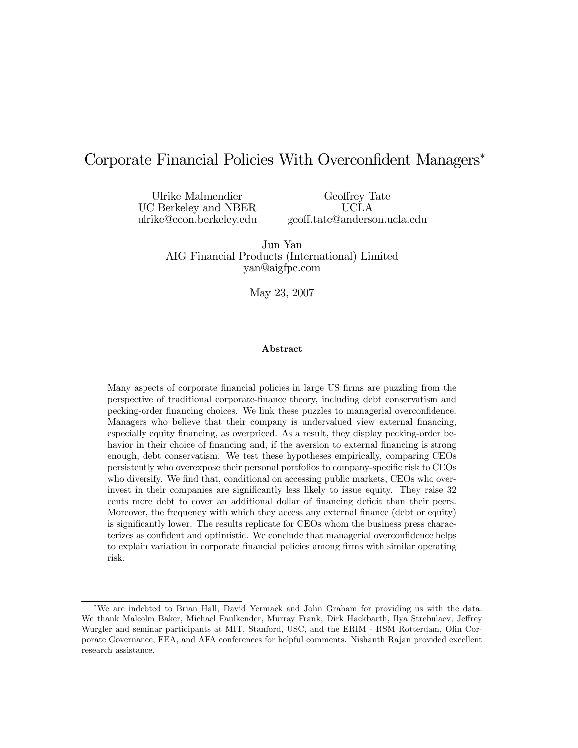# Corporate Financial Policies With Overconfident Managers[*]

Ulrike Malmendier
UC Berkeley and NBER
ulrike@econ.berkeley.edu

Geoffrey Tate
UCLA
geoff.tate@anderson.ucla.edu

Jun Yan
AIG Financial Products (International) Limited
yan@aigfpc.com

May 23, 2007

**Abstract**

Many aspects of corporate financial policies in large US firms are puzzling from the perspective of traditional corporate-finance theory, including debt conservatism and pecking-order financing choices. We link these puzzles to managerial overconfidence. Managers who believe that their company is undervalued view external financing, especially equity financing, as overpriced. As a result, they display pecking-order behavior in their choice of financing and, if the aversion to external financing is strong enough, debt conservatism. We test these hypotheses empirically, comparing CEOs persistently who overexpose their personal portfolios to company-specific risk to CEOs who diversify. We find that, conditional on accessing public markets, CEOs who overinvest in their companies are significantly less likely to issue equity. They raise 32 cents more debt to cover an additional dollar of financing deficit than their peers. Moreover, the frequency with which they access any external finance (debt or equity) is significantly lower. The results replicate for CEOs whom the business press characterizes as confident and optimistic. We conclude that managerial overconfidence helps to explain variation in corporate financial policies among firms with similar operating risk.

---

[*]We are indebted to Brian Hall, David Yermack and John Graham for providing us with the data. We thank Malcolm Baker, Michael Faulkender, Murray Frank, Dirk Hackbarth, Ilya Strebulaev, Jeffrey Wurgler and seminar participants at MIT, Stanford, USC, and the ERIM - RSM Rotterdam, Olin Corporate Governance, FEA, and AFA conferences for helpful comments. Nishanth Rajan provided excellent research assistance.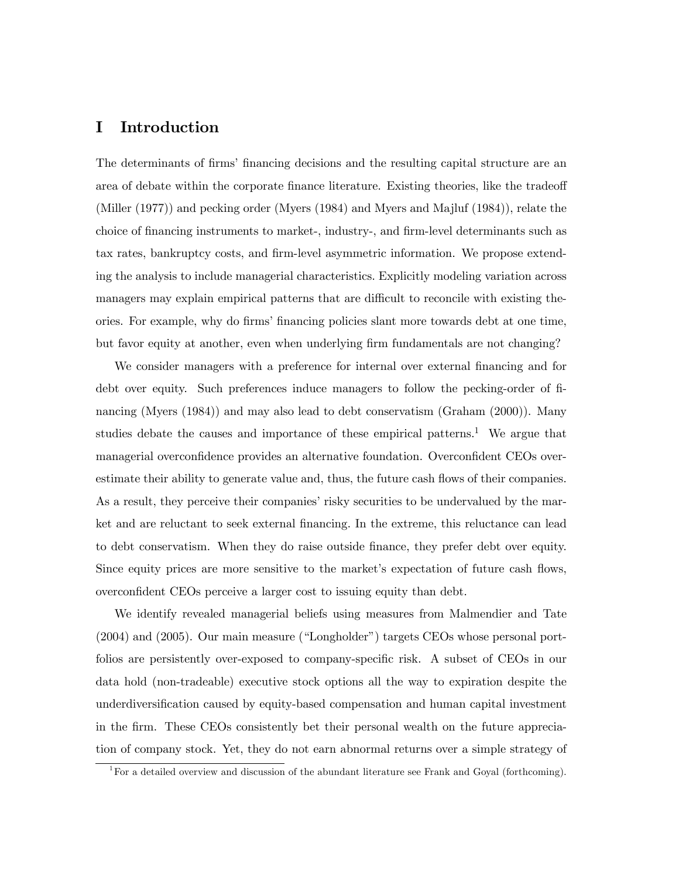# I Introduction

The determinants of firms' financing decisions and the resulting capital structure are an area of debate within the corporate finance literature. Existing theories, like the tradeoff (Miller (1977)) and pecking order (Myers (1984) and Myers and Majluf (1984)), relate the choice of financing instruments to market-, industry-, and firm-level determinants such as tax rates, bankruptcy costs, and firm-level asymmetric information. We propose extending the analysis to include managerial characteristics. Explicitly modeling variation across managers may explain empirical patterns that are difficult to reconcile with existing theories. For example, why do firms' financing policies slant more towards debt at one time, but favor equity at another, even when underlying firm fundamentals are not changing?

We consider managers with a preference for internal over external financing and for debt over equity. Such preferences induce managers to follow the pecking-order of financing (Myers (1984)) and may also lead to debt conservatism (Graham (2000)). Many studies debate the causes and importance of these empirical patterns.[1] We argue that managerial overconfidence provides an alternative foundation. Overconfident CEOs overestimate their ability to generate value and, thus, the future cash flows of their companies. As a result, they perceive their companies' risky securities to be undervalued by the market and are reluctant to seek external financing. In the extreme, this reluctance can lead to debt conservatism. When they do raise outside finance, they prefer debt over equity. Since equity prices are more sensitive to the market's expectation of future cash flows, overconfident CEOs perceive a larger cost to issuing equity than debt.

We identify revealed managerial beliefs using measures from Malmendier and Tate (2004) and (2005). Our main measure ("Longholder") targets CEOs whose personal portfolios are persistently over-exposed to company-specific risk. A subset of CEOs in our data hold (non-tradeable) executive stock options all the way to expiration despite the underdiversification caused by equity-based compensation and human capital investment in the firm. These CEOs consistently bet their personal wealth on the future appreciation of company stock. Yet, they do not earn abnormal returns over a simple strategy of

[1] For a detailed overview and discussion of the abundant literature see Frank and Goyal (forthcoming).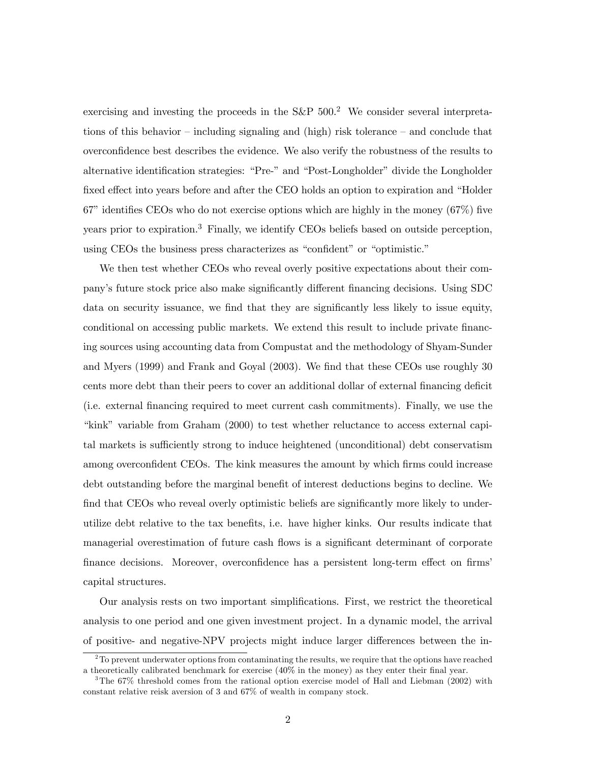exercising and investing the proceeds in the S&P 500.[2] We consider several interpretations of this behavior – including signaling and (high) risk tolerance – and conclude that overconfidence best describes the evidence. We also verify the robustness of the results to alternative identification strategies: "Pre-" and "Post-Longholder" divide the Longholder fixed effect into years before and after the CEO holds an option to expiration and "Holder 67" identifies CEOs who do not exercise options which are highly in the money (67%) five years prior to expiration.[3] Finally, we identify CEOs beliefs based on outside perception, using CEOs the business press characterizes as "confident" or "optimistic."

We then test whether CEOs who reveal overly positive expectations about their company's future stock price also make significantly different financing decisions. Using SDC data on security issuance, we find that they are significantly less likely to issue equity, conditional on accessing public markets. We extend this result to include private financing sources using accounting data from Compustat and the methodology of Shyam-Sunder and Myers (1999) and Frank and Goyal (2003). We find that these CEOs use roughly 30 cents more debt than their peers to cover an additional dollar of external financing deficit (i.e. external financing required to meet current cash commitments). Finally, we use the "kink" variable from Graham (2000) to test whether reluctance to access external capital markets is sufficiently strong to induce heightened (unconditional) debt conservatism among overconfident CEOs. The kink measures the amount by which firms could increase debt outstanding before the marginal benefit of interest deductions begins to decline. We find that CEOs who reveal overly optimistic beliefs are significantly more likely to underutilize debt relative to the tax benefits, i.e. have higher kinks. Our results indicate that managerial overestimation of future cash flows is a significant determinant of corporate finance decisions. Moreover, overconfidence has a persistent long-term effect on firms' capital structures.

Our analysis rests on two important simplifications. First, we restrict the theoretical analysis to one period and one given investment project. In a dynamic model, the arrival of positive- and negative-NPV projects might induce larger differences between the in-

[2] To prevent underwater options from contaminating the results, we require that the options have reached a theoretically calibrated benchmark for exercise (40% in the money) as they enter their final year.

[3] The 67% threshold comes from the rational option exercise model of Hall and Liebman (2002) with constant relative reisk aversion of 3 and 67% of wealth in company stock.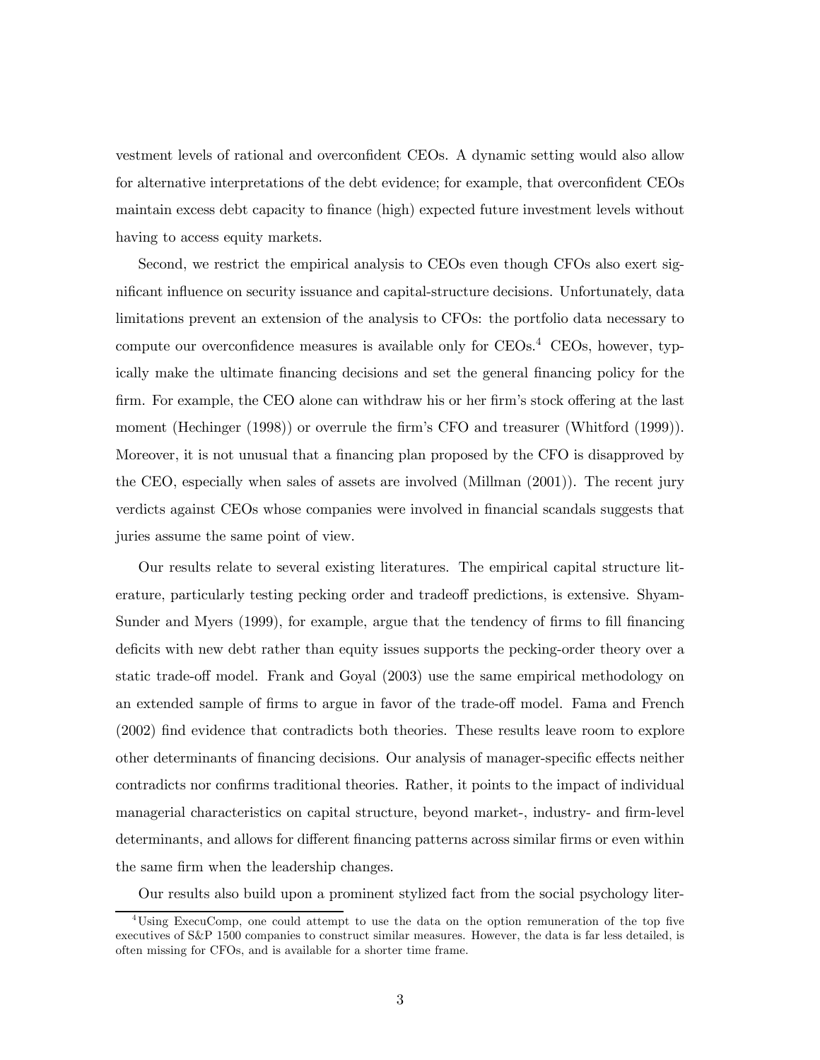vestment levels of rational and overconfident CEOs. A dynamic setting would also allow for alternative interpretations of the debt evidence; for example, that overconfident CEOs maintain excess debt capacity to finance (high) expected future investment levels without having to access equity markets.

Second, we restrict the empirical analysis to CEOs even though CFOs also exert significant influence on security issuance and capital-structure decisions. Unfortunately, data limitations prevent an extension of the analysis to CFOs: the portfolio data necessary to compute our overconfidence measures is available only for CEOs.[4] CEOs, however, typically make the ultimate financing decisions and set the general financing policy for the firm. For example, the CEO alone can withdraw his or her firm's stock offering at the last moment (Hechinger (1998)) or overrule the firm's CFO and treasurer (Whitford (1999)). Moreover, it is not unusual that a financing plan proposed by the CFO is disapproved by the CEO, especially when sales of assets are involved (Millman (2001)). The recent jury verdicts against CEOs whose companies were involved in financial scandals suggests that juries assume the same point of view.

Our results relate to several existing literatures. The empirical capital structure literature, particularly testing pecking order and tradeoff predictions, is extensive. Shyam-Sunder and Myers (1999), for example, argue that the tendency of firms to fill financing deficits with new debt rather than equity issues supports the pecking-order theory over a static trade-off model. Frank and Goyal (2003) use the same empirical methodology on an extended sample of firms to argue in favor of the trade-off model. Fama and French (2002) find evidence that contradicts both theories. These results leave room to explore other determinants of financing decisions. Our analysis of manager-specific effects neither contradicts nor confirms traditional theories. Rather, it points to the impact of individual managerial characteristics on capital structure, beyond market-, industry- and firm-level determinants, and allows for different financing patterns across similar firms or even within the same firm when the leadership changes.

Our results also build upon a prominent stylized fact from the social psychology liter-

[4] Using ExecuComp, one could attempt to use the data on the option remuneration of the top five executives of S&P 1500 companies to construct similar measures. However, the data is far less detailed, is often missing for CFOs, and is available for a shorter time frame.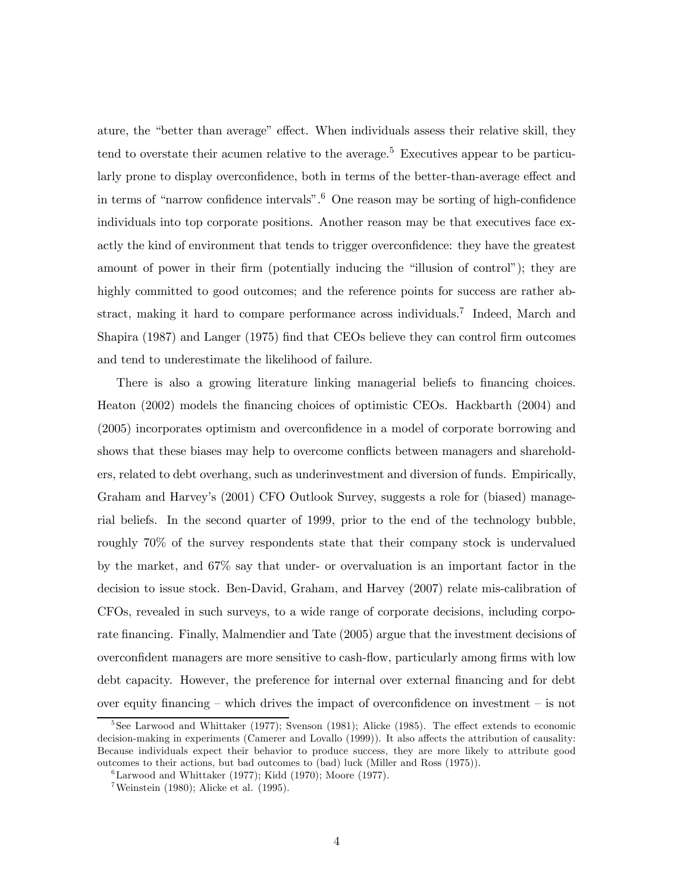ature, the "better than average" effect. When individuals assess their relative skill, they tend to overstate their acumen relative to the average.[5] Executives appear to be particularly prone to display overconfidence, both in terms of the better-than-average effect and in terms of "narrow confidence intervals".[6] One reason may be sorting of high-confidence individuals into top corporate positions. Another reason may be that executives face exactly the kind of environment that tends to trigger overconfidence: they have the greatest amount of power in their firm (potentially inducing the "illusion of control"); they are highly committed to good outcomes; and the reference points for success are rather abstract, making it hard to compare performance across individuals.[7] Indeed, March and Shapira (1987) and Langer (1975) find that CEOs believe they can control firm outcomes and tend to underestimate the likelihood of failure.

There is also a growing literature linking managerial beliefs to financing choices. Heaton (2002) models the financing choices of optimistic CEOs. Hackbarth (2004) and (2005) incorporates optimism and overconfidence in a model of corporate borrowing and shows that these biases may help to overcome conflicts between managers and shareholders, related to debt overhang, such as underinvestment and diversion of funds. Empirically, Graham and Harvey's (2001) CFO Outlook Survey, suggests a role for (biased) managerial beliefs. In the second quarter of 1999, prior to the end of the technology bubble, roughly 70% of the survey respondents state that their company stock is undervalued by the market, and 67% say that under- or overvaluation is an important factor in the decision to issue stock. Ben-David, Graham, and Harvey (2007) relate mis-calibration of CFOs, revealed in such surveys, to a wide range of corporate decisions, including corporate financing. Finally, Malmendier and Tate (2005) argue that the investment decisions of overconfident managers are more sensitive to cash-flow, particularly among firms with low debt capacity. However, the preference for internal over external financing and for debt over equity financing – which drives the impact of overconfidence on investment – is not

[5] See Larwood and Whittaker (1977); Svenson (1981); Alicke (1985). The effect extends to economic decision-making in experiments (Camerer and Lovallo (1999)). It also affects the attribution of causality: Because individuals expect their behavior to produce success, they are more likely to attribute good outcomes to their actions, but bad outcomes to (bad) luck (Miller and Ross (1975)).

[6] Larwood and Whittaker (1977); Kidd (1970); Moore (1977).

[7] Weinstein (1980); Alicke et al. (1995).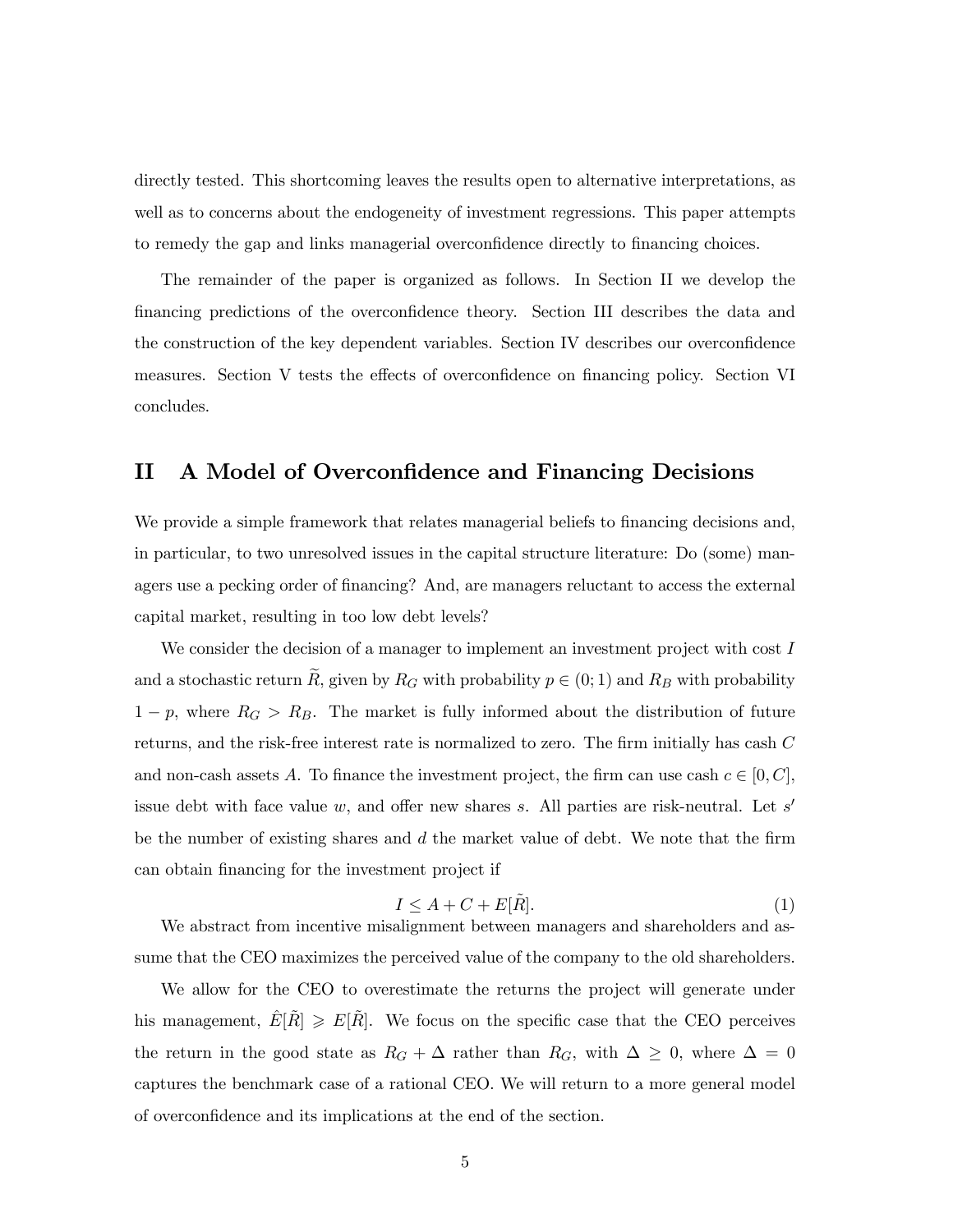directly tested. This shortcoming leaves the results open to alternative interpretations, as well as to concerns about the endogeneity of investment regressions. This paper attempts to remedy the gap and links managerial overconfidence directly to financing choices.

The remainder of the paper is organized as follows. In Section II we develop the financing predictions of the overconfidence theory. Section III describes the data and the construction of the key dependent variables. Section IV describes our overconfidence measures. Section V tests the effects of overconfidence on financing policy. Section VI concludes.

## II A Model of Overconfidence and Financing Decisions

We provide a simple framework that relates managerial beliefs to financing decisions and, in particular, to two unresolved issues in the capital structure literature: Do (some) managers use a pecking order of financing? And, are managers reluctant to access the external capital market, resulting in too low debt levels?

We consider the decision of a manager to implement an investment project with cost $I$ and a stochastic return $\widetilde{R}$, given by $R_G$ with probability $p \in (0;1)$ and $R_B$ with probability $1-p$, where $R_G > R_B$. The market is fully informed about the distribution of future returns, and the risk-free interest rate is normalized to zero. The firm initially has cash $C$ and non-cash assets $A$. To finance the investment project, the firm can use cash $c \in [0, C]$, issue debt with face value $w$, and offer new shares $s$. All parties are risk-neutral. Let $s'$ be the number of existing shares and $d$ the market value of debt. We note that the firm can obtain financing for the investment project if

$$I \leq A + C + E[\tilde{R}]. \tag{1}$$

We abstract from incentive misalignment between managers and shareholders and assume that the CEO maximizes the perceived value of the company to the old shareholders.

We allow for the CEO to overestimate the returns the project will generate under his management, $\hat{E}[\tilde{R}] \geqslant E[\tilde{R}]$. We focus on the specific case that the CEO perceives the return in the good state as $R_G + \Delta$ rather than $R_G$, with $\Delta \geq 0$, where $\Delta = 0$ captures the benchmark case of a rational CEO. We will return to a more general model of overconfidence and its implications at the end of the section.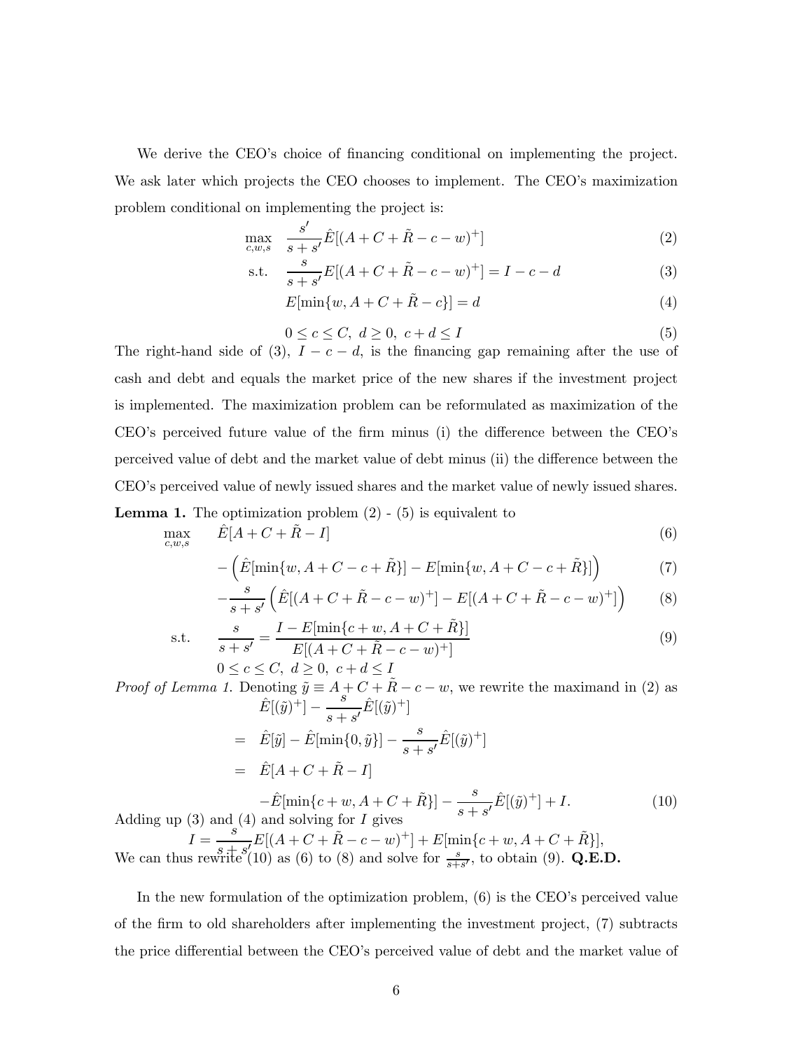We derive the CEO's choice of financing conditional on implementing the project. We ask later which projects the CEO chooses to implement. The CEO's maximization problem conditional on implementing the project is:

$$\max_{c,w,s} \quad \frac{s'}{s+s'}\hat{E}[(A+C+\tilde{R}-c-w)^+] \tag{2}$$

$$\text{s.t.} \quad \frac{s}{s+s'}E[(A+C+\tilde{R}-c-w)^+] = I-c-d \tag{3}$$

$$E[\min\{w, A+C+\tilde{R}-c\}] = d \tag{4}$$

$$0 \leq c \leq C,\ d \geq 0,\ c+d \leq I \tag{5}$$

The right-hand side of (3), $I-c-d$, is the financing gap remaining after the use of cash and debt and equals the market price of the new shares if the investment project is implemented. The maximization problem can be reformulated as maximization of the CEO's perceived future value of the firm minus (i) the difference between the CEO's perceived value of debt and the market value of debt minus (ii) the difference between the CEO's perceived value of newly issued shares and the market value of newly issued shares.

**Lemma 1.** The optimization problem (2) - (5) is equivalent to

$$\max_{c,w,s} \quad \hat{E}[A+C+\tilde{R}-I] \tag{6}$$

$$-\left(\hat{E}[\min\{w, A+C-c+\tilde{R}\}] - E[\min\{w, A+C-c+\tilde{R}\}]\right) \tag{7}$$

$$-\frac{s}{s+s'}\left(\hat{E}[(A+C+\tilde{R}-c-w)^+] - E[(A+C+\tilde{R}-c-w)^+]\right) \tag{8}$$

$$\text{s.t.} \quad \frac{s}{s+s'} = \frac{I - E[\min\{c+w, A+C+\tilde{R}\}]}{E[(A+C+\tilde{R}-c-w)^+]} \tag{9}$$

$$0 \leq c \leq C,\ d \geq 0,\ c+d \leq I$$

*Proof of Lemma 1.* Denoting $\tilde{y} \equiv A+C+\tilde{R}-c-w$, we rewrite the maximand in (2) as

$$\begin{aligned}
&\hat{E}[(\tilde{y})^+] - \frac{s}{s+s'}\hat{E}[(\tilde{y})^+] \\
&= \hat{E}[\tilde{y}] - \hat{E}[\min\{0,\tilde{y}\}] - \frac{s}{s+s'}\hat{E}[(\tilde{y})^+] \\
&= \hat{E}[A+C+\tilde{R}-I] \\
&\quad -\hat{E}[\min\{c+w, A+C+\tilde{R}\}] - \frac{s}{s+s'}\hat{E}[(\tilde{y})^+] + I.
\end{aligned} \tag{10}$$

Adding up (3) and (4) and solving for $I$ gives

$$I = \frac{s}{s+s'}E[(A+C+\tilde{R}-c-w)^+] + E[\min\{c+w, A+C+\tilde{R}\}],$$

We can thus rewrite (10) as (6) to (8) and solve for $\frac{s}{s+s'}$, to obtain (9). **Q.E.D.**

In the new formulation of the optimization problem, (6) is the CEO's perceived value of the firm to old shareholders after implementing the investment project, (7) subtracts the price differential between the CEO's perceived value of debt and the market value of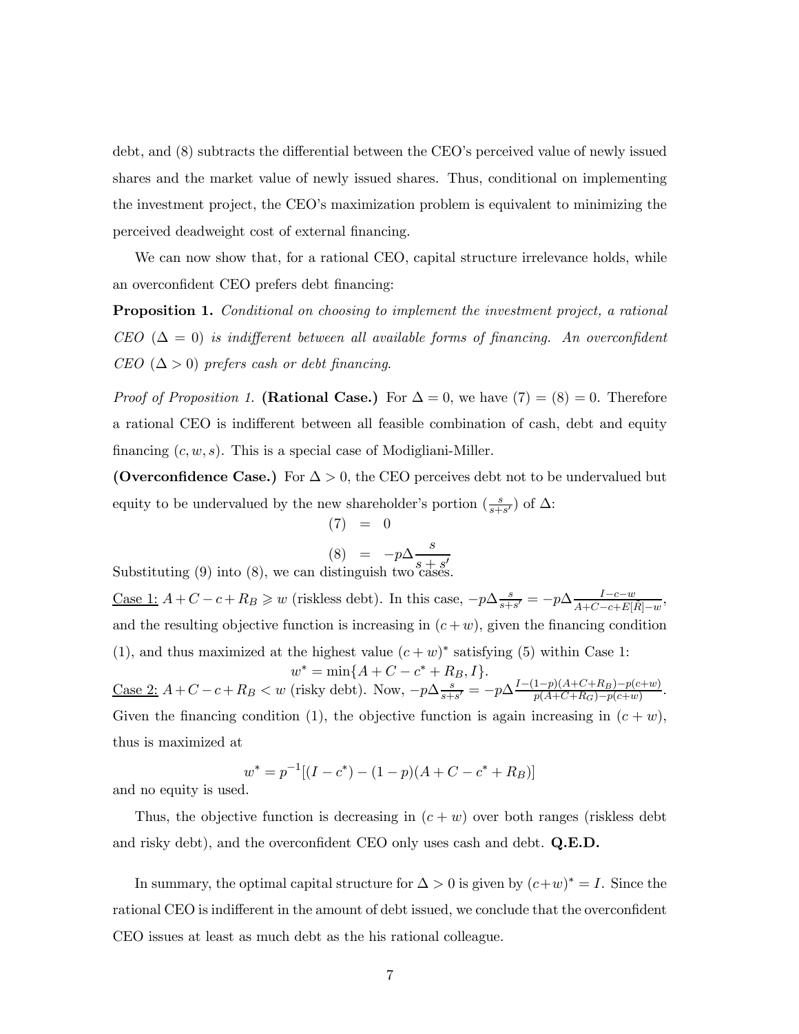debt, and (8) subtracts the differential between the CEO's perceived value of newly issued shares and the market value of newly issued shares. Thus, conditional on implementing the investment project, the CEO's maximization problem is equivalent to minimizing the perceived deadweight cost of external financing.

We can now show that, for a rational CEO, capital structure irrelevance holds, while an overconfident CEO prefers debt financing:

**Proposition 1.** *Conditional on choosing to implement the investment project, a rational CEO ($\Delta = 0$) is indifferent between all available forms of financing. An overconfident CEO ($\Delta > 0$) prefers cash or debt financing.*

*Proof of Proposition 1.* **(Rational Case.)** For $\Delta = 0$, we have (7) = (8) = 0. Therefore a rational CEO is indifferent between all feasible combination of cash, debt and equity financing $(c, w, s)$. This is a special case of Modigliani-Miller.

**(Overconfidence Case.)** For $\Delta > 0$, the CEO perceives debt not to be undervalued but equity to be undervalued by the new shareholder's portion ($\frac{s}{s+s'}$) of $\Delta$:

$$(7) \;\; = \;\; 0$$

$$(8) \;\; = \;\; -p\Delta \frac{s}{s+s'}$$

Substituting (9) into (8), we can distinguish two cases.

Case 1: $A + C - c + R_B \geqslant w$ (riskless debt). In this case, $-p\Delta\frac{s}{s+s'} = -p\Delta\frac{I-c-w}{A+C-c+E[\tilde{R}]-w}$, and the resulting objective function is increasing in $(c + w)$, given the financing condition (1), and thus maximized at the highest value $(c + w)^*$ satisfying (5) within Case 1:

$$w^* = \min\{A + C - c^* + R_B, I\}.$$

Case 2: $A + C - c + R_B < w$ (risky debt). Now, $-p\Delta\frac{s}{s+s'} = -p\Delta\frac{I-(1-p)(A+C+R_B)-p(c+w)}{p(A+C+R_G)-p(c+w)}$. Given the financing condition (1), the objective function is again increasing in $(c + w)$, thus is maximized at

$$w^* = p^{-1}[(I - c^*) - (1 - p)(A + C - c^* + R_B)]$$

and no equity is used.

Thus, the objective function is decreasing in $(c + w)$ over both ranges (riskless debt and risky debt), and the overconfident CEO only uses cash and debt. **Q.E.D.**

In summary, the optimal capital structure for $\Delta > 0$ is given by $(c+w)^* = I$. Since the rational CEO is indifferent in the amount of debt issued, we conclude that the overconfident CEO issues at least as much debt as the his rational colleague.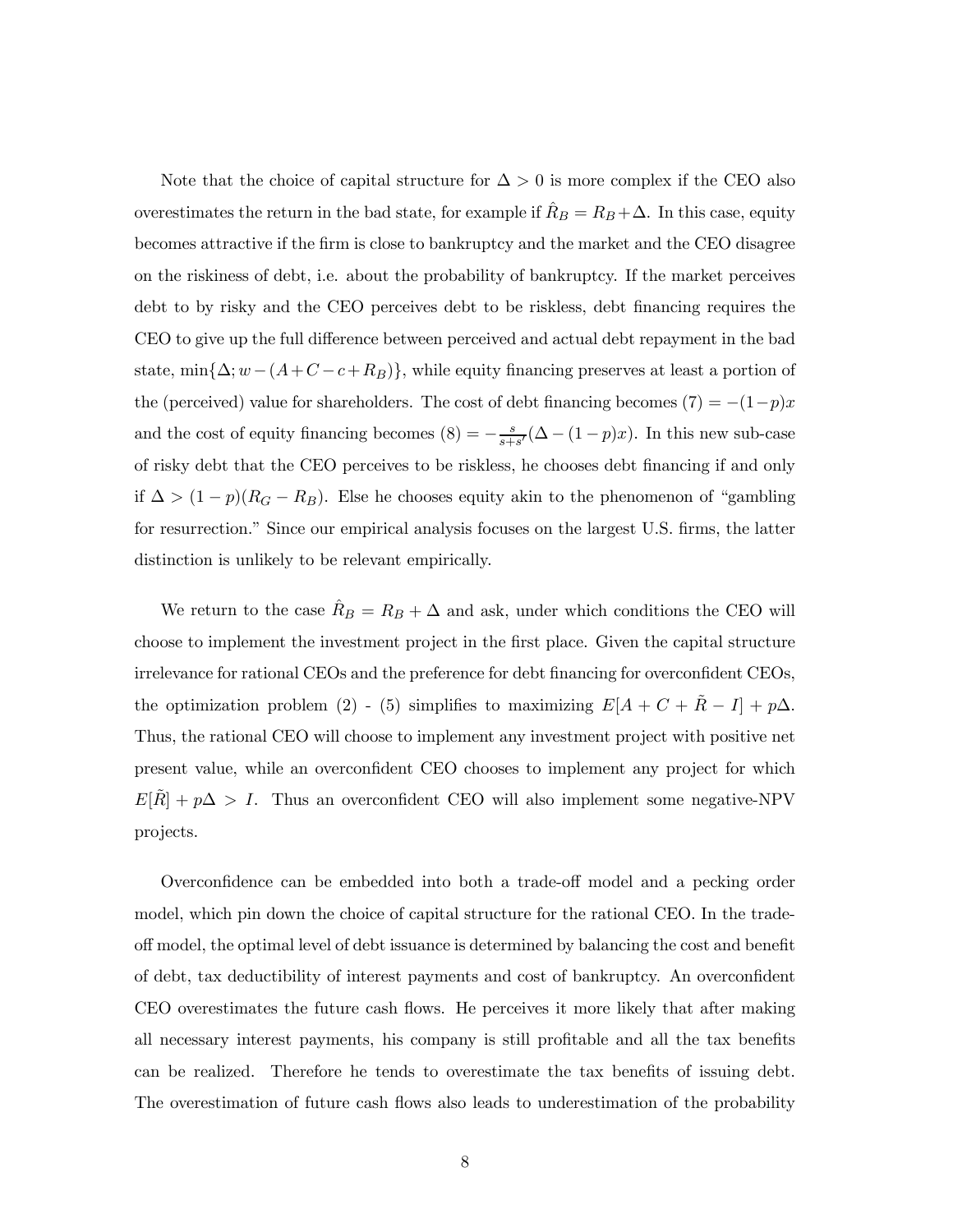Note that the choice of capital structure for $\Delta > 0$ is more complex if the CEO also overestimates the return in the bad state, for example if $\hat{R}_B = R_B + \Delta$. In this case, equity becomes attractive if the firm is close to bankruptcy and the market and the CEO disagree on the riskiness of debt, i.e. about the probability of bankruptcy. If the market perceives debt to by risky and the CEO perceives debt to be riskless, debt financing requires the CEO to give up the full difference between perceived and actual debt repayment in the bad state, $\min\{\Delta; w - (A + C - c + R_B)\}$, while equity financing preserves at least a portion of the (perceived) value for shareholders. The cost of debt financing becomes (7) $= -(1-p)x$ and the cost of equity financing becomes (8) $= -\frac{s}{s+s'}(\Delta - (1-p)x)$. In this new sub-case of risky debt that the CEO perceives to be riskless, he chooses debt financing if and only if $\Delta > (1-p)(R_G - R_B)$. Else he chooses equity akin to the phenomenon of "gambling for resurrection." Since our empirical analysis focuses on the largest U.S. firms, the latter distinction is unlikely to be relevant empirically.

We return to the case $\hat{R}_B = R_B + \Delta$ and ask, under which conditions the CEO will choose to implement the investment project in the first place. Given the capital structure irrelevance for rational CEOs and the preference for debt financing for overconfident CEOs, the optimization problem (2) - (5) simplifies to maximizing $E[A + C + \tilde{R} - I] + p\Delta$. Thus, the rational CEO will choose to implement any investment project with positive net present value, while an overconfident CEO chooses to implement any project for which $E[\tilde{R}] + p\Delta > I$. Thus an overconfident CEO will also implement some negative-NPV projects.

Overconfidence can be embedded into both a trade-off model and a pecking order model, which pin down the choice of capital structure for the rational CEO. In the trade-off model, the optimal level of debt issuance is determined by balancing the cost and benefit of debt, tax deductibility of interest payments and cost of bankruptcy. An overconfident CEO overestimates the future cash flows. He perceives it more likely that after making all necessary interest payments, his company is still profitable and all the tax benefits can be realized. Therefore he tends to overestimate the tax benefits of issuing debt. The overestimation of future cash flows also leads to underestimation of the probability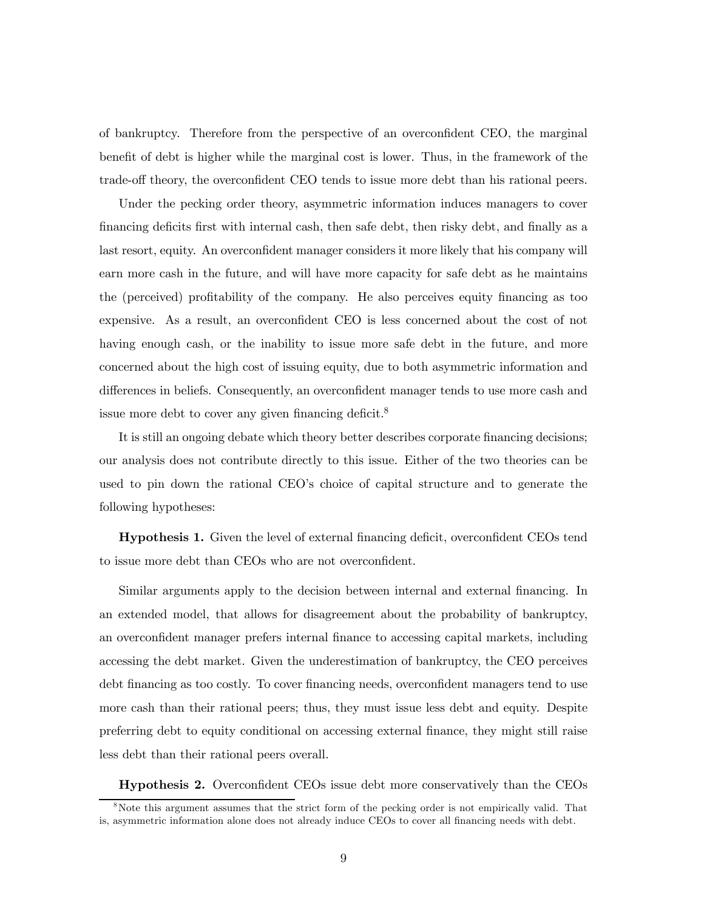of bankruptcy. Therefore from the perspective of an overconfident CEO, the marginal benefit of debt is higher while the marginal cost is lower. Thus, in the framework of the trade-off theory, the overconfident CEO tends to issue more debt than his rational peers.

Under the pecking order theory, asymmetric information induces managers to cover financing deficits first with internal cash, then safe debt, then risky debt, and finally as a last resort, equity. An overconfident manager considers it more likely that his company will earn more cash in the future, and will have more capacity for safe debt as he maintains the (perceived) profitability of the company. He also perceives equity financing as too expensive. As a result, an overconfident CEO is less concerned about the cost of not having enough cash, or the inability to issue more safe debt in the future, and more concerned about the high cost of issuing equity, due to both asymmetric information and differences in beliefs. Consequently, an overconfident manager tends to use more cash and issue more debt to cover any given financing deficit.[8]

It is still an ongoing debate which theory better describes corporate financing decisions; our analysis does not contribute directly to this issue. Either of the two theories can be used to pin down the rational CEO's choice of capital structure and to generate the following hypotheses:

**Hypothesis 1.** Given the level of external financing deficit, overconfident CEOs tend to issue more debt than CEOs who are not overconfident.

Similar arguments apply to the decision between internal and external financing. In an extended model, that allows for disagreement about the probability of bankruptcy, an overconfident manager prefers internal finance to accessing capital markets, including accessing the debt market. Given the underestimation of bankruptcy, the CEO perceives debt financing as too costly. To cover financing needs, overconfident managers tend to use more cash than their rational peers; thus, they must issue less debt and equity. Despite preferring debt to equity conditional on accessing external finance, they might still raise less debt than their rational peers overall.

**Hypothesis 2.** Overconfident CEOs issue debt more conservatively than the CEOs

[8] Note this argument assumes that the strict form of the pecking order is not empirically valid. That is, asymmetric information alone does not already induce CEOs to cover all financing needs with debt.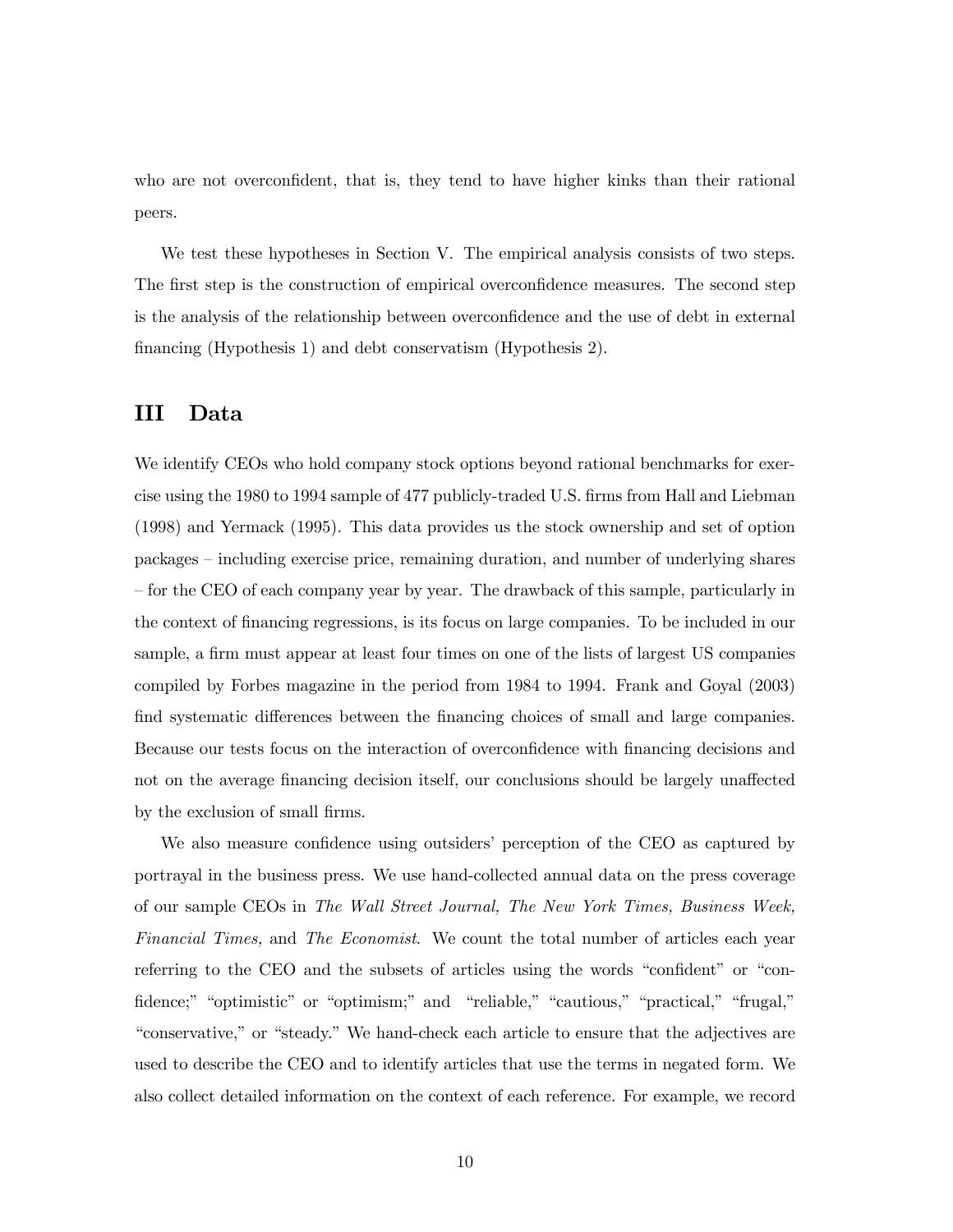who are not overconfident, that is, they tend to have higher kinks than their rational peers.

We test these hypotheses in Section V. The empirical analysis consists of two steps. The first step is the construction of empirical overconfidence measures. The second step is the analysis of the relationship between overconfidence and the use of debt in external financing (Hypothesis 1) and debt conservatism (Hypothesis 2).

# III Data

We identify CEOs who hold company stock options beyond rational benchmarks for exercise using the 1980 to 1994 sample of 477 publicly-traded U.S. firms from Hall and Liebman (1998) and Yermack (1995). This data provides us the stock ownership and set of option packages – including exercise price, remaining duration, and number of underlying shares – for the CEO of each company year by year. The drawback of this sample, particularly in the context of financing regressions, is its focus on large companies. To be included in our sample, a firm must appear at least four times on one of the lists of largest US companies compiled by Forbes magazine in the period from 1984 to 1994. Frank and Goyal (2003) find systematic differences between the financing choices of small and large companies. Because our tests focus on the interaction of overconfidence with financing decisions and not on the average financing decision itself, our conclusions should be largely unaffected by the exclusion of small firms.

We also measure confidence using outsiders' perception of the CEO as captured by portrayal in the business press. We use hand-collected annual data on the press coverage of our sample CEOs in *The Wall Street Journal, The New York Times, Business Week, Financial Times,* and *The Economist*. We count the total number of articles each year referring to the CEO and the subsets of articles using the words "confident" or "confidence;" "optimistic" or "optimism;" and "reliable," "cautious," "practical," "frugal," "conservative," or "steady." We hand-check each article to ensure that the adjectives are used to describe the CEO and to identify articles that use the terms in negated form. We also collect detailed information on the context of each reference. For example, we record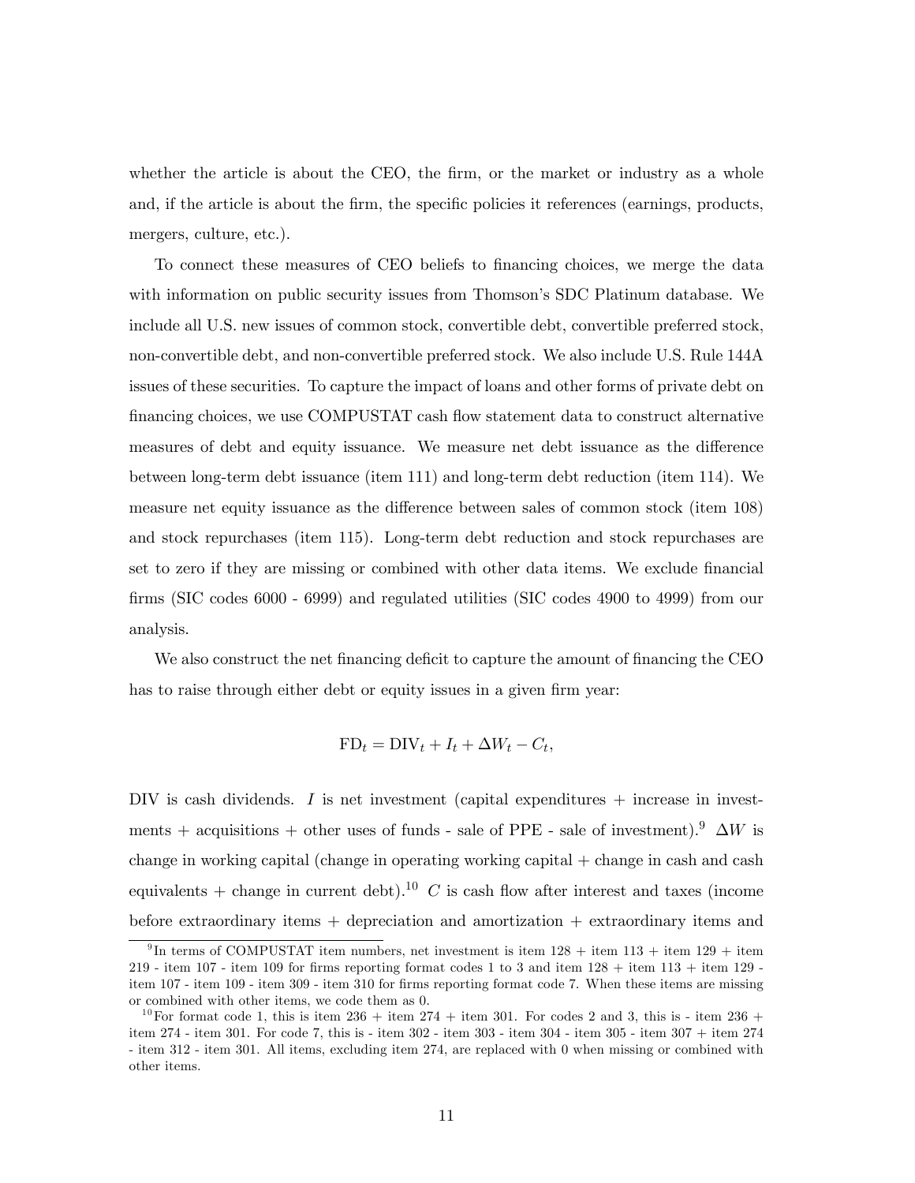whether the article is about the CEO, the firm, or the market or industry as a whole and, if the article is about the firm, the specific policies it references (earnings, products, mergers, culture, etc.).

To connect these measures of CEO beliefs to financing choices, we merge the data with information on public security issues from Thomson's SDC Platinum database. We include all U.S. new issues of common stock, convertible debt, convertible preferred stock, non-convertible debt, and non-convertible preferred stock. We also include U.S. Rule 144A issues of these securities. To capture the impact of loans and other forms of private debt on financing choices, we use COMPUSTAT cash flow statement data to construct alternative measures of debt and equity issuance. We measure net debt issuance as the difference between long-term debt issuance (item 111) and long-term debt reduction (item 114). We measure net equity issuance as the difference between sales of common stock (item 108) and stock repurchases (item 115). Long-term debt reduction and stock repurchases are set to zero if they are missing or combined with other data items. We exclude financial firms (SIC codes 6000 - 6999) and regulated utilities (SIC codes 4900 to 4999) from our analysis.

We also construct the net financing deficit to capture the amount of financing the CEO has to raise through either debt or equity issues in a given firm year:

$$\text{FD}_t = \text{DIV}_t + I_t + \Delta W_t - C_t,$$

DIV is cash dividends. $I$ is net investment (capital expenditures + increase in investments + acquisitions + other uses of funds - sale of PPE - sale of investment).[9] $\Delta W$ is change in working capital (change in operating working capital + change in cash and cash equivalents + change in current debt).[10] $C$ is cash flow after interest and taxes (income before extraordinary items + depreciation and amortization + extraordinary items and

[9] In terms of COMPUSTAT item numbers, net investment is item 128 + item 113 + item 129 + item 219 - item 107 - item 109 for firms reporting format codes 1 to 3 and item 128 + item 113 + item 129 - item 107 - item 109 - item 309 - item 310 for firms reporting format code 7. When these items are missing or combined with other items, we code them as 0.

[10] For format code 1, this is item 236 + item 274 + item 301. For codes 2 and 3, this is - item 236 + item 274 - item 301. For code 7, this is - item 302 - item 303 - item 304 - item 305 - item 307 + item 274 - item 312 - item 301. All items, excluding item 274, are replaced with 0 when missing or combined with other items.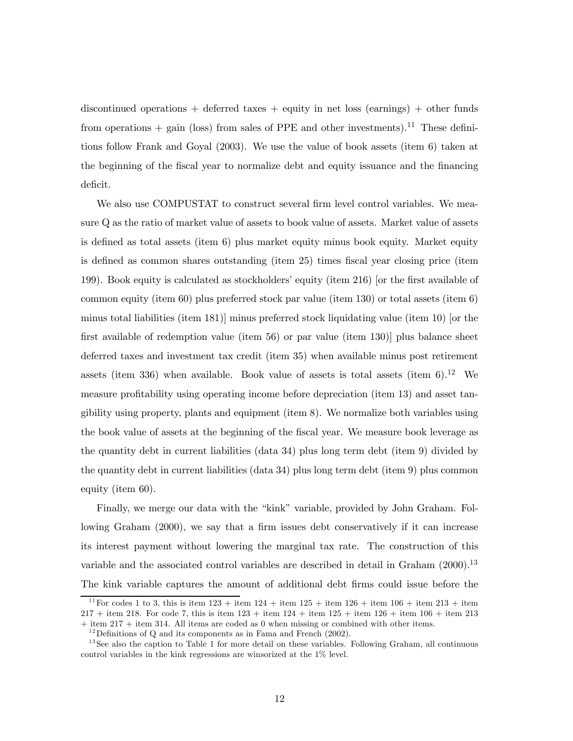discontinued operations + deferred taxes + equity in net loss (earnings) + other funds from operations + gain (loss) from sales of PPE and other investments).[11] These definitions follow Frank and Goyal (2003). We use the value of book assets (item 6) taken at the beginning of the fiscal year to normalize debt and equity issuance and the financing deficit.

We also use COMPUSTAT to construct several firm level control variables. We measure Q as the ratio of market value of assets to book value of assets. Market value of assets is defined as total assets (item 6) plus market equity minus book equity. Market equity is defined as common shares outstanding (item 25) times fiscal year closing price (item 199). Book equity is calculated as stockholders' equity (item 216) [or the first available of common equity (item 60) plus preferred stock par value (item 130) or total assets (item 6) minus total liabilities (item 181)] minus preferred stock liquidating value (item 10) [or the first available of redemption value (item 56) or par value (item 130)] plus balance sheet deferred taxes and investment tax credit (item 35) when available minus post retirement assets (item 336) when available. Book value of assets is total assets (item 6).[12] We measure profitability using operating income before depreciation (item 13) and asset tangibility using property, plants and equipment (item 8). We normalize both variables using the book value of assets at the beginning of the fiscal year. We measure book leverage as the quantity debt in current liabilities (data 34) plus long term debt (item 9) divided by the quantity debt in current liabilities (data 34) plus long term debt (item 9) plus common equity (item 60).

Finally, we merge our data with the "kink" variable, provided by John Graham. Following Graham (2000), we say that a firm issues debt conservatively if it can increase its interest payment without lowering the marginal tax rate. The construction of this variable and the associated control variables are described in detail in Graham (2000).[13] The kink variable captures the amount of additional debt firms could issue before the

---

[11] For codes 1 to 3, this is item 123 + item 124 + item 125 + item 126 + item 106 + item 213 + item 217 + item 218. For code 7, this is item 123 + item 124 + item 125 + item 126 + item 106 + item 213 + item 217 + item 314. All items are coded as 0 when missing or combined with other items.

[12] Definitions of Q and its components as in Fama and French (2002).

[13] See also the caption to Table 1 for more detail on these variables. Following Graham, all continuous control variables in the kink regressions are winsorized at the 1% level.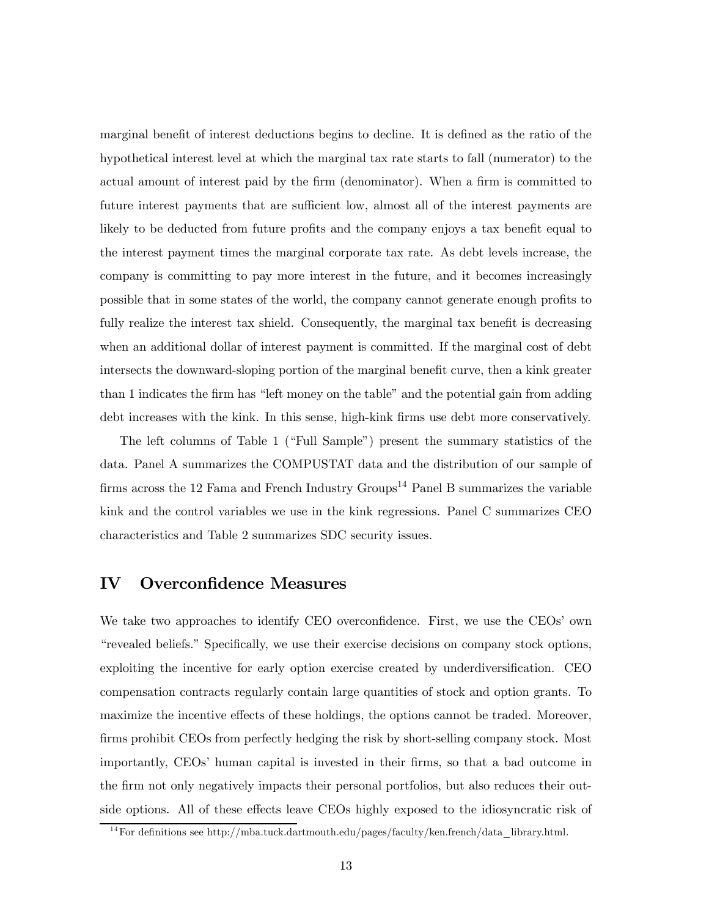marginal benefit of interest deductions begins to decline. It is defined as the ratio of the hypothetical interest level at which the marginal tax rate starts to fall (numerator) to the actual amount of interest paid by the firm (denominator). When a firm is committed to future interest payments that are sufficient low, almost all of the interest payments are likely to be deducted from future profits and the company enjoys a tax benefit equal to the interest payment times the marginal corporate tax rate. As debt levels increase, the company is committing to pay more interest in the future, and it becomes increasingly possible that in some states of the world, the company cannot generate enough profits to fully realize the interest tax shield. Consequently, the marginal tax benefit is decreasing when an additional dollar of interest payment is committed. If the marginal cost of debt intersects the downward-sloping portion of the marginal benefit curve, then a kink greater than 1 indicates the firm has "left money on the table" and the potential gain from adding debt increases with the kink. In this sense, high-kink firms use debt more conservatively.

The left columns of Table 1 ("Full Sample") present the summary statistics of the data. Panel A summarizes the COMPUSTAT data and the distribution of our sample of firms across the 12 Fama and French Industry Groups[14] Panel B summarizes the variable kink and the control variables we use in the kink regressions. Panel C summarizes CEO characteristics and Table 2 summarizes SDC security issues.

# IV Overconfidence Measures

We take two approaches to identify CEO overconfidence. First, we use the CEOs' own "revealed beliefs." Specifically, we use their exercise decisions on company stock options, exploiting the incentive for early option exercise created by underdiversification. CEO compensation contracts regularly contain large quantities of stock and option grants. To maximize the incentive effects of these holdings, the options cannot be traded. Moreover, firms prohibit CEOs from perfectly hedging the risk by short-selling company stock. Most importantly, CEOs' human capital is invested in their firms, so that a bad outcome in the firm not only negatively impacts their personal portfolios, but also reduces their outside options. All of these effects leave CEOs highly exposed to the idiosyncratic risk of

[14] For definitions see http://mba.tuck.dartmouth.edu/pages/faculty/ken.french/data_library.html.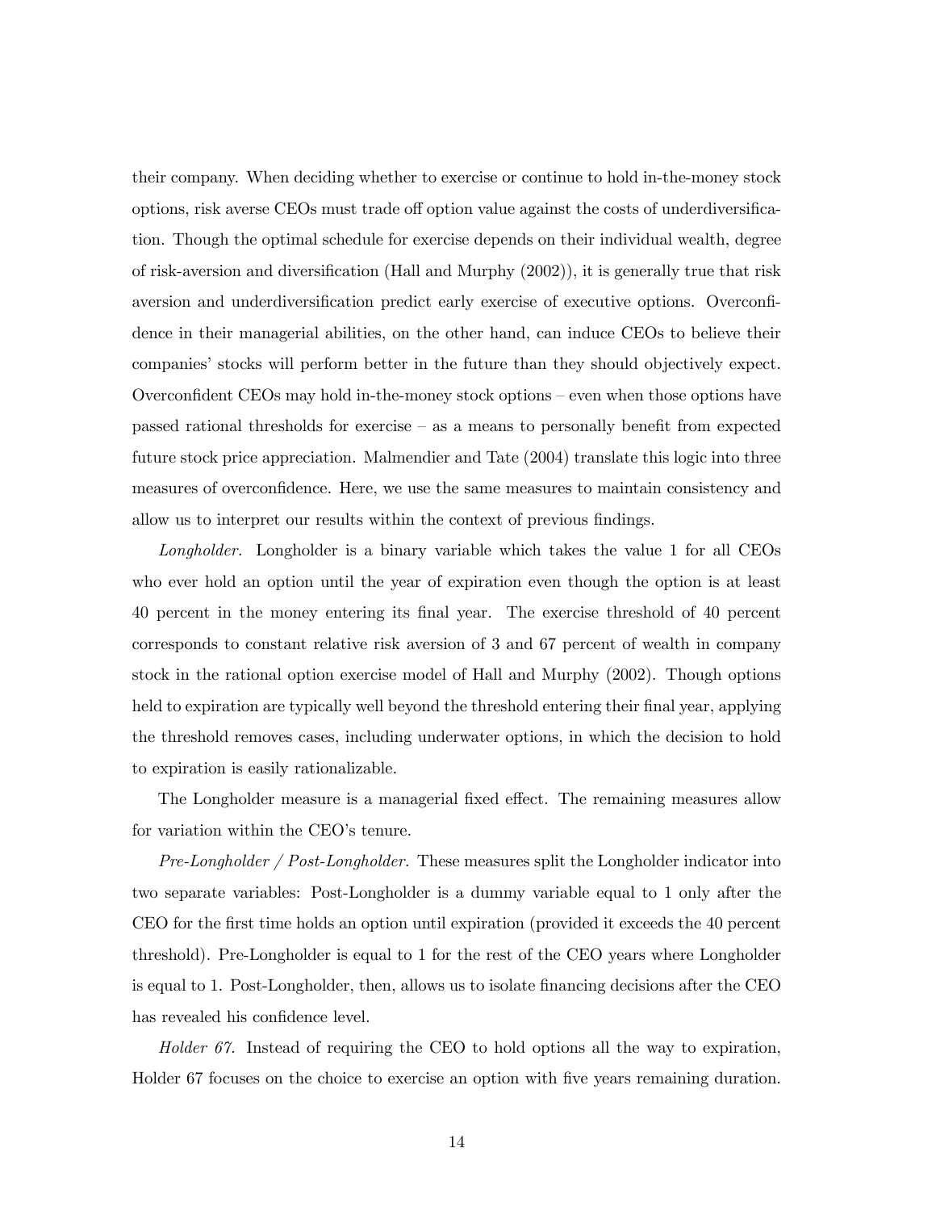their company. When deciding whether to exercise or continue to hold in-the-money stock options, risk averse CEOs must trade off option value against the costs of underdiversification. Though the optimal schedule for exercise depends on their individual wealth, degree of risk-aversion and diversification (Hall and Murphy (2002)), it is generally true that risk aversion and underdiversification predict early exercise of executive options. Overconfidence in their managerial abilities, on the other hand, can induce CEOs to believe their companies' stocks will perform better in the future than they should objectively expect. Overconfident CEOs may hold in-the-money stock options – even when those options have passed rational thresholds for exercise – as a means to personally benefit from expected future stock price appreciation. Malmendier and Tate (2004) translate this logic into three measures of overconfidence. Here, we use the same measures to maintain consistency and allow us to interpret our results within the context of previous findings.

*Longholder.* Longholder is a binary variable which takes the value 1 for all CEOs who ever hold an option until the year of expiration even though the option is at least 40 percent in the money entering its final year. The exercise threshold of 40 percent corresponds to constant relative risk aversion of 3 and 67 percent of wealth in company stock in the rational option exercise model of Hall and Murphy (2002). Though options held to expiration are typically well beyond the threshold entering their final year, applying the threshold removes cases, including underwater options, in which the decision to hold to expiration is easily rationalizable.

The Longholder measure is a managerial fixed effect. The remaining measures allow for variation within the CEO's tenure.

*Pre-Longholder / Post-Longholder.* These measures split the Longholder indicator into two separate variables: Post-Longholder is a dummy variable equal to 1 only after the CEO for the first time holds an option until expiration (provided it exceeds the 40 percent threshold). Pre-Longholder is equal to 1 for the rest of the CEO years where Longholder is equal to 1. Post-Longholder, then, allows us to isolate financing decisions after the CEO has revealed his confidence level.

*Holder 67.* Instead of requiring the CEO to hold options all the way to expiration, Holder 67 focuses on the choice to exercise an option with five years remaining duration.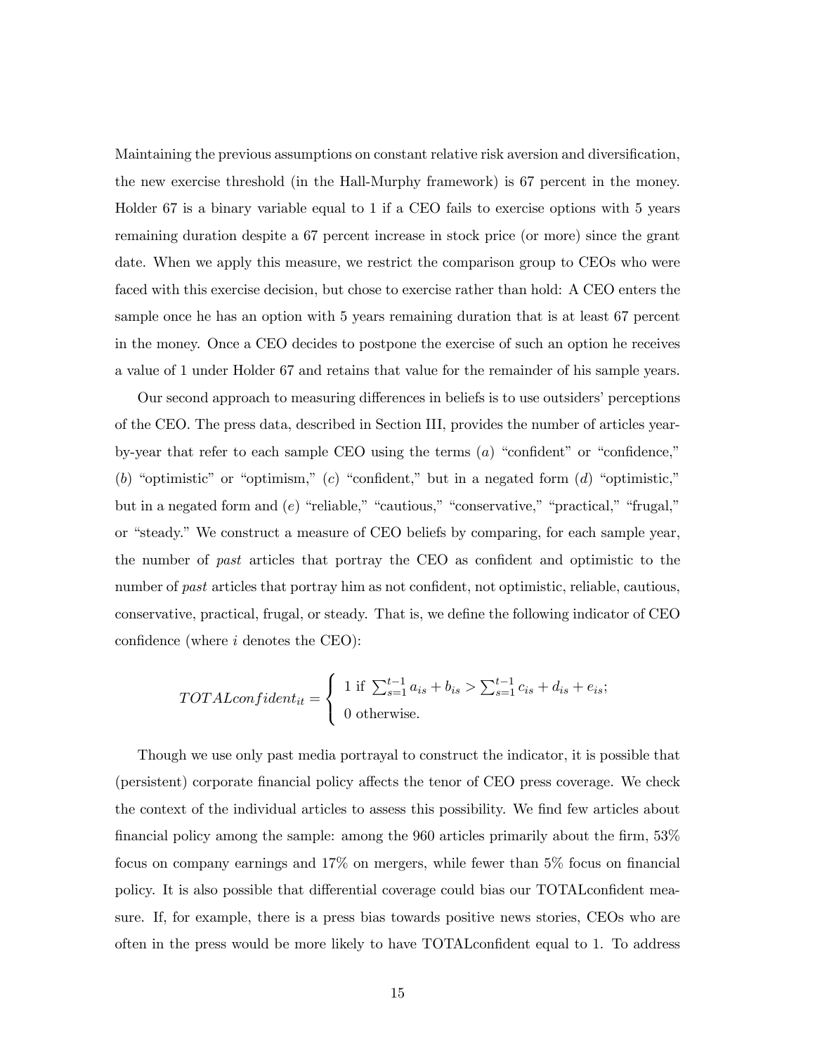Maintaining the previous assumptions on constant relative risk aversion and diversification, the new exercise threshold (in the Hall-Murphy framework) is 67 percent in the money. Holder 67 is a binary variable equal to 1 if a CEO fails to exercise options with 5 years remaining duration despite a 67 percent increase in stock price (or more) since the grant date. When we apply this measure, we restrict the comparison group to CEOs who were faced with this exercise decision, but chose to exercise rather than hold: A CEO enters the sample once he has an option with 5 years remaining duration that is at least 67 percent in the money. Once a CEO decides to postpone the exercise of such an option he receives a value of 1 under Holder 67 and retains that value for the remainder of his sample years.

Our second approach to measuring differences in beliefs is to use outsiders' perceptions of the CEO. The press data, described in Section III, provides the number of articles year-by-year that refer to each sample CEO using the terms ($a$) "confident" or "confidence," ($b$) "optimistic" or "optimism," ($c$) "confident," but in a negated form ($d$) "optimistic," but in a negated form and ($e$) "reliable," "cautious," "conservative," "practical," "frugal," or "steady." We construct a measure of CEO beliefs by comparing, for each sample year, the number of *past* articles that portray the CEO as confident and optimistic to the number of *past* articles that portray him as not confident, not optimistic, reliable, cautious, conservative, practical, frugal, or steady. That is, we define the following indicator of CEO confidence (where $i$ denotes the CEO):

$$TOTALconfident_{it} = \begin{cases} 1 \text{ if } \sum_{s=1}^{t-1} a_{is} + b_{is} > \sum_{s=1}^{t-1} c_{is} + d_{is} + e_{is}; \\ 0 \text{ otherwise.} \end{cases}$$

Though we use only past media portrayal to construct the indicator, it is possible that (persistent) corporate financial policy affects the tenor of CEO press coverage. We check the context of the individual articles to assess this possibility. We find few articles about financial policy among the sample: among the 960 articles primarily about the firm, 53% focus on company earnings and 17% on mergers, while fewer than 5% focus on financial policy. It is also possible that differential coverage could bias our TOTALconfident measure. If, for example, there is a press bias towards positive news stories, CEOs who are often in the press would be more likely to have TOTALconfident equal to 1. To address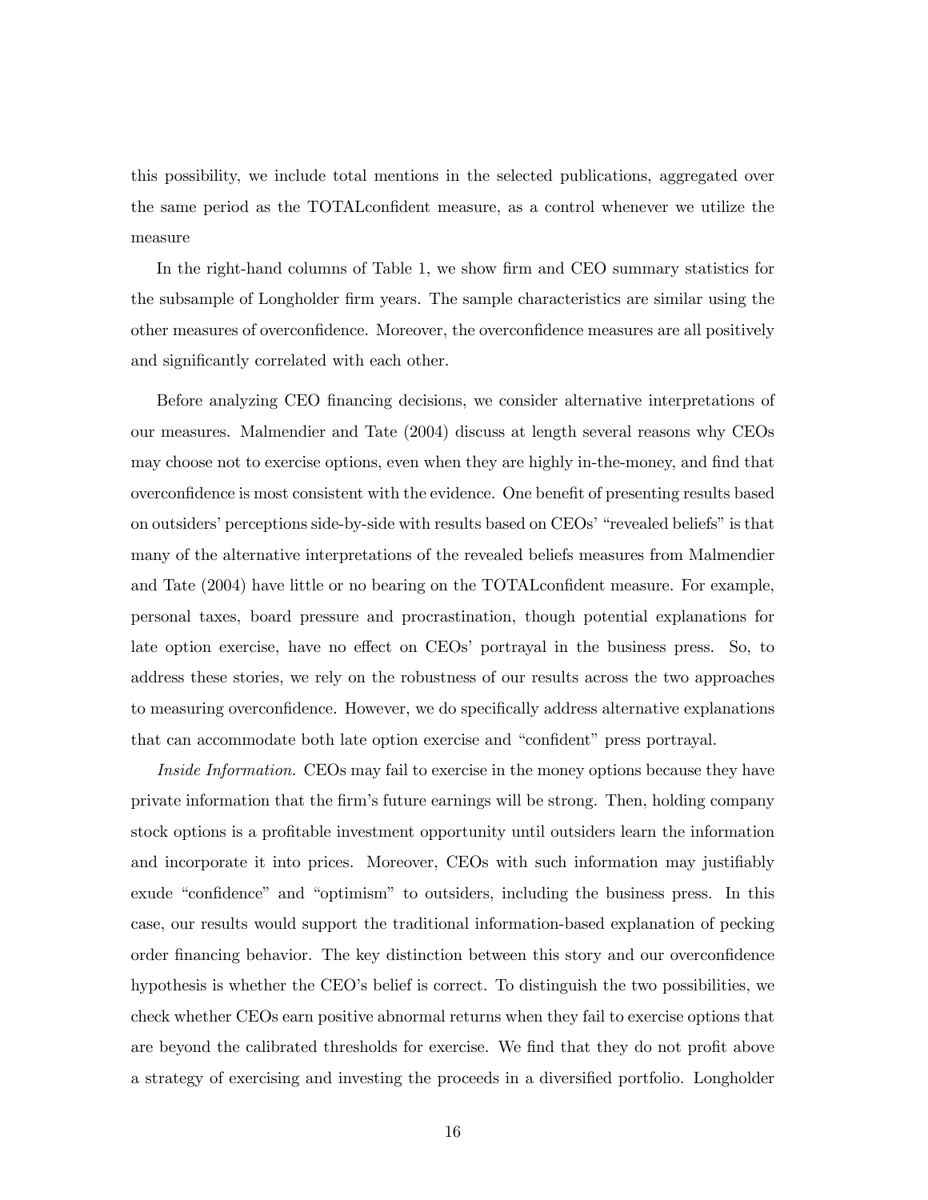this possibility, we include total mentions in the selected publications, aggregated over the same period as the TOTALconfident measure, as a control whenever we utilize the measure

In the right-hand columns of Table 1, we show firm and CEO summary statistics for the subsample of Longholder firm years. The sample characteristics are similar using the other measures of overconfidence. Moreover, the overconfidence measures are all positively and significantly correlated with each other.

Before analyzing CEO financing decisions, we consider alternative interpretations of our measures. Malmendier and Tate (2004) discuss at length several reasons why CEOs may choose not to exercise options, even when they are highly in-the-money, and find that overconfidence is most consistent with the evidence. One benefit of presenting results based on outsiders' perceptions side-by-side with results based on CEOs' "revealed beliefs" is that many of the alternative interpretations of the revealed beliefs measures from Malmendier and Tate (2004) have little or no bearing on the TOTALconfident measure. For example, personal taxes, board pressure and procrastination, though potential explanations for late option exercise, have no effect on CEOs' portrayal in the business press. So, to address these stories, we rely on the robustness of our results across the two approaches to measuring overconfidence. However, we do specifically address alternative explanations that can accommodate both late option exercise and "confident" press portrayal.

*Inside Information.* CEOs may fail to exercise in the money options because they have private information that the firm's future earnings will be strong. Then, holding company stock options is a profitable investment opportunity until outsiders learn the information and incorporate it into prices. Moreover, CEOs with such information may justifiably exude "confidence" and "optimism" to outsiders, including the business press. In this case, our results would support the traditional information-based explanation of pecking order financing behavior. The key distinction between this story and our overconfidence hypothesis is whether the CEO's belief is correct. To distinguish the two possibilities, we check whether CEOs earn positive abnormal returns when they fail to exercise options that are beyond the calibrated thresholds for exercise. We find that they do not profit above a strategy of exercising and investing the proceeds in a diversified portfolio. Longholder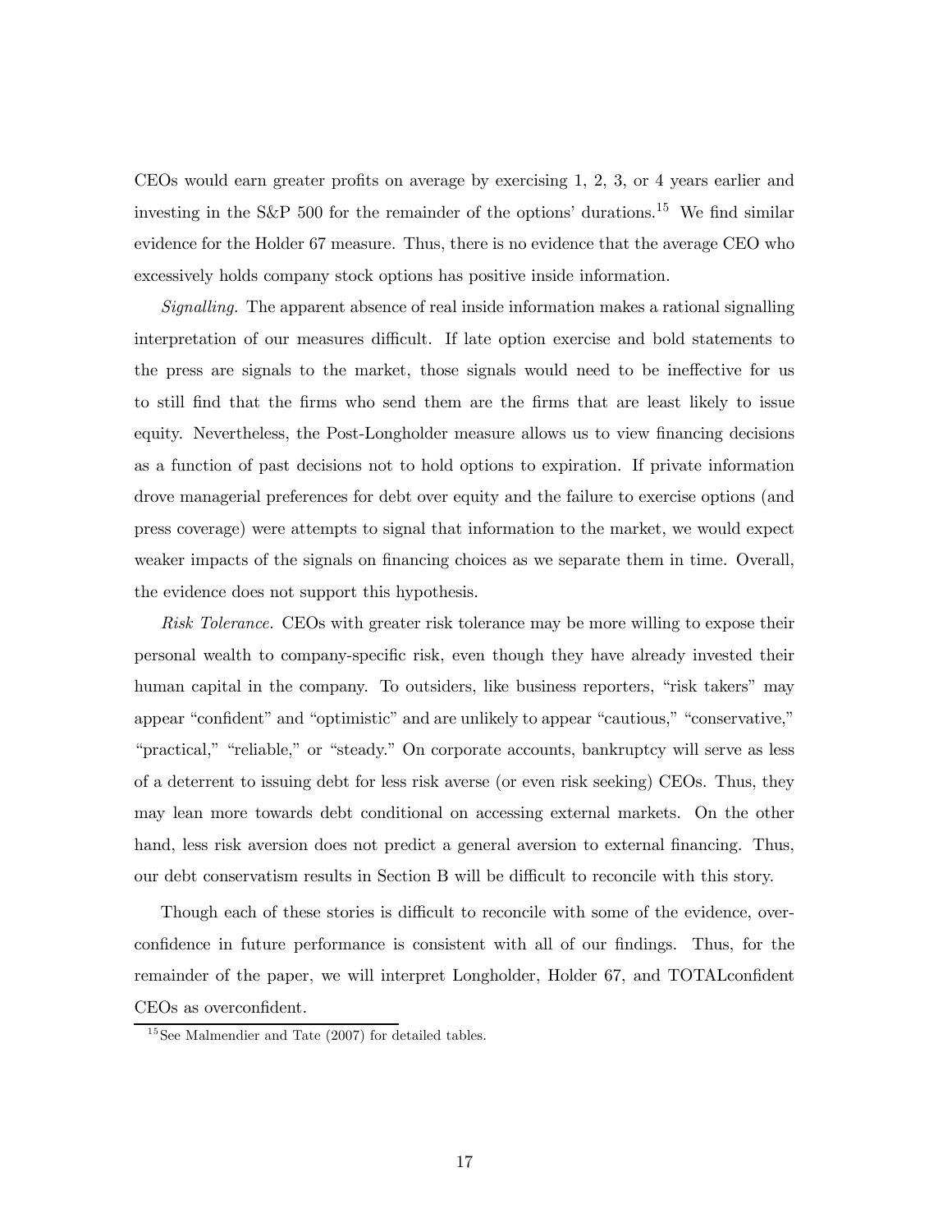CEOs would earn greater profits on average by exercising 1, 2, 3, or 4 years earlier and investing in the S&P 500 for the remainder of the options' durations.[15] We find similar evidence for the Holder 67 measure. Thus, there is no evidence that the average CEO who excessively holds company stock options has positive inside information.

*Signalling.* The apparent absence of real inside information makes a rational signalling interpretation of our measures difficult. If late option exercise and bold statements to the press are signals to the market, those signals would need to be ineffective for us to still find that the firms who send them are the firms that are least likely to issue equity. Nevertheless, the Post-Longholder measure allows us to view financing decisions as a function of past decisions not to hold options to expiration. If private information drove managerial preferences for debt over equity and the failure to exercise options (and press coverage) were attempts to signal that information to the market, we would expect weaker impacts of the signals on financing choices as we separate them in time. Overall, the evidence does not support this hypothesis.

*Risk Tolerance.* CEOs with greater risk tolerance may be more willing to expose their personal wealth to company-specific risk, even though they have already invested their human capital in the company. To outsiders, like business reporters, "risk takers" may appear "confident" and "optimistic" and are unlikely to appear "cautious," "conservative," "practical," "reliable," or "steady." On corporate accounts, bankruptcy will serve as less of a deterrent to issuing debt for less risk averse (or even risk seeking) CEOs. Thus, they may lean more towards debt conditional on accessing external markets. On the other hand, less risk aversion does not predict a general aversion to external financing. Thus, our debt conservatism results in Section B will be difficult to reconcile with this story.

Though each of these stories is difficult to reconcile with some of the evidence, overconfidence in future performance is consistent with all of our findings. Thus, for the remainder of the paper, we will interpret Longholder, Holder 67, and TOTALconfident CEOs as overconfident.

[15] See Malmendier and Tate (2007) for detailed tables.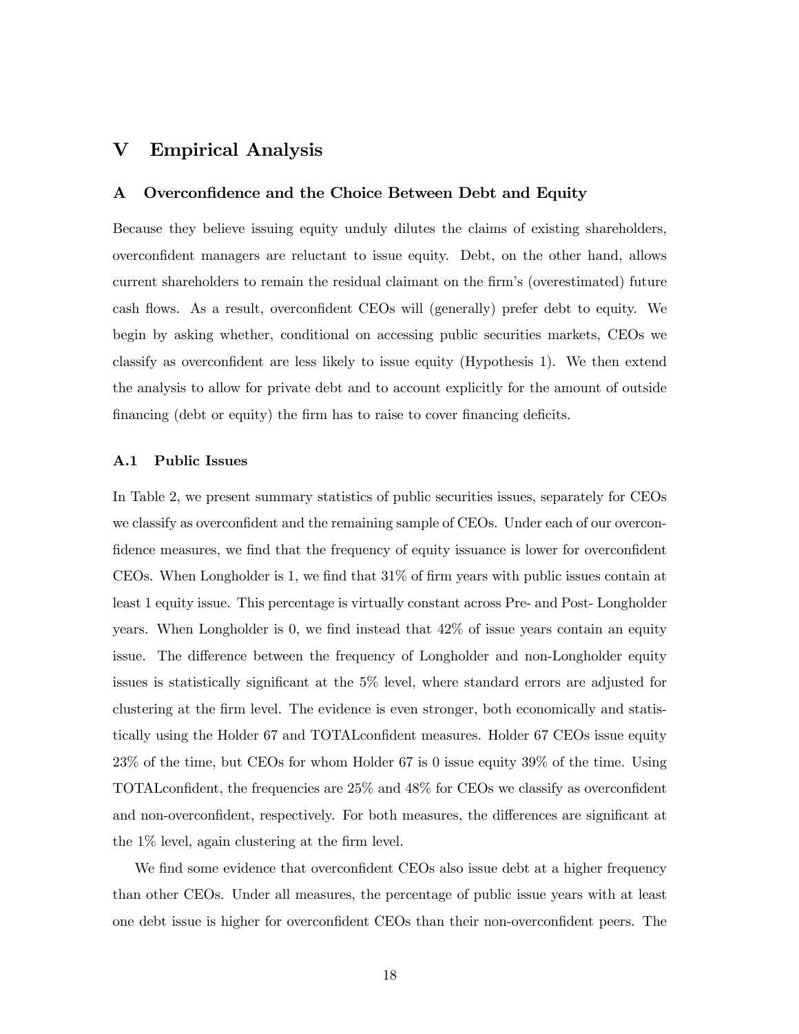# V Empirical Analysis

## A Overconfidence and the Choice Between Debt and Equity

Because they believe issuing equity unduly dilutes the claims of existing shareholders, overconfident managers are reluctant to issue equity. Debt, on the other hand, allows current shareholders to remain the residual claimant on the firm's (overestimated) future cash flows. As a result, overconfident CEOs will (generally) prefer debt to equity. We begin by asking whether, conditional on accessing public securities markets, CEOs we classify as overconfident are less likely to issue equity (Hypothesis 1). We then extend the analysis to allow for private debt and to account explicitly for the amount of outside financing (debt or equity) the firm has to raise to cover financing deficits.

### A.1 Public Issues

In Table 2, we present summary statistics of public securities issues, separately for CEOs we classify as overconfident and the remaining sample of CEOs. Under each of our overconfidence measures, we find that the frequency of equity issuance is lower for overconfident CEOs. When Longholder is 1, we find that 31% of firm years with public issues contain at least 1 equity issue. This percentage is virtually constant across Pre- and Post- Longholder years. When Longholder is 0, we find instead that 42% of issue years contain an equity issue. The difference between the frequency of Longholder and non-Longholder equity issues is statistically significant at the 5% level, where standard errors are adjusted for clustering at the firm level. The evidence is even stronger, both economically and statistically using the Holder 67 and TOTALconfident measures. Holder 67 CEOs issue equity 23% of the time, but CEOs for whom Holder 67 is 0 issue equity 39% of the time. Using TOTALconfident, the frequencies are 25% and 48% for CEOs we classify as overconfident and non-overconfident, respectively. For both measures, the differences are significant at the 1% level, again clustering at the firm level.

We find some evidence that overconfident CEOs also issue debt at a higher frequency than other CEOs. Under all measures, the percentage of public issue years with at least one debt issue is higher for overconfident CEOs than their non-overconfident peers. The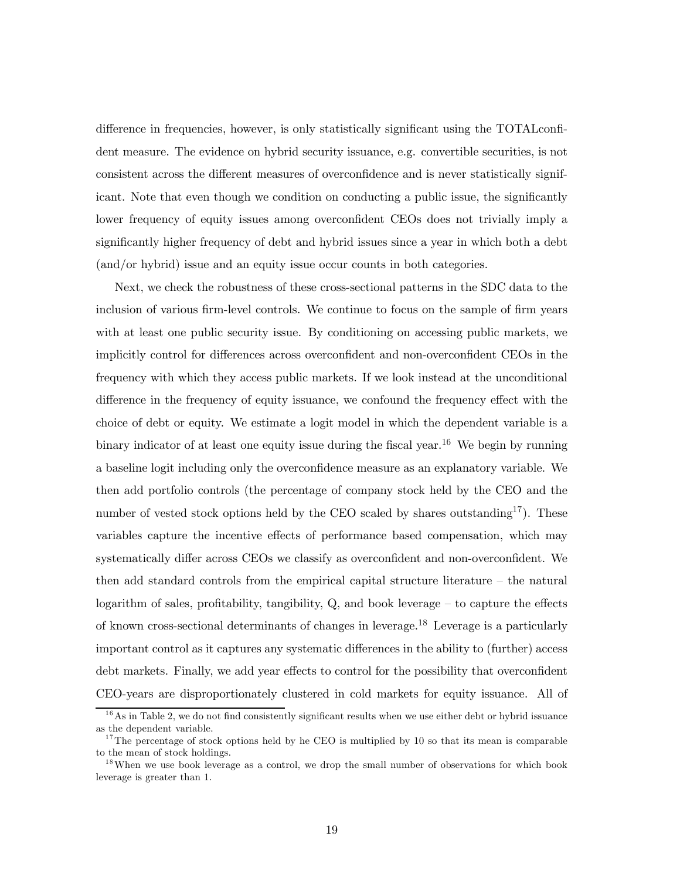difference in frequencies, however, is only statistically significant using the TOTALconfident measure. The evidence on hybrid security issuance, e.g. convertible securities, is not consistent across the different measures of overconfidence and is never statistically significant. Note that even though we condition on conducting a public issue, the significantly lower frequency of equity issues among overconfident CEOs does not trivially imply a significantly higher frequency of debt and hybrid issues since a year in which both a debt (and/or hybrid) issue and an equity issue occur counts in both categories.

Next, we check the robustness of these cross-sectional patterns in the SDC data to the inclusion of various firm-level controls. We continue to focus on the sample of firm years with at least one public security issue. By conditioning on accessing public markets, we implicitly control for differences across overconfident and non-overconfident CEOs in the frequency with which they access public markets. If we look instead at the unconditional difference in the frequency of equity issuance, we confound the frequency effect with the choice of debt or equity. We estimate a logit model in which the dependent variable is a binary indicator of at least one equity issue during the fiscal year.[16] We begin by running a baseline logit including only the overconfidence measure as an explanatory variable. We then add portfolio controls (the percentage of company stock held by the CEO and the number of vested stock options held by the CEO scaled by shares outstanding[17]). These variables capture the incentive effects of performance based compensation, which may systematically differ across CEOs we classify as overconfident and non-overconfident. We then add standard controls from the empirical capital structure literature – the natural logarithm of sales, profitability, tangibility, Q, and book leverage – to capture the effects of known cross-sectional determinants of changes in leverage.[18] Leverage is a particularly important control as it captures any systematic differences in the ability to (further) access debt markets. Finally, we add year effects to control for the possibility that overconfident CEO-years are disproportionately clustered in cold markets for equity issuance. All of

[16] As in Table 2, we do not find consistently significant results when we use either debt or hybrid issuance as the dependent variable.

[17] The percentage of stock options held by he CEO is multiplied by 10 so that its mean is comparable to the mean of stock holdings.

[18] When we use book leverage as a control, we drop the small number of observations for which book leverage is greater than 1.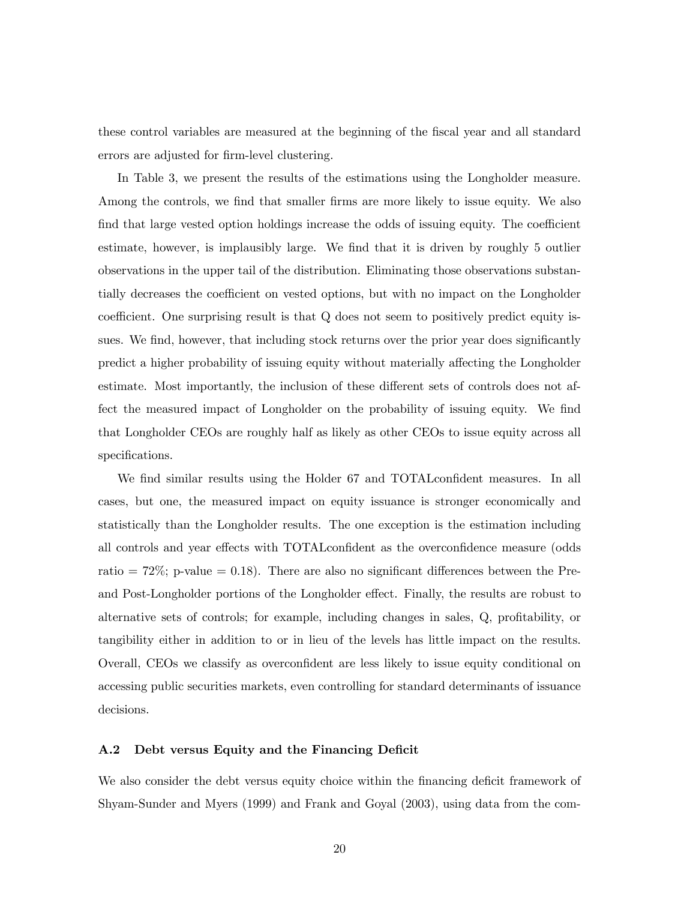these control variables are measured at the beginning of the fiscal year and all standard errors are adjusted for firm-level clustering.

In Table 3, we present the results of the estimations using the Longholder measure. Among the controls, we find that smaller firms are more likely to issue equity. We also find that large vested option holdings increase the odds of issuing equity. The coefficient estimate, however, is implausibly large. We find that it is driven by roughly 5 outlier observations in the upper tail of the distribution. Eliminating those observations substantially decreases the coefficient on vested options, but with no impact on the Longholder coefficient. One surprising result is that Q does not seem to positively predict equity issues. We find, however, that including stock returns over the prior year does significantly predict a higher probability of issuing equity without materially affecting the Longholder estimate. Most importantly, the inclusion of these different sets of controls does not affect the measured impact of Longholder on the probability of issuing equity. We find that Longholder CEOs are roughly half as likely as other CEOs to issue equity across all specifications.

We find similar results using the Holder 67 and TOTALconfident measures. In all cases, but one, the measured impact on equity issuance is stronger economically and statistically than the Longholder results. The one exception is the estimation including all controls and year effects with TOTALconfident as the overconfidence measure (odds ratio = 72%; p-value = 0.18). There are also no significant differences between the Pre- and Post-Longholder portions of the Longholder effect. Finally, the results are robust to alternative sets of controls; for example, including changes in sales, Q, profitability, or tangibility either in addition to or in lieu of the levels has little impact on the results. Overall, CEOs we classify as overconfident are less likely to issue equity conditional on accessing public securities markets, even controlling for standard determinants of issuance decisions.

### A.2 Debt versus Equity and the Financing Deficit

We also consider the debt versus equity choice within the financing deficit framework of Shyam-Sunder and Myers (1999) and Frank and Goyal (2003), using data from the com-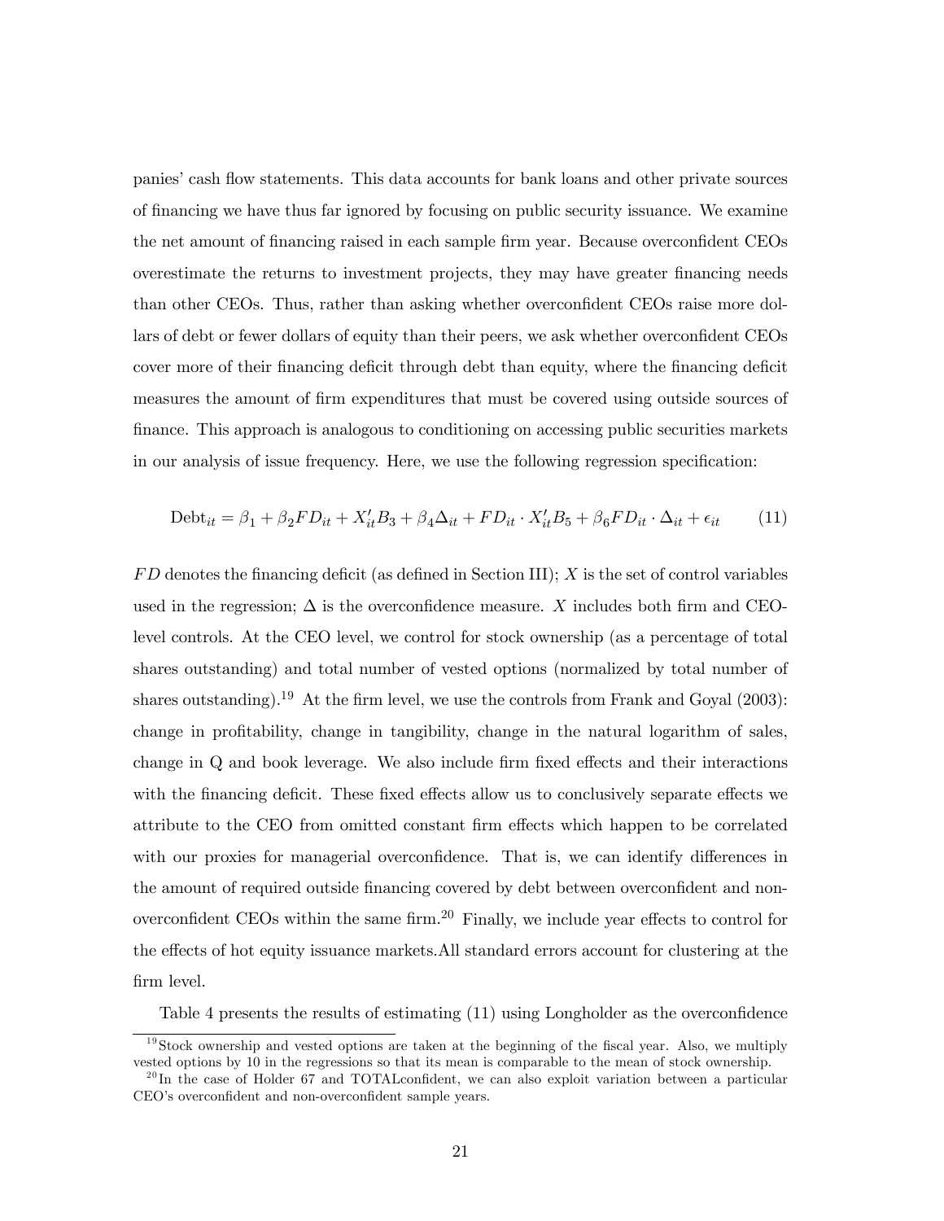panies' cash flow statements. This data accounts for bank loans and other private sources of financing we have thus far ignored by focusing on public security issuance. We examine the net amount of financing raised in each sample firm year. Because overconfident CEOs overestimate the returns to investment projects, they may have greater financing needs than other CEOs. Thus, rather than asking whether overconfident CEOs raise more dollars of debt or fewer dollars of equity than their peers, we ask whether overconfident CEOs cover more of their financing deficit through debt than equity, where the financing deficit measures the amount of firm expenditures that must be covered using outside sources of finance. This approach is analogous to conditioning on accessing public securities markets in our analysis of issue frequency. Here, we use the following regression specification:

$$\text{Debt}_{it} = \beta_1 + \beta_2 FD_{it} + X_{it}' B_3 + \beta_4 \Delta_{it} + FD_{it} \cdot X_{it}' B_5 + \beta_6 FD_{it} \cdot \Delta_{it} + \epsilon_{it} \qquad (11)$$

$FD$ denotes the financing deficit (as defined in Section III); $X$ is the set of control variables used in the regression; $\Delta$ is the overconfidence measure. $X$ includes both firm and CEO-level controls. At the CEO level, we control for stock ownership (as a percentage of total shares outstanding) and total number of vested options (normalized by total number of shares outstanding).[19] At the firm level, we use the controls from Frank and Goyal (2003): change in profitability, change in tangibility, change in the natural logarithm of sales, change in Q and book leverage. We also include firm fixed effects and their interactions with the financing deficit. These fixed effects allow us to conclusively separate effects we attribute to the CEO from omitted constant firm effects which happen to be correlated with our proxies for managerial overconfidence. That is, we can identify differences in the amount of required outside financing covered by debt between overconfident and non-overconfident CEOs within the same firm.[20] Finally, we include year effects to control for the effects of hot equity issuance markets.All standard errors account for clustering at the firm level.

Table 4 presents the results of estimating (11) using Longholder as the overconfidence

[19] Stock ownership and vested options are taken at the beginning of the fiscal year. Also, we multiply vested options by 10 in the regressions so that its mean is comparable to the mean of stock ownership.

[20] In the case of Holder 67 and TOTALconfident, we can also exploit variation between a particular CEO's overconfident and non-overconfident sample years.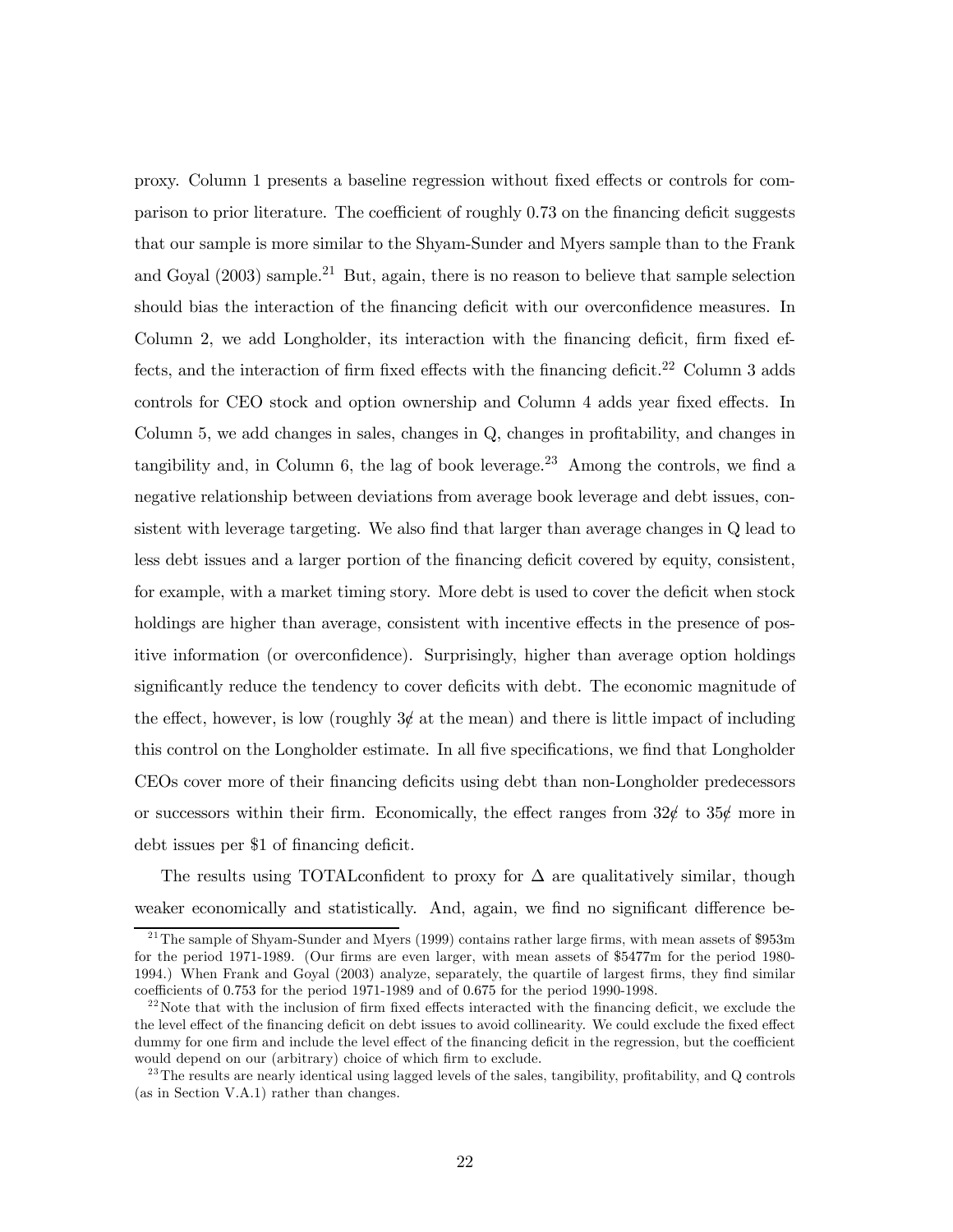proxy. Column 1 presents a baseline regression without fixed effects or controls for comparison to prior literature. The coefficient of roughly 0.73 on the financing deficit suggests that our sample is more similar to the Shyam-Sunder and Myers sample than to the Frank and Goyal (2003) sample.[21] But, again, there is no reason to believe that sample selection should bias the interaction of the financing deficit with our overconfidence measures. In Column 2, we add Longholder, its interaction with the financing deficit, firm fixed effects, and the interaction of firm fixed effects with the financing deficit.[22] Column 3 adds controls for CEO stock and option ownership and Column 4 adds year fixed effects. In Column 5, we add changes in sales, changes in Q, changes in profitability, and changes in tangibility and, in Column 6, the lag of book leverage.[23] Among the controls, we find a negative relationship between deviations from average book leverage and debt issues, consistent with leverage targeting. We also find that larger than average changes in Q lead to less debt issues and a larger portion of the financing deficit covered by equity, consistent, for example, with a market timing story. More debt is used to cover the deficit when stock holdings are higher than average, consistent with incentive effects in the presence of positive information (or overconfidence). Surprisingly, higher than average option holdings significantly reduce the tendency to cover deficits with debt. The economic magnitude of the effect, however, is low (roughly 3¢ at the mean) and there is little impact of including this control on the Longholder estimate. In all five specifications, we find that Longholder CEOs cover more of their financing deficits using debt than non-Longholder predecessors or successors within their firm. Economically, the effect ranges from 32¢ to 35¢ more in debt issues per $1 of financing deficit.

The results using TOTALconfident to proxy for $\Delta$ are qualitatively similar, though weaker economically and statistically. And, again, we find no significant difference be-

[21] The sample of Shyam-Sunder and Myers (1999) contains rather large firms, with mean assets of $953m for the period 1971-1989. (Our firms are even larger, with mean assets of $5477m for the period 1980-1994.) When Frank and Goyal (2003) analyze, separately, the quartile of largest firms, they find similar coefficients of 0.753 for the period 1971-1989 and of 0.675 for the period 1990-1998.

[22] Note that with the inclusion of firm fixed effects interacted with the financing deficit, we exclude the the level effect of the financing deficit on debt issues to avoid collinearity. We could exclude the fixed effect dummy for one firm and include the level effect of the financing deficit in the regression, but the coefficient would depend on our (arbitrary) choice of which firm to exclude.

[23] The results are nearly identical using lagged levels of the sales, tangibility, profitability, and Q controls (as in Section V.A.1) rather than changes.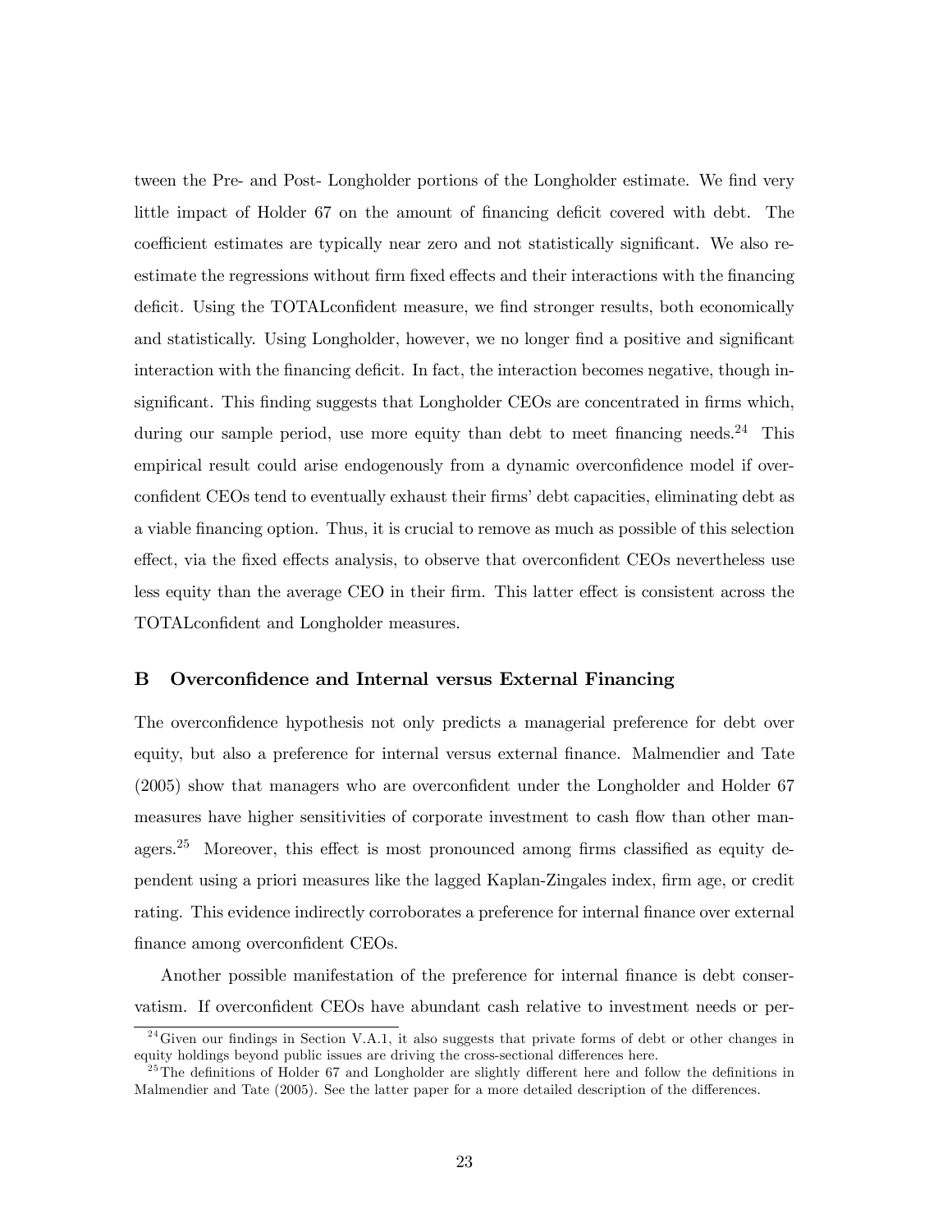tween the Pre- and Post- Longholder portions of the Longholder estimate. We find very little impact of Holder 67 on the amount of financing deficit covered with debt. The coefficient estimates are typically near zero and not statistically significant. We also re-estimate the regressions without firm fixed effects and their interactions with the financing deficit. Using the TOTALconfident measure, we find stronger results, both economically and statistically. Using Longholder, however, we no longer find a positive and significant interaction with the financing deficit. In fact, the interaction becomes negative, though insignificant. This finding suggests that Longholder CEOs are concentrated in firms which, during our sample period, use more equity than debt to meet financing needs.[24] This empirical result could arise endogenously from a dynamic overconfidence model if overconfident CEOs tend to eventually exhaust their firms' debt capacities, eliminating debt as a viable financing option. Thus, it is crucial to remove as much as possible of this selection effect, via the fixed effects analysis, to observe that overconfident CEOs nevertheless use less equity than the average CEO in their firm. This latter effect is consistent across the TOTALconfident and Longholder measures.

## B Overconfidence and Internal versus External Financing

The overconfidence hypothesis not only predicts a managerial preference for debt over equity, but also a preference for internal versus external finance. Malmendier and Tate (2005) show that managers who are overconfident under the Longholder and Holder 67 measures have higher sensitivities of corporate investment to cash flow than other managers.[25] Moreover, this effect is most pronounced among firms classified as equity dependent using a priori measures like the lagged Kaplan-Zingales index, firm age, or credit rating. This evidence indirectly corroborates a preference for internal finance over external finance among overconfident CEOs.

Another possible manifestation of the preference for internal finance is debt conservatism. If overconfident CEOs have abundant cash relative to investment needs or per-

[24] Given our findings in Section V.A.1, it also suggests that private forms of debt or other changes in equity holdings beyond public issues are driving the cross-sectional differences here.

[25] The definitions of Holder 67 and Longholder are slightly different here and follow the definitions in Malmendier and Tate (2005). See the latter paper for a more detailed description of the differences.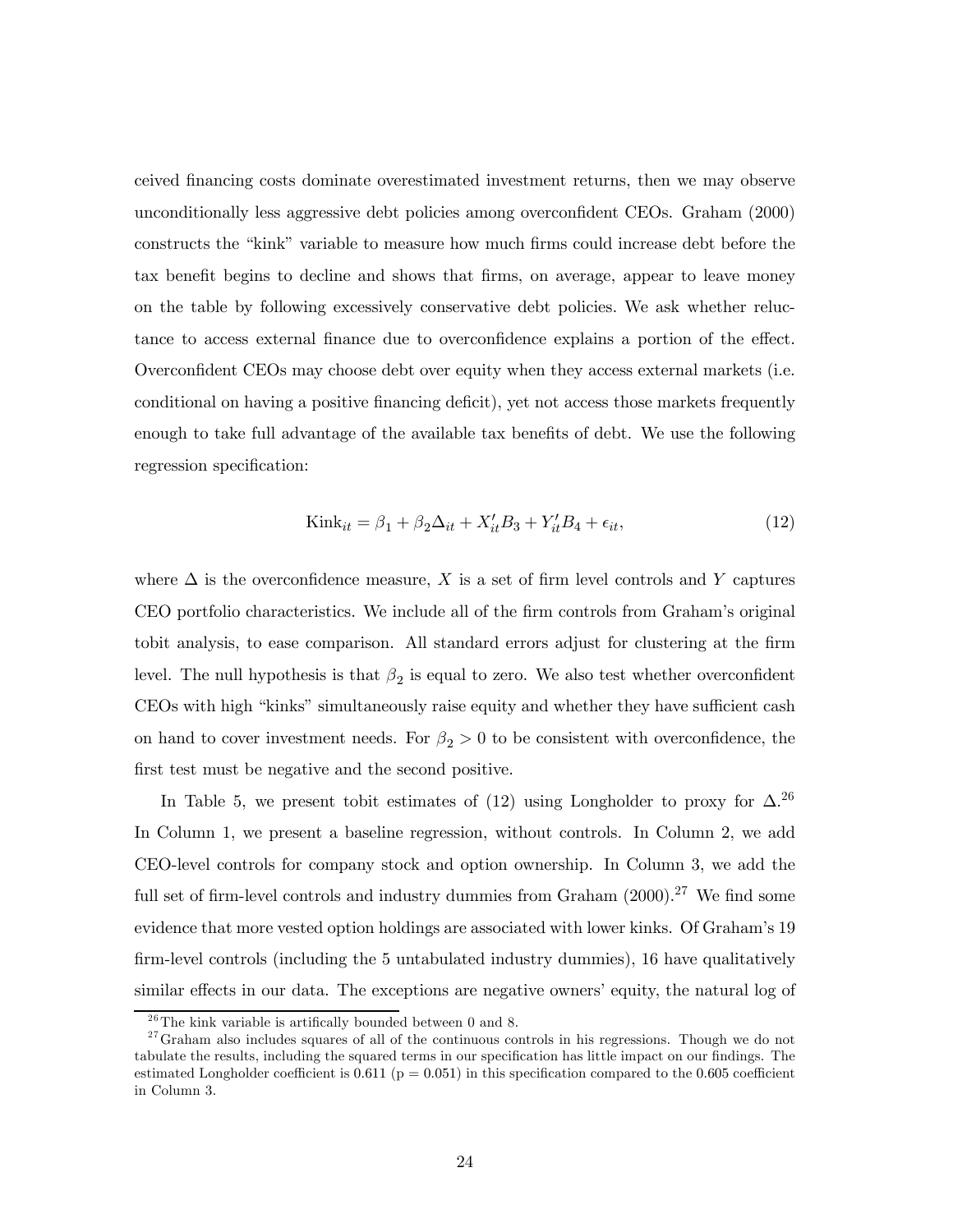ceived financing costs dominate overestimated investment returns, then we may observe unconditionally less aggressive debt policies among overconfident CEOs. Graham (2000) constructs the "kink" variable to measure how much firms could increase debt before the tax benefit begins to decline and shows that firms, on average, appear to leave money on the table by following excessively conservative debt policies. We ask whether reluctance to access external finance due to overconfidence explains a portion of the effect. Overconfident CEOs may choose debt over equity when they access external markets (i.e. conditional on having a positive financing deficit), yet not access those markets frequently enough to take full advantage of the available tax benefits of debt. We use the following regression specification:

$$\text{Kink}_{it} = \beta_1 + \beta_2 \Delta_{it} + X_{it}' B_3 + Y_{it}' B_4 + \epsilon_{it}, \tag{12}$$

where $\Delta$ is the overconfidence measure, $X$ is a set of firm level controls and $Y$ captures CEO portfolio characteristics. We include all of the firm controls from Graham's original tobit analysis, to ease comparison. All standard errors adjust for clustering at the firm level. The null hypothesis is that $\beta_2$ is equal to zero. We also test whether overconfident CEOs with high "kinks" simultaneously raise equity and whether they have sufficient cash on hand to cover investment needs. For $\beta_2 > 0$ to be consistent with overconfidence, the first test must be negative and the second positive.

In Table 5, we present tobit estimates of (12) using Longholder to proxy for $\Delta$.[26] In Column 1, we present a baseline regression, without controls. In Column 2, we add CEO-level controls for company stock and option ownership. In Column 3, we add the full set of firm-level controls and industry dummies from Graham (2000).[27] We find some evidence that more vested option holdings are associated with lower kinks. Of Graham's 19 firm-level controls (including the 5 untabulated industry dummies), 16 have qualitatively similar effects in our data. The exceptions are negative owners' equity, the natural log of

[26] The kink variable is artifically bounded between 0 and 8.

[27] Graham also includes squares of all of the continuous controls in his regressions. Though we do not tabulate the results, including the squared terms in our specification has little impact on our findings. The estimated Longholder coefficient is 0.611 ($p = 0.051$) in this specification compared to the 0.605 coefficient in Column 3.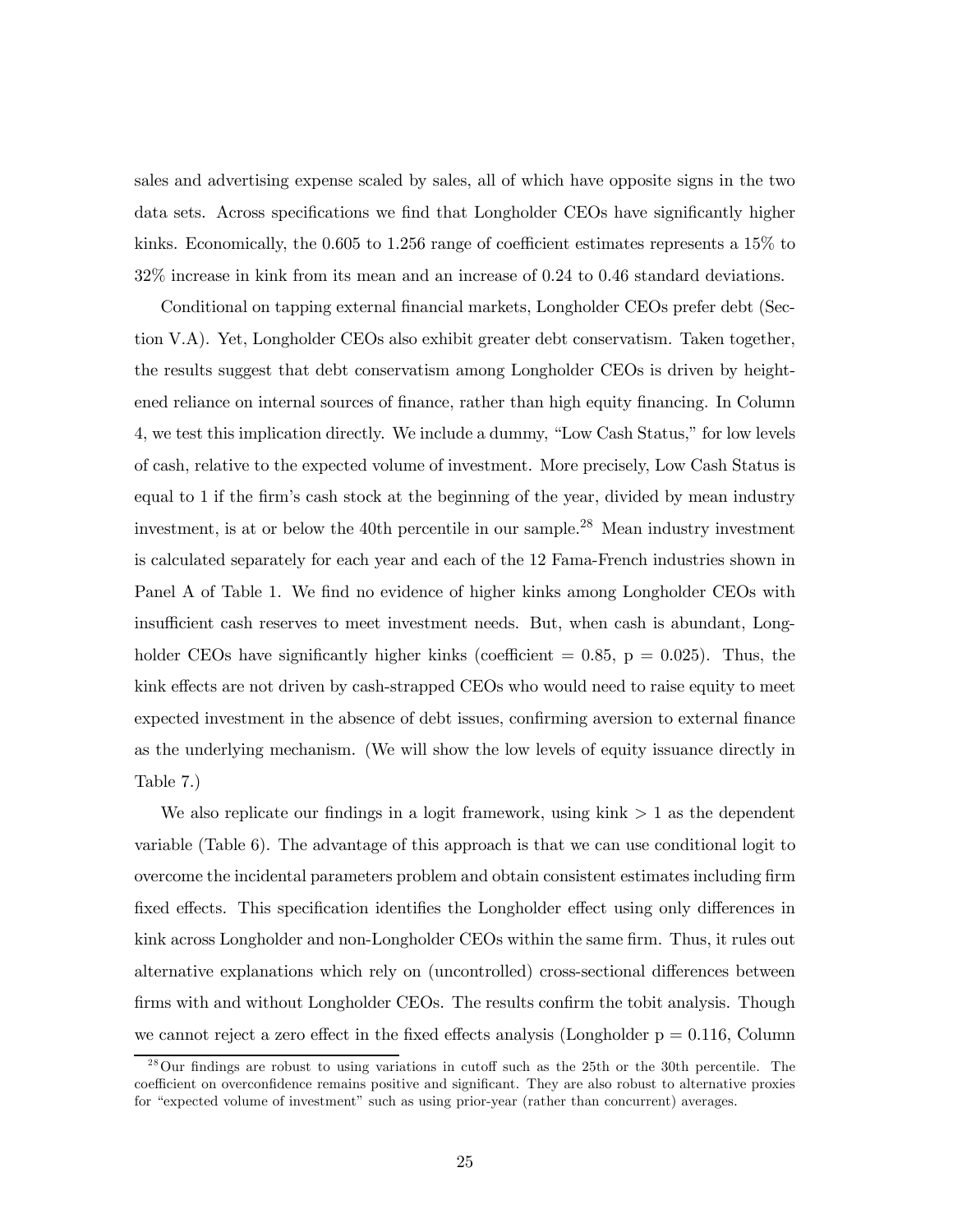sales and advertising expense scaled by sales, all of which have opposite signs in the two data sets. Across specifications we find that Longholder CEOs have significantly higher kinks. Economically, the 0.605 to 1.256 range of coefficient estimates represents a 15% to 32% increase in kink from its mean and an increase of 0.24 to 0.46 standard deviations.

Conditional on tapping external financial markets, Longholder CEOs prefer debt (Section V.A). Yet, Longholder CEOs also exhibit greater debt conservatism. Taken together, the results suggest that debt conservatism among Longholder CEOs is driven by heightened reliance on internal sources of finance, rather than high equity financing. In Column 4, we test this implication directly. We include a dummy, "Low Cash Status," for low levels of cash, relative to the expected volume of investment. More precisely, Low Cash Status is equal to 1 if the firm's cash stock at the beginning of the year, divided by mean industry investment, is at or below the 40th percentile in our sample.[28] Mean industry investment is calculated separately for each year and each of the 12 Fama-French industries shown in Panel A of Table 1. We find no evidence of higher kinks among Longholder CEOs with insufficient cash reserves to meet investment needs. But, when cash is abundant, Longholder CEOs have significantly higher kinks (coefficient = 0.85, p = 0.025). Thus, the kink effects are not driven by cash-strapped CEOs who would need to raise equity to meet expected investment in the absence of debt issues, confirming aversion to external finance as the underlying mechanism. (We will show the low levels of equity issuance directly in Table 7.)

We also replicate our findings in a logit framework, using kink $> 1$ as the dependent variable (Table 6). The advantage of this approach is that we can use conditional logit to overcome the incidental parameters problem and obtain consistent estimates including firm fixed effects. This specification identifies the Longholder effect using only differences in kink across Longholder and non-Longholder CEOs within the same firm. Thus, it rules out alternative explanations which rely on (uncontrolled) cross-sectional differences between firms with and without Longholder CEOs. The results confirm the tobit analysis. Though we cannot reject a zero effect in the fixed effects analysis (Longholder p = 0.116, Column

[28] Our findings are robust to using variations in cutoff such as the 25th or the 30th percentile. The coefficient on overconfidence remains positive and significant. They are also robust to alternative proxies for "expected volume of investment" such as using prior-year (rather than concurrent) averages.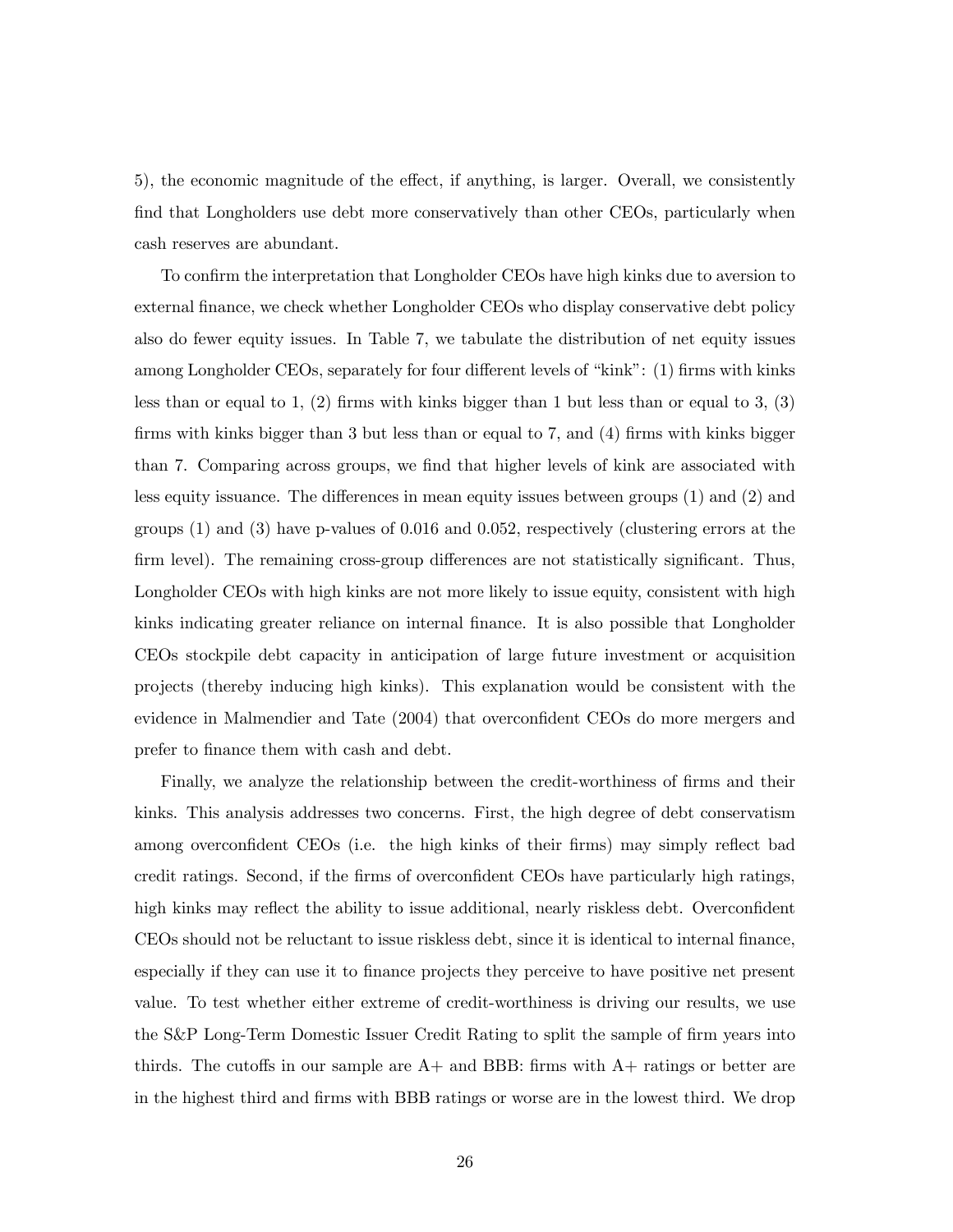5), the economic magnitude of the effect, if anything, is larger. Overall, we consistently find that Longholders use debt more conservatively than other CEOs, particularly when cash reserves are abundant.

To confirm the interpretation that Longholder CEOs have high kinks due to aversion to external finance, we check whether Longholder CEOs who display conservative debt policy also do fewer equity issues. In Table 7, we tabulate the distribution of net equity issues among Longholder CEOs, separately for four different levels of "kink": (1) firms with kinks less than or equal to 1, (2) firms with kinks bigger than 1 but less than or equal to 3, (3) firms with kinks bigger than 3 but less than or equal to 7, and (4) firms with kinks bigger than 7. Comparing across groups, we find that higher levels of kink are associated with less equity issuance. The differences in mean equity issues between groups (1) and (2) and groups (1) and (3) have p-values of 0.016 and 0.052, respectively (clustering errors at the firm level). The remaining cross-group differences are not statistically significant. Thus, Longholder CEOs with high kinks are not more likely to issue equity, consistent with high kinks indicating greater reliance on internal finance. It is also possible that Longholder CEOs stockpile debt capacity in anticipation of large future investment or acquisition projects (thereby inducing high kinks). This explanation would be consistent with the evidence in Malmendier and Tate (2004) that overconfident CEOs do more mergers and prefer to finance them with cash and debt.

Finally, we analyze the relationship between the credit-worthiness of firms and their kinks. This analysis addresses two concerns. First, the high degree of debt conservatism among overconfident CEOs (i.e. the high kinks of their firms) may simply reflect bad credit ratings. Second, if the firms of overconfident CEOs have particularly high ratings, high kinks may reflect the ability to issue additional, nearly riskless debt. Overconfident CEOs should not be reluctant to issue riskless debt, since it is identical to internal finance, especially if they can use it to finance projects they perceive to have positive net present value. To test whether either extreme of credit-worthiness is driving our results, we use the S&P Long-Term Domestic Issuer Credit Rating to split the sample of firm years into thirds. The cutoffs in our sample are A+ and BBB: firms with A+ ratings or better are in the highest third and firms with BBB ratings or worse are in the lowest third. We drop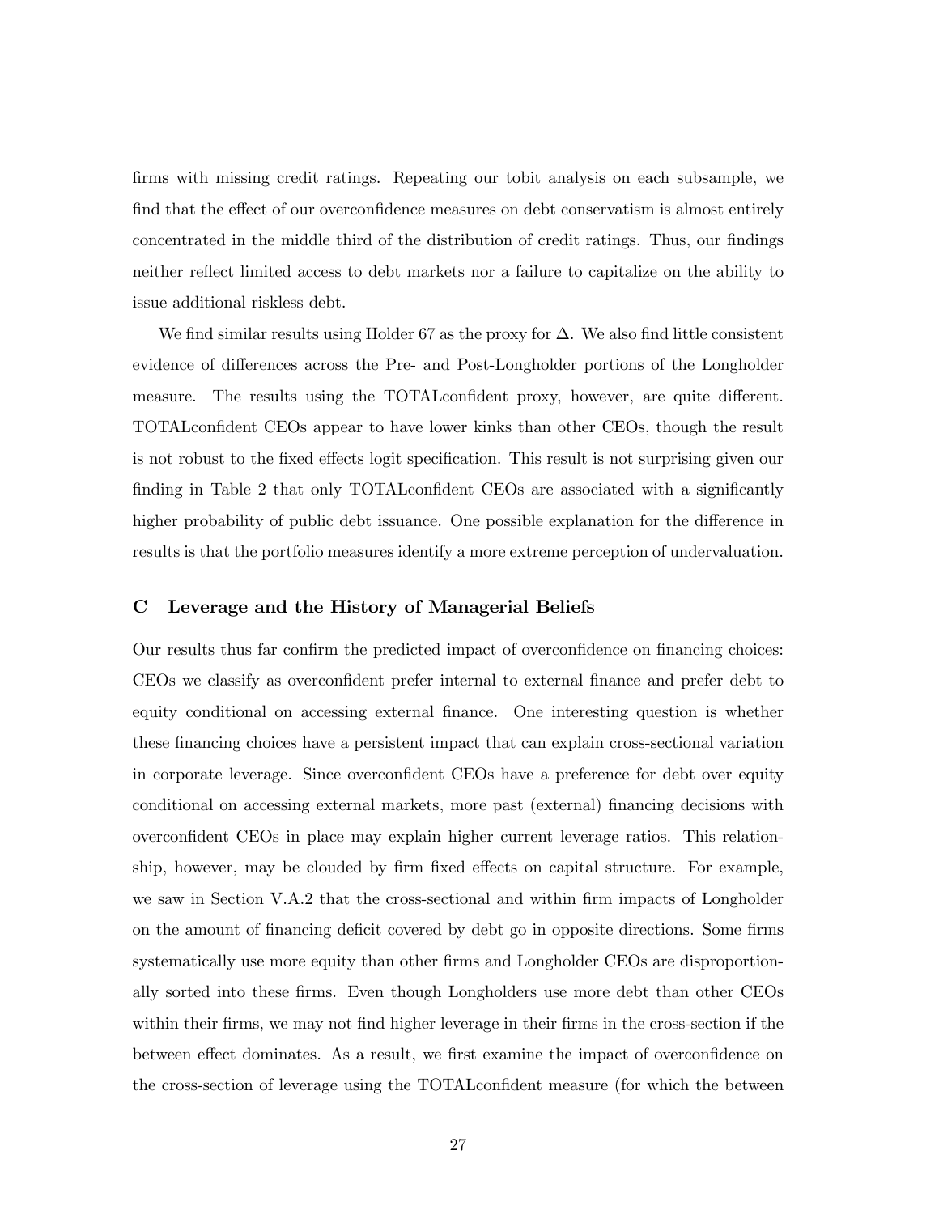firms with missing credit ratings. Repeating our tobit analysis on each subsample, we find that the effect of our overconfidence measures on debt conservatism is almost entirely concentrated in the middle third of the distribution of credit ratings. Thus, our findings neither reflect limited access to debt markets nor a failure to capitalize on the ability to issue additional riskless debt.

We find similar results using Holder 67 as the proxy for $\Delta$. We also find little consistent evidence of differences across the Pre- and Post-Longholder portions of the Longholder measure. The results using the TOTALconfident proxy, however, are quite different. TOTALconfident CEOs appear to have lower kinks than other CEOs, though the result is not robust to the fixed effects logit specification. This result is not surprising given our finding in Table 2 that only TOTALconfident CEOs are associated with a significantly higher probability of public debt issuance. One possible explanation for the difference in results is that the portfolio measures identify a more extreme perception of undervaluation.

## C Leverage and the History of Managerial Beliefs

Our results thus far confirm the predicted impact of overconfidence on financing choices: CEOs we classify as overconfident prefer internal to external finance and prefer debt to equity conditional on accessing external finance. One interesting question is whether these financing choices have a persistent impact that can explain cross-sectional variation in corporate leverage. Since overconfident CEOs have a preference for debt over equity conditional on accessing external markets, more past (external) financing decisions with overconfident CEOs in place may explain higher current leverage ratios. This relationship, however, may be clouded by firm fixed effects on capital structure. For example, we saw in Section V.A.2 that the cross-sectional and within firm impacts of Longholder on the amount of financing deficit covered by debt go in opposite directions. Some firms systematically use more equity than other firms and Longholder CEOs are disproportionally sorted into these firms. Even though Longholders use more debt than other CEOs within their firms, we may not find higher leverage in their firms in the cross-section if the between effect dominates. As a result, we first examine the impact of overconfidence on the cross-section of leverage using the TOTALconfident measure (for which the between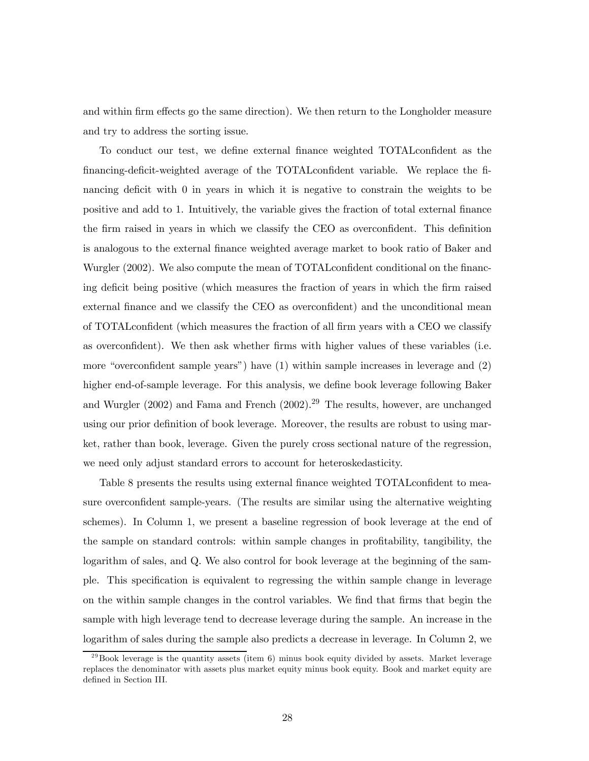and within firm effects go the same direction). We then return to the Longholder measure and try to address the sorting issue.

To conduct our test, we define external finance weighted TOTALconfident as the financing-deficit-weighted average of the TOTALconfident variable. We replace the financing deficit with 0 in years in which it is negative to constrain the weights to be positive and add to 1. Intuitively, the variable gives the fraction of total external finance the firm raised in years in which we classify the CEO as overconfident. This definition is analogous to the external finance weighted average market to book ratio of Baker and Wurgler (2002). We also compute the mean of TOTALconfident conditional on the financing deficit being positive (which measures the fraction of years in which the firm raised external finance and we classify the CEO as overconfident) and the unconditional mean of TOTALconfident (which measures the fraction of all firm years with a CEO we classify as overconfident). We then ask whether firms with higher values of these variables (i.e. more "overconfident sample years") have (1) within sample increases in leverage and (2) higher end-of-sample leverage. For this analysis, we define book leverage following Baker and Wurgler (2002) and Fama and French (2002).[29] The results, however, are unchanged using our prior definition of book leverage. Moreover, the results are robust to using market, rather than book, leverage. Given the purely cross sectional nature of the regression, we need only adjust standard errors to account for heteroskedasticity.

Table 8 presents the results using external finance weighted TOTALconfident to measure overconfident sample-years. (The results are similar using the alternative weighting schemes). In Column 1, we present a baseline regression of book leverage at the end of the sample on standard controls: within sample changes in profitability, tangibility, the logarithm of sales, and Q. We also control for book leverage at the beginning of the sample. This specification is equivalent to regressing the within sample change in leverage on the within sample changes in the control variables. We find that firms that begin the sample with high leverage tend to decrease leverage during the sample. An increase in the logarithm of sales during the sample also predicts a decrease in leverage. In Column 2, we

[29] Book leverage is the quantity assets (item 6) minus book equity divided by assets. Market leverage replaces the denominator with assets plus market equity minus book equity. Book and market equity are defined in Section III.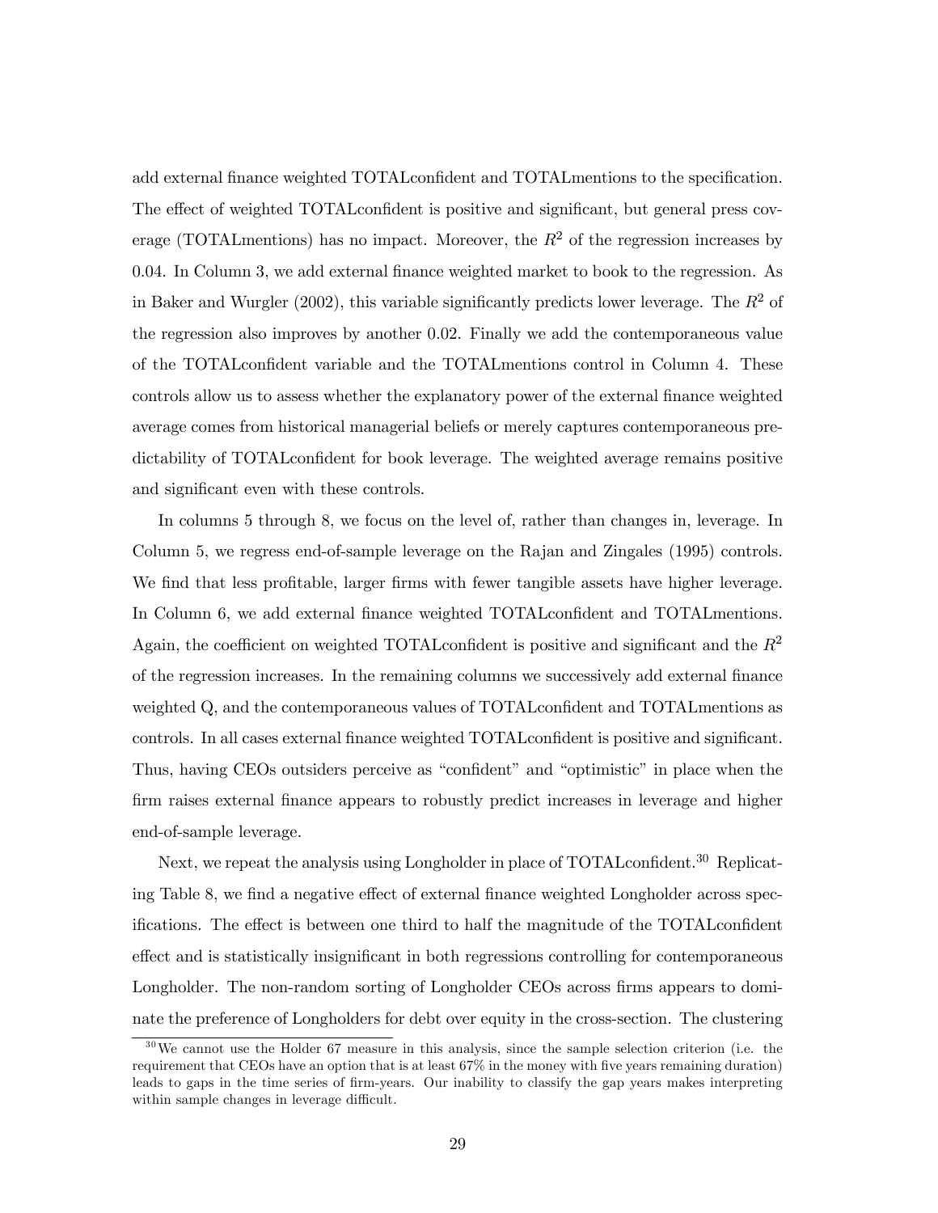add external finance weighted TOTALconfident and TOTALmentions to the specification. The effect of weighted TOTALconfident is positive and significant, but general press coverage (TOTALmentions) has no impact. Moreover, the $R^2$ of the regression increases by 0.04. In Column 3, we add external finance weighted market to book to the regression. As in Baker and Wurgler (2002), this variable significantly predicts lower leverage. The $R^2$ of the regression also improves by another 0.02. Finally we add the contemporaneous value of the TOTALconfident variable and the TOTALmentions control in Column 4. These controls allow us to assess whether the explanatory power of the external finance weighted average comes from historical managerial beliefs or merely captures contemporaneous predictability of TOTALconfident for book leverage. The weighted average remains positive and significant even with these controls.

In columns 5 through 8, we focus on the level of, rather than changes in, leverage. In Column 5, we regress end-of-sample leverage on the Rajan and Zingales (1995) controls. We find that less profitable, larger firms with fewer tangible assets have higher leverage. In Column 6, we add external finance weighted TOTALconfident and TOTALmentions. Again, the coefficient on weighted TOTALconfident is positive and significant and the $R^2$ of the regression increases. In the remaining columns we successively add external finance weighted Q, and the contemporaneous values of TOTALconfident and TOTALmentions as controls. In all cases external finance weighted TOTALconfident is positive and significant. Thus, having CEOs outsiders perceive as "confident" and "optimistic" in place when the firm raises external finance appears to robustly predict increases in leverage and higher end-of-sample leverage.

Next, we repeat the analysis using Longholder in place of TOTALconfident.[30] Replicating Table 8, we find a negative effect of external finance weighted Longholder across specifications. The effect is between one third to half the magnitude of the TOTALconfident effect and is statistically insignificant in both regressions controlling for contemporaneous Longholder. The non-random sorting of Longholder CEOs across firms appears to dominate the preference of Longholders for debt over equity in the cross-section. The clustering

[30] We cannot use the Holder 67 measure in this analysis, since the sample selection criterion (i.e. the requirement that CEOs have an option that is at least 67% in the money with five years remaining duration) leads to gaps in the time series of firm-years. Our inability to classify the gap years makes interpreting within sample changes in leverage difficult.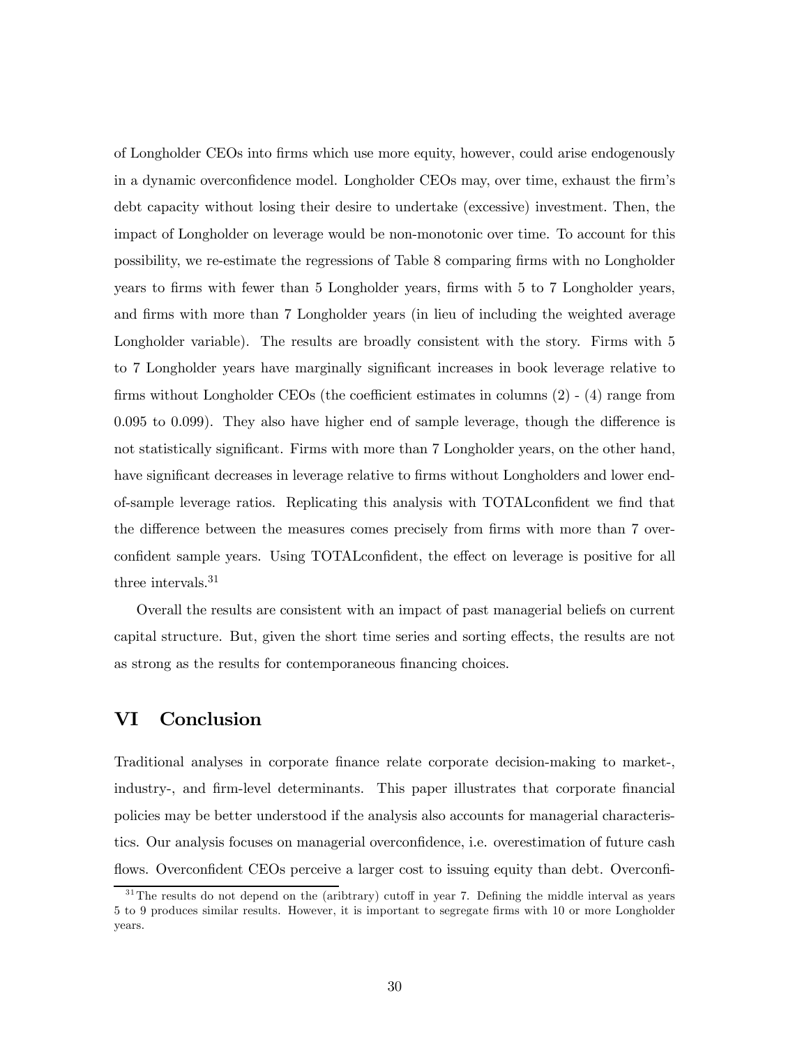of Longholder CEOs into firms which use more equity, however, could arise endogenously in a dynamic overconfidence model. Longholder CEOs may, over time, exhaust the firm's debt capacity without losing their desire to undertake (excessive) investment. Then, the impact of Longholder on leverage would be non-monotonic over time. To account for this possibility, we re-estimate the regressions of Table 8 comparing firms with no Longholder years to firms with fewer than 5 Longholder years, firms with 5 to 7 Longholder years, and firms with more than 7 Longholder years (in lieu of including the weighted average Longholder variable). The results are broadly consistent with the story. Firms with 5 to 7 Longholder years have marginally significant increases in book leverage relative to firms without Longholder CEOs (the coefficient estimates in columns (2) - (4) range from 0.095 to 0.099). They also have higher end of sample leverage, though the difference is not statistically significant. Firms with more than 7 Longholder years, on the other hand, have significant decreases in leverage relative to firms without Longholders and lower end-of-sample leverage ratios. Replicating this analysis with TOTALconfident we find that the difference between the measures comes precisely from firms with more than 7 overconfident sample years. Using TOTALconfident, the effect on leverage is positive for all three intervals.[31]

Overall the results are consistent with an impact of past managerial beliefs on current capital structure. But, given the short time series and sorting effects, the results are not as strong as the results for contemporaneous financing choices.

# VI Conclusion

Traditional analyses in corporate finance relate corporate decision-making to market-, industry-, and firm-level determinants. This paper illustrates that corporate financial policies may be better understood if the analysis also accounts for managerial characteristics. Our analysis focuses on managerial overconfidence, i.e. overestimation of future cash flows. Overconfident CEOs perceive a larger cost to issuing equity than debt. Overconfi-

[31] The results do not depend on the (aribtrary) cutoff in year 7. Defining the middle interval as years 5 to 9 produces similar results. However, it is important to segregate firms with 10 or more Longholder years.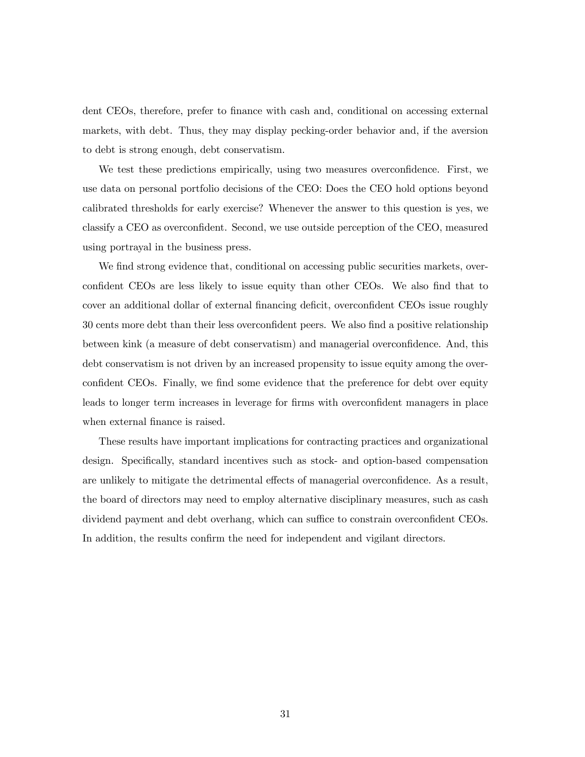dent CEOs, therefore, prefer to finance with cash and, conditional on accessing external markets, with debt. Thus, they may display pecking-order behavior and, if the aversion to debt is strong enough, debt conservatism.

We test these predictions empirically, using two measures overconfidence. First, we use data on personal portfolio decisions of the CEO: Does the CEO hold options beyond calibrated thresholds for early exercise? Whenever the answer to this question is yes, we classify a CEO as overconfident. Second, we use outside perception of the CEO, measured using portrayal in the business press.

We find strong evidence that, conditional on accessing public securities markets, overconfident CEOs are less likely to issue equity than other CEOs. We also find that to cover an additional dollar of external financing deficit, overconfident CEOs issue roughly 30 cents more debt than their less overconfident peers. We also find a positive relationship between kink (a measure of debt conservatism) and managerial overconfidence. And, this debt conservatism is not driven by an increased propensity to issue equity among the overconfident CEOs. Finally, we find some evidence that the preference for debt over equity leads to longer term increases in leverage for firms with overconfident managers in place when external finance is raised.

These results have important implications for contracting practices and organizational design. Specifically, standard incentives such as stock- and option-based compensation are unlikely to mitigate the detrimental effects of managerial overconfidence. As a result, the board of directors may need to employ alternative disciplinary measures, such as cash dividend payment and debt overhang, which can suffice to constrain overconfident CEOs. In addition, the results confirm the need for independent and vigilant directors.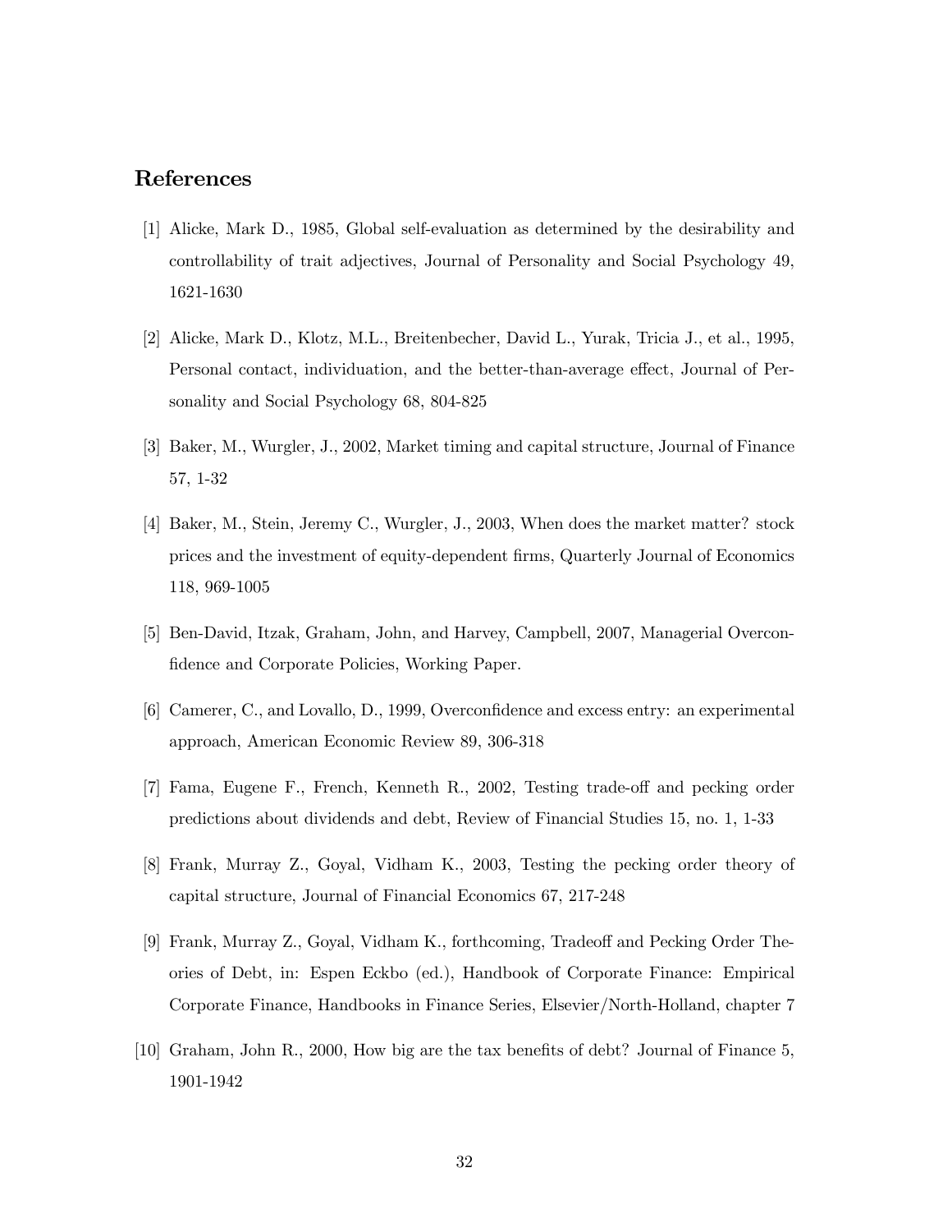## References

[1] Alicke, Mark D., 1985, Global self-evaluation as determined by the desirability and controllability of trait adjectives, Journal of Personality and Social Psychology 49, 1621-1630

[2] Alicke, Mark D., Klotz, M.L., Breitenbecher, David L., Yurak, Tricia J., et al., 1995, Personal contact, individuation, and the better-than-average effect, Journal of Personality and Social Psychology 68, 804-825

[3] Baker, M., Wurgler, J., 2002, Market timing and capital structure, Journal of Finance 57, 1-32

[4] Baker, M., Stein, Jeremy C., Wurgler, J., 2003, When does the market matter? stock prices and the investment of equity-dependent firms, Quarterly Journal of Economics 118, 969-1005

[5] Ben-David, Itzak, Graham, John, and Harvey, Campbell, 2007, Managerial Overconfidence and Corporate Policies, Working Paper.

[6] Camerer, C., and Lovallo, D., 1999, Overconfidence and excess entry: an experimental approach, American Economic Review 89, 306-318

[7] Fama, Eugene F., French, Kenneth R., 2002, Testing trade-off and pecking order predictions about dividends and debt, Review of Financial Studies 15, no. 1, 1-33

[8] Frank, Murray Z., Goyal, Vidham K., 2003, Testing the pecking order theory of capital structure, Journal of Financial Economics 67, 217-248

[9] Frank, Murray Z., Goyal, Vidham K., forthcoming, Tradeoff and Pecking Order Theories of Debt, in: Espen Eckbo (ed.), Handbook of Corporate Finance: Empirical Corporate Finance, Handbooks in Finance Series, Elsevier/North-Holland, chapter 7

[10] Graham, John R., 2000, How big are the tax benefits of debt? Journal of Finance 5, 1901-1942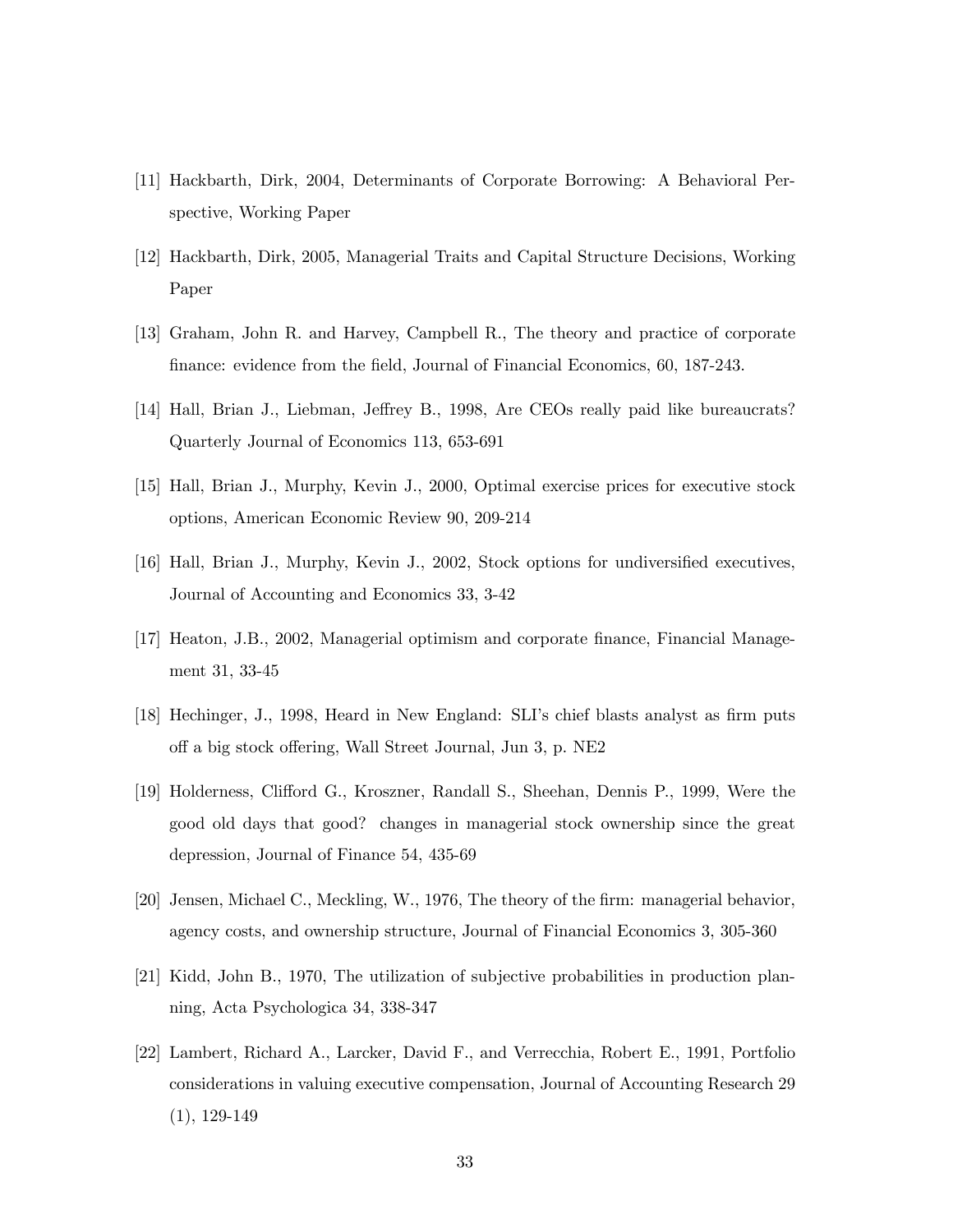[11] Hackbarth, Dirk, 2004, Determinants of Corporate Borrowing: A Behavioral Perspective, Working Paper

[12] Hackbarth, Dirk, 2005, Managerial Traits and Capital Structure Decisions, Working Paper

[13] Graham, John R. and Harvey, Campbell R., The theory and practice of corporate finance: evidence from the field, Journal of Financial Economics, 60, 187-243.

[14] Hall, Brian J., Liebman, Jeffrey B., 1998, Are CEOs really paid like bureaucrats? Quarterly Journal of Economics 113, 653-691

[15] Hall, Brian J., Murphy, Kevin J., 2000, Optimal exercise prices for executive stock options, American Economic Review 90, 209-214

[16] Hall, Brian J., Murphy, Kevin J., 2002, Stock options for undiversified executives, Journal of Accounting and Economics 33, 3-42

[17] Heaton, J.B., 2002, Managerial optimism and corporate finance, Financial Management 31, 33-45

[18] Hechinger, J., 1998, Heard in New England: SLI's chief blasts analyst as firm puts off a big stock offering, Wall Street Journal, Jun 3, p. NE2

[19] Holderness, Clifford G., Kroszner, Randall S., Sheehan, Dennis P., 1999, Were the good old days that good? changes in managerial stock ownership since the great depression, Journal of Finance 54, 435-69

[20] Jensen, Michael C., Meckling, W., 1976, The theory of the firm: managerial behavior, agency costs, and ownership structure, Journal of Financial Economics 3, 305-360

[21] Kidd, John B., 1970, The utilization of subjective probabilities in production planning, Acta Psychologica 34, 338-347

[22] Lambert, Richard A., Larcker, David F., and Verrecchia, Robert E., 1991, Portfolio considerations in valuing executive compensation, Journal of Accounting Research 29 (1), 129-149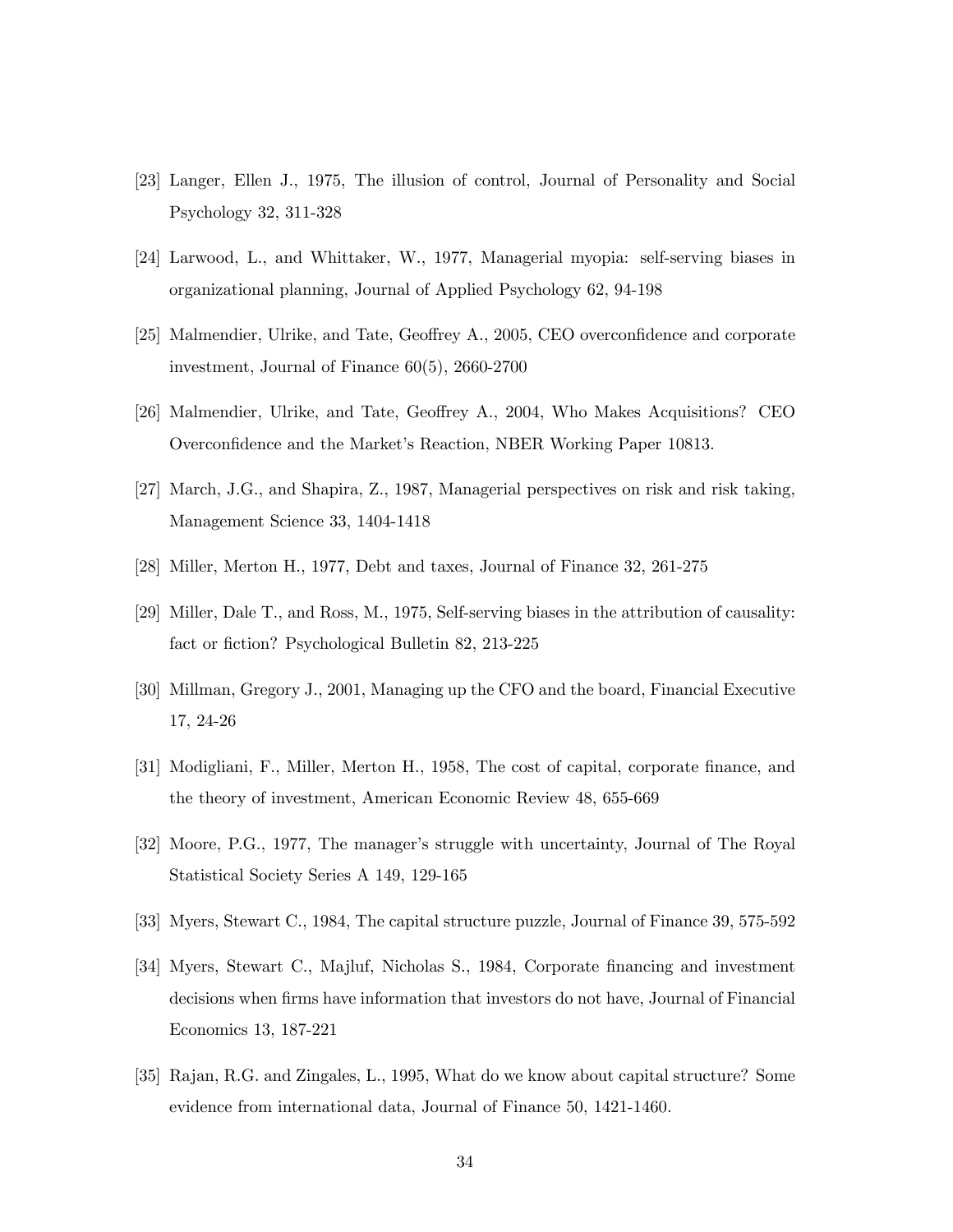[23] Langer, Ellen J., 1975, The illusion of control, Journal of Personality and Social Psychology 32, 311-328

[24] Larwood, L., and Whittaker, W., 1977, Managerial myopia: self-serving biases in organizational planning, Journal of Applied Psychology 62, 94-198

[25] Malmendier, Ulrike, and Tate, Geoffrey A., 2005, CEO overconfidence and corporate investment, Journal of Finance 60(5), 2660-2700

[26] Malmendier, Ulrike, and Tate, Geoffrey A., 2004, Who Makes Acquisitions? CEO Overconfidence and the Market's Reaction, NBER Working Paper 10813.

[27] March, J.G., and Shapira, Z., 1987, Managerial perspectives on risk and risk taking, Management Science 33, 1404-1418

[28] Miller, Merton H., 1977, Debt and taxes, Journal of Finance 32, 261-275

[29] Miller, Dale T., and Ross, M., 1975, Self-serving biases in the attribution of causality: fact or fiction? Psychological Bulletin 82, 213-225

[30] Millman, Gregory J., 2001, Managing up the CFO and the board, Financial Executive 17, 24-26

[31] Modigliani, F., Miller, Merton H., 1958, The cost of capital, corporate finance, and the theory of investment, American Economic Review 48, 655-669

[32] Moore, P.G., 1977, The manager's struggle with uncertainty, Journal of The Royal Statistical Society Series A 149, 129-165

[33] Myers, Stewart C., 1984, The capital structure puzzle, Journal of Finance 39, 575-592

[34] Myers, Stewart C., Majluf, Nicholas S., 1984, Corporate financing and investment decisions when firms have information that investors do not have, Journal of Financial Economics 13, 187-221

[35] Rajan, R.G. and Zingales, L., 1995, What do we know about capital structure? Some evidence from international data, Journal of Finance 50, 1421-1460.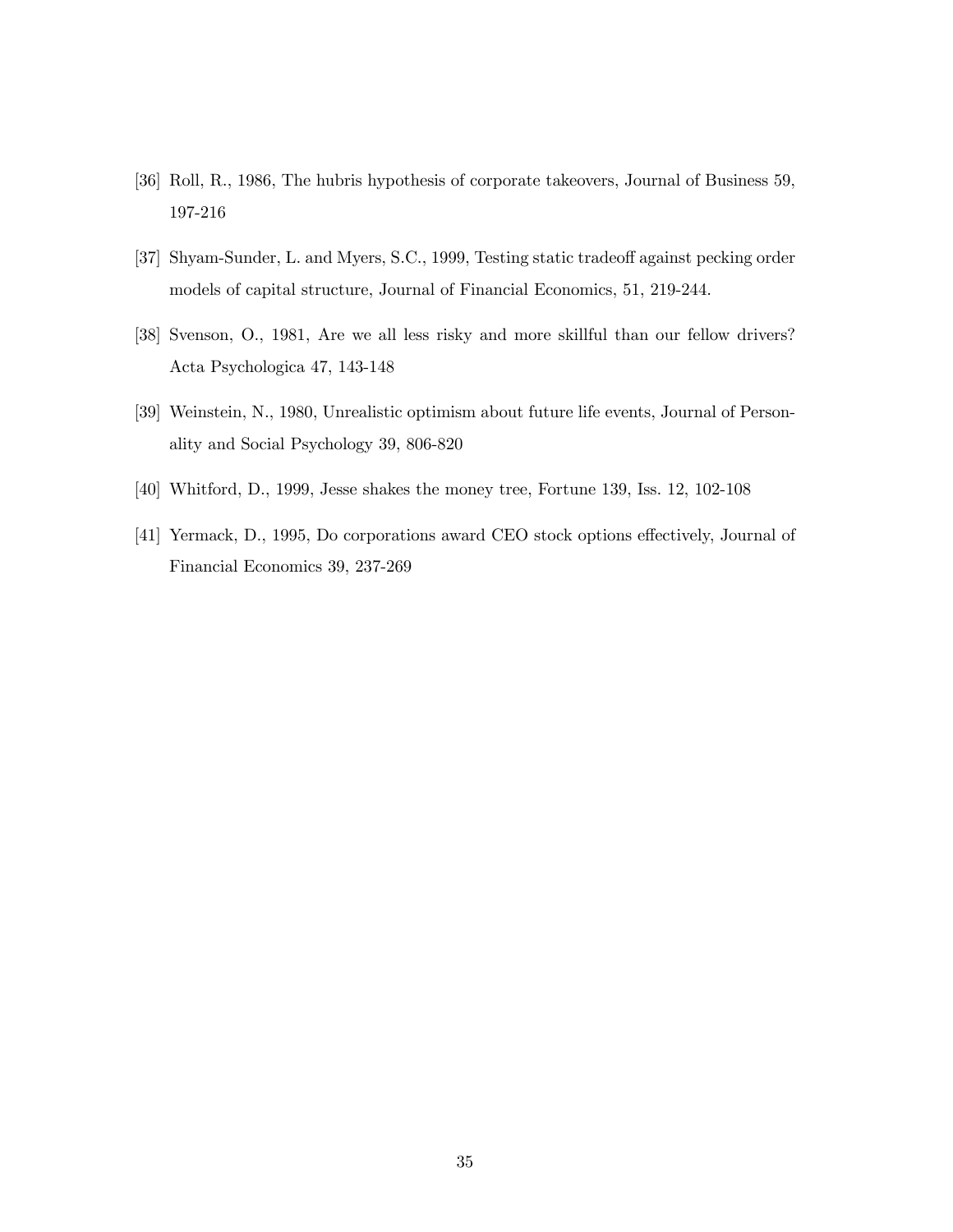[36] Roll, R., 1986, The hubris hypothesis of corporate takeovers, Journal of Business 59, 197-216

[37] Shyam-Sunder, L. and Myers, S.C., 1999, Testing static tradeoff against pecking order models of capital structure, Journal of Financial Economics, 51, 219-244.

[38] Svenson, O., 1981, Are we all less risky and more skillful than our fellow drivers? Acta Psychologica 47, 143-148

[39] Weinstein, N., 1980, Unrealistic optimism about future life events, Journal of Personality and Social Psychology 39, 806-820

[40] Whitford, D., 1999, Jesse shakes the money tree, Fortune 139, Iss. 12, 102-108

[41] Yermack, D., 1995, Do corporations award CEO stock options effectively, Journal of Financial Economics 39, 237-269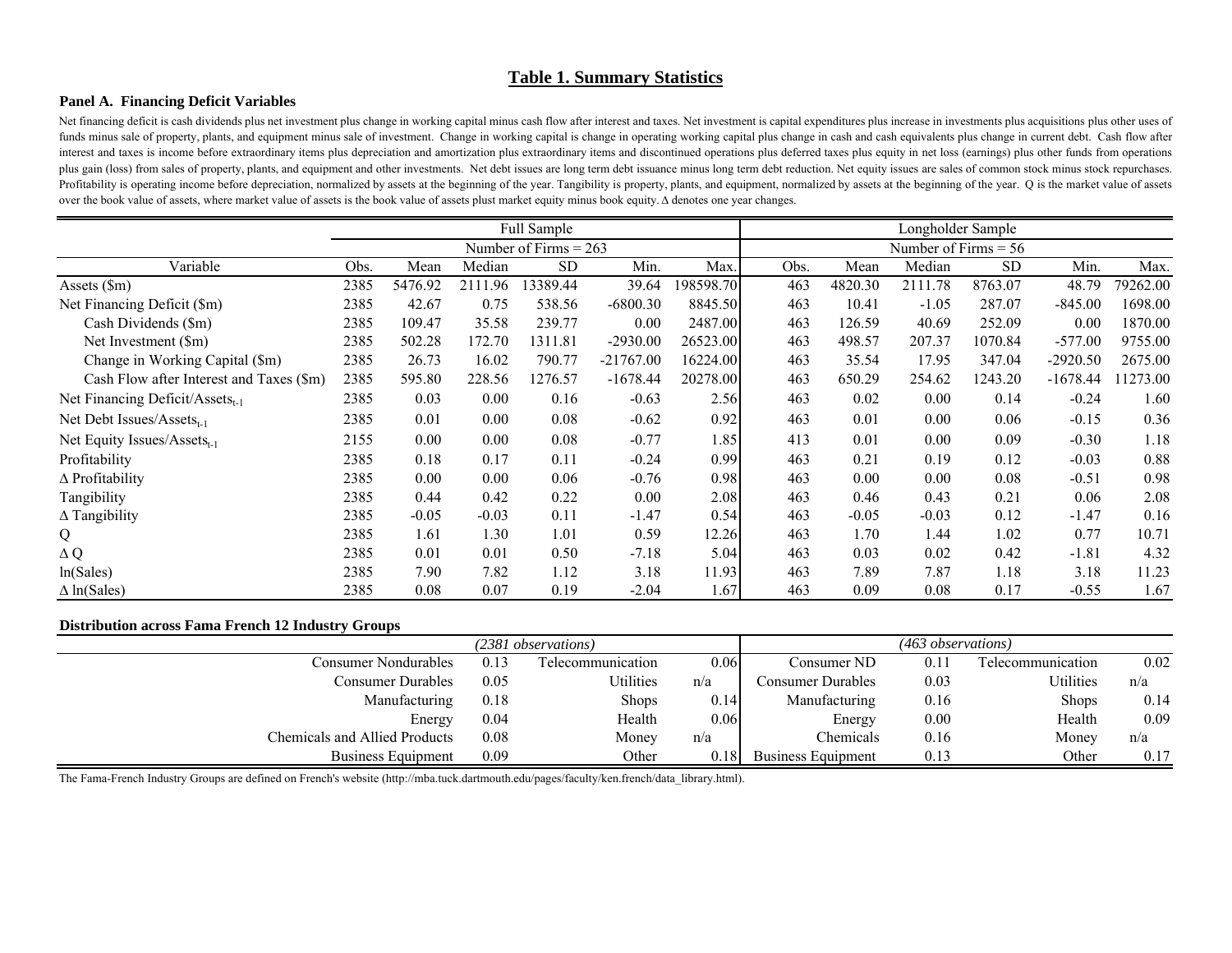## Table 1. Summary Statistics

### Panel A. Financing Deficit Variables

Net financing deficit is cash dividends plus net investment plus change in working capital minus cash flow after interest and taxes. Net investment is capital expenditures plus increase in investments plus acquisitions plus other uses of funds minus sale of property, plants, and equipment minus sale of investment. Change in working capital is change in operating working capital plus change in cash and cash equivalents plus change in current debt. Cash flow after interest and taxes is income before extraordinary items plus depreciation and amortization plus extraordinary items and discontinued operations plus deferred taxes plus equity in net loss (earnings) plus other funds from operations plus gain (loss) from sales of property, plants, and equipment and other investments. Net debt issues are long term debt issuance minus long term debt reduction. Net equity issues are sales of common stock minus stock repurchases. Profitability is operating income before depreciation, normalized by assets at the beginning of the year. Tangibility is property, plants, and equipment, normalized by assets at the beginning of the year. Q is the market value of assets over the book value of assets, where market value of assets is the book value of assets plust market equity minus book equity. Δ denotes one year changes.

| | Full Sample | | | | | | Longholder Sample | | | | | |
|---|---|---|---|---|---|---|---|---|---|---|---|---|
| | Number of Firms = 263 | | | | | | Number of Firms = 56 | | | | | |
| Variable | Obs. | Mean | Median | SD | Min. | Max. | Obs. | Mean | Median | SD | Min. | Max. |
| Assets ($m) | 2385 | 5476.92 | 2111.96 | 13389.44 | 39.64 | 198598.70 | 463 | 4820.30 | 2111.78 | 8763.07 | 48.79 | 79262.00 |
| Net Financing Deficit ($m) | 2385 | 42.67 | 0.75 | 538.56 | -6800.30 | 8845.50 | 463 | 10.41 | -1.05 | 287.07 | -845.00 | 1698.00 |
| Cash Dividends ($m) | 2385 | 109.47 | 35.58 | 239.77 | 0.00 | 2487.00 | 463 | 126.59 | 40.69 | 252.09 | 0.00 | 1870.00 |
| Net Investment ($m) | 2385 | 502.28 | 172.70 | 1311.81 | -2930.00 | 26523.00 | 463 | 498.57 | 207.37 | 1070.84 | -577.00 | 9755.00 |
| Change in Working Capital ($m) | 2385 | 26.73 | 16.02 | 790.77 | -21767.00 | 16224.00 | 463 | 35.54 | 17.95 | 347.04 | -2920.50 | 2675.00 |
| Cash Flow after Interest and Taxes ($m) | 2385 | 595.80 | 228.56 | 1276.57 | -1678.44 | 20278.00 | 463 | 650.29 | 254.62 | 1243.20 | -1678.44 | 11273.00 |
| Net Financing Deficit/Assets$_{t-1}$ | 2385 | 0.03 | 0.00 | 0.16 | -0.63 | 2.56 | 463 | 0.02 | 0.00 | 0.14 | -0.24 | 1.60 |
| Net Debt Issues/Assets$_{t-1}$ | 2385 | 0.01 | 0.00 | 0.08 | -0.62 | 0.92 | 463 | 0.01 | 0.00 | 0.06 | -0.15 | 0.36 |
| Net Equity Issues/Assets$_{t-1}$ | 2155 | 0.00 | 0.00 | 0.08 | -0.77 | 1.85 | 413 | 0.01 | 0.00 | 0.09 | -0.30 | 1.18 |
| Profitability | 2385 | 0.18 | 0.17 | 0.11 | -0.24 | 0.99 | 463 | 0.21 | 0.19 | 0.12 | -0.03 | 0.88 |
| Δ Profitability | 2385 | 0.00 | 0.00 | 0.06 | -0.76 | 0.98 | 463 | 0.00 | 0.00 | 0.08 | -0.51 | 0.98 |
| Tangibility | 2385 | 0.44 | 0.42 | 0.22 | 0.00 | 2.08 | 463 | 0.46 | 0.43 | 0.21 | 0.06 | 2.08 |
| Δ Tangibility | 2385 | -0.05 | -0.03 | 0.11 | -1.47 | 0.54 | 463 | -0.05 | -0.03 | 0.12 | -1.47 | 0.16 |
| Q | 2385 | 1.61 | 1.30 | 1.01 | 0.59 | 12.26 | 463 | 1.70 | 1.44 | 1.02 | 0.77 | 10.71 |
| Δ Q | 2385 | 0.01 | 0.01 | 0.50 | -7.18 | 5.04 | 463 | 0.03 | 0.02 | 0.42 | -1.81 | 4.32 |
| ln(Sales) | 2385 | 7.90 | 7.82 | 1.12 | 3.18 | 11.93 | 463 | 7.89 | 7.87 | 1.18 | 3.18 | 11.23 |
| Δ ln(Sales) | 2385 | 0.08 | 0.07 | 0.19 | -2.04 | 1.67 | 463 | 0.09 | 0.08 | 0.17 | -0.55 | 1.67 |

**Distribution across Fama French 12 Industry Groups**

| *(2381 observations)* | | | | *(463 observations)* | | | |
|---|---|---|---|---|---|---|---|
| Consumer Nondurables | 0.13 | Telecommunication | 0.06 | Consumer ND | 0.11 | Telecommunication | 0.02 |
| Consumer Durables | 0.05 | Utilities | n/a | Consumer Durables | 0.03 | Utilities | n/a |
| Manufacturing | 0.18 | Shops | 0.14 | Manufacturing | 0.16 | Shops | 0.14 |
| Energy | 0.04 | Health | 0.06 | Energy | 0.00 | Health | 0.09 |
| Chemicals and Allied Products | 0.08 | Money | n/a | Chemicals | 0.16 | Money | n/a |
| Business Equipment | 0.09 | Other | 0.18 | Business Equipment | 0.13 | Other | 0.17 |

The Fama-French Industry Groups are defined on French's website (http://mba.tuck.dartmouth.edu/pages/faculty/ken.french/data_library.html).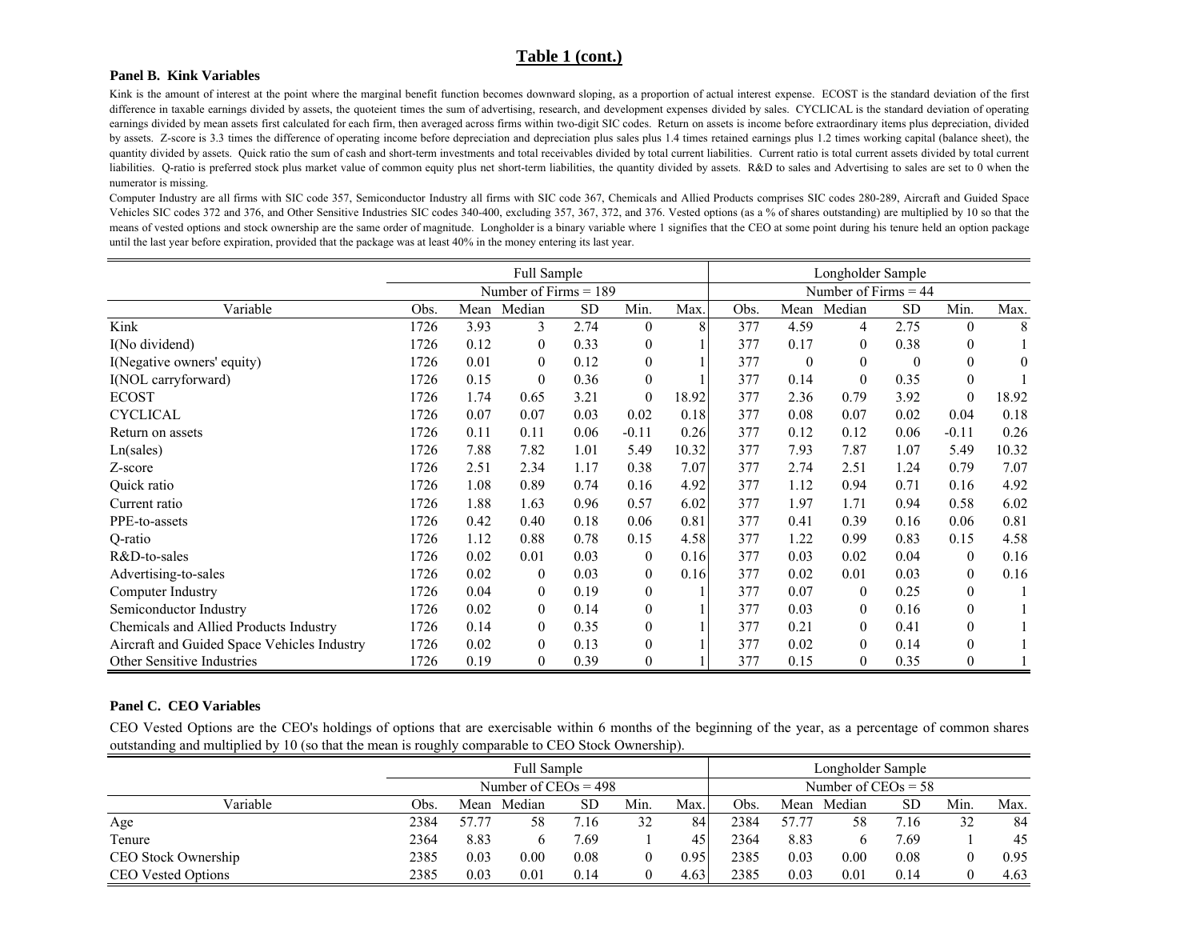# Table 1 (cont.)

**Panel B. Kink Variables**

Kink is the amount of interest at the point where the marginal benefit function becomes downward sloping, as a proportion of actual interest expense. ECOST is the standard deviation of the first difference in taxable earnings divided by assets, the quoteient times the sum of advertising, research, and development expenses divided by sales. CYCLICAL is the standard deviation of operating earnings divided by mean assets first calculated for each firm, then averaged across firms within two-digit SIC codes. Return on assets is income before extraordinary items plus depreciation, divided by assets. Z-score is 3.3 times the difference of operating income before depreciation and depreciation plus sales plus 1.4 times retained earnings plus 1.2 times working capital (balance sheet), the quantity divided by assets. Quick ratio the sum of cash and short-term investments and total receivables divided by total current liabilities. Current ratio is total current assets divided by total current liabilities. Q-ratio is preferred stock plus market value of common equity plus net short-term liabilities, the quantity divided by assets. R&D to sales and Advertising to sales are set to 0 when the numerator is missing.

Computer Industry are all firms with SIC code 357, Semiconductor Industry all firms with SIC code 367, Chemicals and Allied Products comprises SIC codes 280-289, Aircraft and Guided Space Vehicles SIC codes 372 and 376, and Other Sensitive Industries SIC codes 340-400, excluding 357, 367, 372, and 376. Vested options (as a % of shares outstanding) are multiplied by 10 so that the means of vested options and stock ownership are the same order of magnitude. Longholder is a binary variable where 1 signifies that the CEO at some point during his tenure held an option package until the last year before expiration, provided that the package was at least 40% in the money entering its last year.

| | Full Sample | | | | | | Longholder Sample | | | | | |
|---|---|---|---|---|---|---|---|---|---|---|---|---|
| | Number of Firms = 189 | | | | | | Number of Firms = 44 | | | | | |
| Variable | Obs. | Mean | Median | SD | Min. | Max. | Obs. | Mean | Median | SD | Min. | Max. |
| Kink | 1726 | 3.93 | 3 | 2.74 | 0 | 8 | 377 | 4.59 | 4 | 2.75 | 0 | 8 |
| I(No dividend) | 1726 | 0.12 | 0 | 0.33 | 0 | 1 | 377 | 0.17 | 0 | 0.38 | 0 | 1 |
| I(Negative owners' equity) | 1726 | 0.01 | 0 | 0.12 | 0 | 1 | 377 | 0 | 0 | 0 | 0 | 0 |
| I(NOL carryforward) | 1726 | 0.15 | 0 | 0.36 | 0 | 1 | 377 | 0.14 | 0 | 0.35 | 0 | 1 |
| ECOST | 1726 | 1.74 | 0.65 | 3.21 | 0 | 18.92 | 377 | 2.36 | 0.79 | 3.92 | 0 | 18.92 |
| CYCLICAL | 1726 | 0.07 | 0.07 | 0.03 | 0.02 | 0.18 | 377 | 0.08 | 0.07 | 0.02 | 0.04 | 0.18 |
| Return on assets | 1726 | 0.11 | 0.11 | 0.06 | -0.11 | 0.26 | 377 | 0.12 | 0.12 | 0.06 | -0.11 | 0.26 |
| Ln(sales) | 1726 | 7.88 | 7.82 | 1.01 | 5.49 | 10.32 | 377 | 7.93 | 7.87 | 1.07 | 5.49 | 10.32 |
| Z-score | 1726 | 2.51 | 2.34 | 1.17 | 0.38 | 7.07 | 377 | 2.74 | 2.51 | 1.24 | 0.79 | 7.07 |
| Quick ratio | 1726 | 1.08 | 0.89 | 0.74 | 0.16 | 4.92 | 377 | 1.12 | 0.94 | 0.71 | 0.16 | 4.92 |
| Current ratio | 1726 | 1.88 | 1.63 | 0.96 | 0.57 | 6.02 | 377 | 1.97 | 1.71 | 0.94 | 0.58 | 6.02 |
| PPE-to-assets | 1726 | 0.42 | 0.40 | 0.18 | 0.06 | 0.81 | 377 | 0.41 | 0.39 | 0.16 | 0.06 | 0.81 |
| Q-ratio | 1726 | 1.12 | 0.88 | 0.78 | 0.15 | 4.58 | 377 | 1.22 | 0.99 | 0.83 | 0.15 | 4.58 |
| R&D-to-sales | 1726 | 0.02 | 0.01 | 0.03 | 0 | 0.16 | 377 | 0.03 | 0.02 | 0.04 | 0 | 0.16 |
| Advertising-to-sales | 1726 | 0.02 | 0 | 0.03 | 0 | 0.16 | 377 | 0.02 | 0.01 | 0.03 | 0 | 0.16 |
| Computer Industry | 1726 | 0.04 | 0 | 0.19 | 0 | 1 | 377 | 0.07 | 0 | 0.25 | 0 | 1 |
| Semiconductor Industry | 1726 | 0.02 | 0 | 0.14 | 0 | 1 | 377 | 0.03 | 0 | 0.16 | 0 | 1 |
| Chemicals and Allied Products Industry | 1726 | 0.14 | 0 | 0.35 | 0 | 1 | 377 | 0.21 | 0 | 0.41 | 0 | 1 |
| Aircraft and Guided Space Vehicles Industry | 1726 | 0.02 | 0 | 0.13 | 0 | 1 | 377 | 0.02 | 0 | 0.14 | 0 | 1 |
| Other Sensitive Industries | 1726 | 0.19 | 0 | 0.39 | 0 | 1 | 377 | 0.15 | 0 | 0.35 | 0 | 1 |

**Panel C. CEO Variables**

CEO Vested Options are the CEO's holdings of options that are exercisable within 6 months of the beginning of the year, as a percentage of common shares outstanding and multiplied by 10 (so that the mean is roughly comparable to CEO Stock Ownership).

| | Full Sample | | | | | | Longholder Sample | | | | | |
|---|---|---|---|---|---|---|---|---|---|---|---|---|
| | Number of CEOs = 498 | | | | | | Number of CEOs = 58 | | | | | |
| Variable | Obs. | Mean | Median | SD | Min. | Max. | Obs. | Mean | Median | SD | Min. | Max. |
| Age | 2384 | 57.77 | 58 | 7.16 | 32 | 84 | 2384 | 57.77 | 58 | 7.16 | 32 | 84 |
| Tenure | 2364 | 8.83 | 6 | 7.69 | 1 | 45 | 2364 | 8.83 | 6 | 7.69 | 1 | 45 |
| CEO Stock Ownership | 2385 | 0.03 | 0.00 | 0.08 | 0 | 0.95 | 2385 | 0.03 | 0.00 | 0.08 | 0 | 0.95 |
| CEO Vested Options | 2385 | 0.03 | 0.01 | 0.14 | 0 | 4.63 | 2385 | 0.03 | 0.01 | 0.14 | 0 | 4.63 |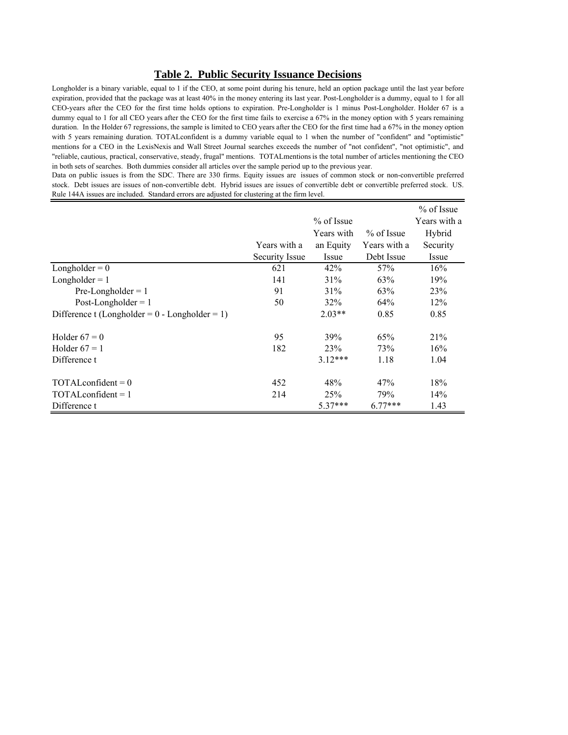## Table 2. Public Security Issuance Decisions

Longholder is a binary variable, equal to 1 if the CEO, at some point during his tenure, held an option package until the last year before expiration, provided that the package was at least 40% in the money entering its last year. Post-Longholder is a dummy, equal to 1 for all CEO-years after the CEO for the first time holds options to expiration. Pre-Longholder is 1 minus Post-Longholder. Holder 67 is a dummy equal to 1 for all CEO years after the CEO for the first time fails to exercise a 67% in the money option with 5 years remaining duration. In the Holder 67 regressions, the sample is limited to CEO years after the CEO for the first time had a 67% in the money option with 5 years remaining duration. TOTALconfident is a dummy variable equal to 1 when the number of "confident" and "optimistic" mentions for a CEO in the LexisNexis and Wall Street Journal searches exceeds the number of "not confident", "not optimistic", and "reliable, cautious, practical, conservative, steady, frugal" mentions. TOTALmentions is the total number of articles mentioning the CEO in both sets of searches. Both dummies consider all articles over the sample period up to the previous year.

Data on public issues is from the SDC. There are 330 firms. Equity issues are issues of common stock or non-convertible preferred stock. Debt issues are issues of non-convertible debt. Hybrid issues are issues of convertible debt or convertible preferred stock. US. Rule 144A issues are included. Standard errors are adjusted for clustering at the firm level.

| | Years with a Security Issue | % of Issue Years with an Equity Issue | % of Issue Years with a Debt Issue | % of Issue Years with a Hybrid Security Issue |
|---|---|---|---|---|
| Longholder = 0 | 621 | 42% | 57% | 16% |
| Longholder = 1 | 141 | 31% | 63% | 19% |
| Pre-Longholder = 1 | 91 | 31% | 63% | 23% |
| Post-Longholder = 1 | 50 | 32% | 64% | 12% |
| Difference t (Longholder = 0 - Longholder = 1) | | 2.03** | 0.85 | 0.85 |
| | | | | |
| Holder 67 = 0 | 95 | 39% | 65% | 21% |
| Holder 67 = 1 | 182 | 23% | 73% | 16% |
| Difference t | | 3.12*** | 1.18 | 1.04 |
| | | | | |
| TOTALconfident = 0 | 452 | 48% | 47% | 18% |
| TOTALconfident = 1 | 214 | 25% | 79% | 14% |
| Difference t | | 5.37*** | 6.77*** | 1.43 |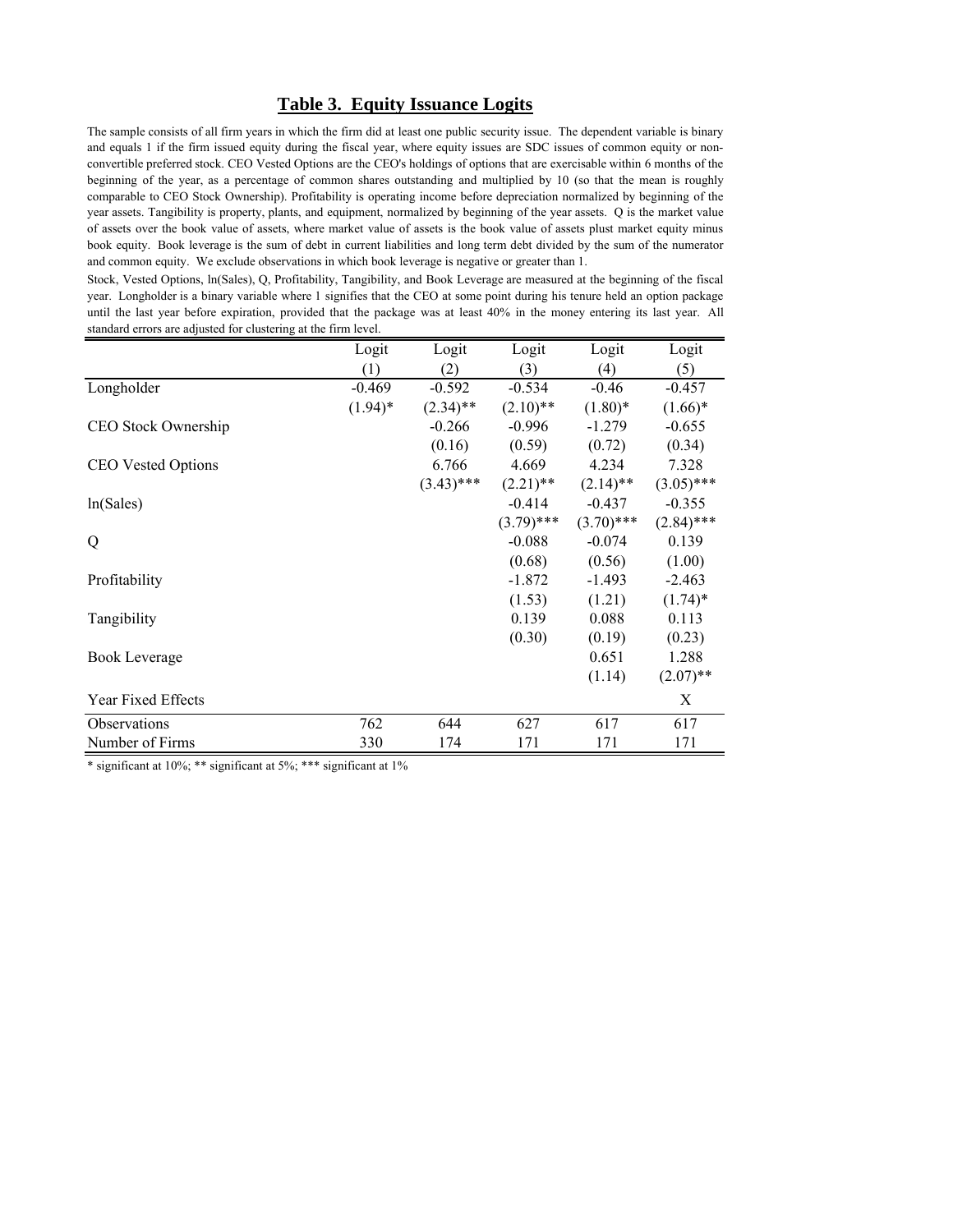## Table 3. Equity Issuance Logits

The sample consists of all firm years in which the firm did at least one public security issue. The dependent variable is binary and equals 1 if the firm issued equity during the fiscal year, where equity issues are SDC issues of common equity or non-convertible preferred stock. CEO Vested Options are the CEO's holdings of options that are exercisable within 6 months of the beginning of the year, as a percentage of common shares outstanding and multiplied by 10 (so that the mean is roughly comparable to CEO Stock Ownership). Profitability is operating income before depreciation normalized by beginning of the year assets. Tangibility is property, plants, and equipment, normalized by beginning of the year assets. Q is the market value of assets over the book value of assets, where market value of assets is the book value of assets plust market equity minus book equity. Book leverage is the sum of debt in current liabilities and long term debt divided by the sum of the numerator and common equity. We exclude observations in which book leverage is negative or greater than 1.

Stock, Vested Options, ln(Sales), Q, Profitability, Tangibility, and Book Leverage are measured at the beginning of the fiscal year. Longholder is a binary variable where 1 signifies that the CEO at some point during his tenure held an option package until the last year before expiration, provided that the package was at least 40% in the money entering its last year. All standard errors are adjusted for clustering at the firm level.

| | Logit | Logit | Logit | Logit | Logit |
|---|---|---|---|---|---|
| | (1) | (2) | (3) | (4) | (5) |
| Longholder | -0.469 | -0.592 | -0.534 | -0.46 | -0.457 |
| | (1.94)* | (2.34)** | (2.10)** | (1.80)* | (1.66)* |
| CEO Stock Ownership | | -0.266 | -0.996 | -1.279 | -0.655 |
| | | (0.16) | (0.59) | (0.72) | (0.34) |
| CEO Vested Options | | 6.766 | 4.669 | 4.234 | 7.328 |
| | | (3.43)*** | (2.21)** | (2.14)** | (3.05)*** |
| ln(Sales) | | | -0.414 | -0.437 | -0.355 |
| | | | (3.79)*** | (3.70)*** | (2.84)*** |
| Q | | | -0.088 | -0.074 | 0.139 |
| | | | (0.68) | (0.56) | (1.00) |
| Profitability | | | -1.872 | -1.493 | -2.463 |
| | | | (1.53) | (1.21) | (1.74)* |
| Tangibility | | | 0.139 | 0.088 | 0.113 |
| | | | (0.30) | (0.19) | (0.23) |
| Book Leverage | | | | 0.651 | 1.288 |
| | | | | (1.14) | (2.07)** |
| Year Fixed Effects | | | | | X |
| Observations | 762 | 644 | 627 | 617 | 617 |
| Number of Firms | 330 | 174 | 171 | 171 | 171 |

* significant at 10%; ** significant at 5%; *** significant at 1%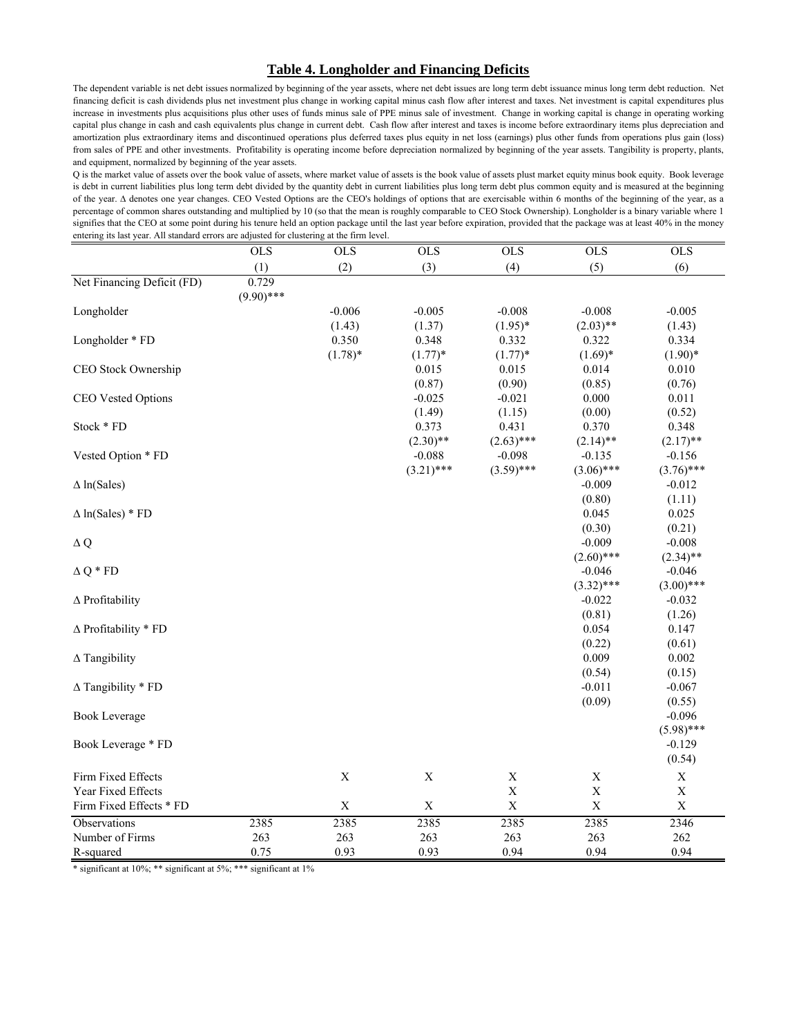## Table 4. Longholder and Financing Deficits

The dependent variable is net debt issues normalized by beginning of the year assets, where net debt issues are long term debt issuance minus long term debt reduction. Net financing deficit is cash dividends plus net investment plus change in working capital minus cash flow after interest and taxes. Net investment is capital expenditures plus increase in investments plus acquisitions plus other uses of funds minus sale of PPE minus sale of investment. Change in working capital is change in operating working capital plus change in cash and cash equivalents plus change in current debt. Cash flow after interest and taxes is income before extraordinary items plus depreciation and amortization plus extraordinary items and discontinued operations plus deferred taxes plus equity in net loss (earnings) plus other funds from operations plus gain (loss) from sales of PPE and other investments. Profitability is operating income before depreciation normalized by beginning of the year assets. Tangibility is property, plants, and equipment, normalized by beginning of the year assets.

Q is the market value of assets over the book value of assets, where market value of assets is the book value of assets plust market equity minus book equity. Book leverage is debt in current liabilities plus long term debt divided by the quantity debt in current liabilities plus long term debt plus common equity and is measured at the beginning of the year. Δ denotes one year changes. CEO Vested Options are the CEO's holdings of options that are exercisable within 6 months of the beginning of the year, as a percentage of common shares outstanding and multiplied by 10 (so that the mean is roughly comparable to CEO Stock Ownership). Longholder is a binary variable where 1 signifies that the CEO at some point during his tenure held an option package until the last year before expiration, provided that the package was at least 40% in the money entering its last year. All standard errors are adjusted for clustering at the firm level.

| | OLS | OLS | OLS | OLS | OLS | OLS |
|---|---|---|---|---|---|---|
| | (1) | (2) | (3) | (4) | (5) | (6) |
| Net Financing Deficit (FD) | 0.729 | | | | | |
| | (9.90)*** | | | | | |
| Longholder | | -0.006 | -0.005 | -0.008 | -0.008 | -0.005 |
| | | (1.43) | (1.37) | (1.95)* | (2.03)** | (1.43) |
| Longholder * FD | | 0.350 | 0.348 | 0.332 | 0.322 | 0.334 |
| | | (1.78)* | (1.77)* | (1.77)* | (1.69)* | (1.90)* |
| CEO Stock Ownership | | | 0.015 | 0.015 | 0.014 | 0.010 |
| | | | (0.87) | (0.90) | (0.85) | (0.76) |
| CEO Vested Options | | | -0.025 | -0.021 | 0.000 | 0.011 |
| | | | (1.49) | (1.15) | (0.00) | (0.52) |
| Stock * FD | | | 0.373 | 0.431 | 0.370 | 0.348 |
| | | | (2.30)** | (2.63)*** | (2.14)** | (2.17)** |
| Vested Option * FD | | | -0.088 | -0.098 | -0.135 | -0.156 |
| | | | (3.21)*** | (3.59)*** | (3.06)*** | (3.76)*** |
| Δ ln(Sales) | | | | | -0.009 | -0.012 |
| | | | | | (0.80) | (1.11) |
| Δ ln(Sales) * FD | | | | | 0.045 | 0.025 |
| | | | | | (0.30) | (0.21) |
| Δ Q | | | | | -0.009 | -0.008 |
| | | | | | (2.60)*** | (2.34)** |
| Δ Q * FD | | | | | -0.046 | -0.046 |
| | | | | | (3.32)*** | (3.00)*** |
| Δ Profitability | | | | | -0.022 | -0.032 |
| | | | | | (0.81) | (1.26) |
| Δ Profitability * FD | | | | | 0.054 | 0.147 |
| | | | | | (0.22) | (0.61) |
| Δ Tangibility | | | | | 0.009 | 0.002 |
| | | | | | (0.54) | (0.15) |
| Δ Tangibility * FD | | | | | -0.011 | -0.067 |
| | | | | | (0.09) | (0.55) |
| Book Leverage | | | | | | -0.096 |
| | | | | | | (5.98)*** |
| Book Leverage * FD | | | | | | -0.129 |
| | | | | | | (0.54) |
| Firm Fixed Effects | | X | X | X | X | X |
| Year Fixed Effects | | | | X | X | X |
| Firm Fixed Effects * FD | | X | X | X | X | X |
| Observations | 2385 | 2385 | 2385 | 2385 | 2385 | 2346 |
| Number of Firms | 263 | 263 | 263 | 263 | 263 | 262 |
| R-squared | 0.75 | 0.93 | 0.93 | 0.94 | 0.94 | 0.94 |

* significant at 10%; ** significant at 5%; *** significant at 1%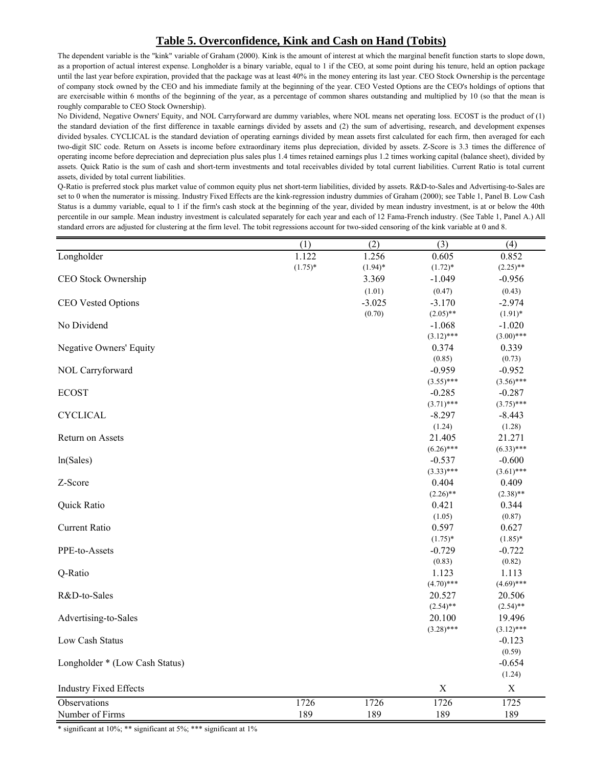## Table 5. Overconfidence, Kink and Cash on Hand (Tobits)

The dependent variable is the "kink" variable of Graham (2000). Kink is the amount of interest at which the marginal benefit function starts to slope down, as a proportion of actual interest expense. Longholder is a binary variable, equal to 1 if the CEO, at some point during his tenure, held an option package until the last year before expiration, provided that the package was at least 40% in the money entering its last year. CEO Stock Ownership is the percentage of company stock owned by the CEO and his immediate family at the beginning of the year. CEO Vested Options are the CEO's holdings of options that are exercisable within 6 months of the beginning of the year, as a percentage of common shares outstanding and multiplied by 10 (so that the mean is roughly comparable to CEO Stock Ownership).

No Dividend, Negative Owners' Equity, and NOL Carryforward are dummy variables, where NOL means net operating loss. ECOST is the product of (1) the standard deviation of the first difference in taxable earnings divided by assets and (2) the sum of advertising, research, and development expenses divided bysales. CYCLICAL is the standard deviation of operating earnings divided by mean assets first calculated for each firm, then averaged for each two-digit SIC code. Return on Assets is income before extraordinary items plus depreciation, divided by assets. Z-Score is 3.3 times the difference of operating income before depreciation and depreciation plus sales plus 1.4 times retained earnings plus 1.2 times working capital (balance sheet), divided by assets. Quick Ratio is the sum of cash and short-term investments and total receivables divided by total current liabilities. Current Ratio is total current assets, divided by total current liabilities.

Q-Ratio is preferred stock plus market value of common equity plus net short-term liabilities, divided by assets. R&D-to-Sales and Advertising-to-Sales are set to 0 when the numerator is missing. Industry Fixed Effects are the kink-regression industry dummies of Graham (2000); see Table 1, Panel B. Low Cash Status is a dummy variable, equal to 1 if the firm's cash stock at the beginning of the year, divided by mean industry investment, is at or below the 40th percentile in our sample. Mean industry investment is calculated separately for each year and each of 12 Fama-French industry. (See Table 1, Panel A.) All standard errors are adjusted for clustering at the firm level. The tobit regressions account for two-sided censoring of the kink variable at 0 and 8.

| | (1) | (2) | (3) | (4) |
|---|---|---|---|---|
| Longholder | 1.122 | 1.256 | 0.605 | 0.852 |
| | (1.75)* | (1.94)* | (1.72)* | (2.25)** |
| CEO Stock Ownership | | 3.369 | -1.049 | -0.956 |
| | | (1.01) | (0.47) | (0.43) |
| CEO Vested Options | | -3.025 | -3.170 | -2.974 |
| | | (0.70) | (2.05)** | (1.91)* |
| No Dividend | | | -1.068 | -1.020 |
| | | | (3.12)*** | (3.00)*** |
| Negative Owners' Equity | | | 0.374 | 0.339 |
| | | | (0.85) | (0.73) |
| NOL Carryforward | | | -0.959 | -0.952 |
| | | | (3.55)*** | (3.56)*** |
| ECOST | | | -0.285 | -0.287 |
| | | | (3.71)*** | (3.75)*** |
| CYCLICAL | | | -8.297 | -8.443 |
| | | | (1.24) | (1.28) |
| Return on Assets | | | 21.405 | 21.271 |
| | | | (6.26)*** | (6.33)*** |
| ln(Sales) | | | -0.537 | -0.600 |
| | | | (3.33)*** | (3.61)*** |
| Z-Score | | | 0.404 | 0.409 |
| | | | (2.26)** | (2.38)** |
| Quick Ratio | | | 0.421 | 0.344 |
| | | | (1.05) | (0.87) |
| Current Ratio | | | 0.597 | 0.627 |
| | | | (1.75)* | (1.85)* |
| PPE-to-Assets | | | -0.729 | -0.722 |
| | | | (0.83) | (0.82) |
| Q-Ratio | | | 1.123 | 1.113 |
| | | | (4.70)*** | (4.69)*** |
| R&D-to-Sales | | | 20.527 | 20.506 |
| | | | (2.54)** | (2.54)** |
| Advertising-to-Sales | | | 20.100 | 19.496 |
| | | | (3.28)*** | (3.12)*** |
| Low Cash Status | | | | -0.123 |
| | | | | (0.59) |
| Longholder * (Low Cash Status) | | | | -0.654 |
| | | | | (1.24) |
| Industry Fixed Effects | | | X | X |
| Observations | 1726 | 1726 | 1726 | 1725 |
| Number of Firms | 189 | 189 | 189 | 189 |

\* significant at 10%; ** significant at 5%; *** significant at 1%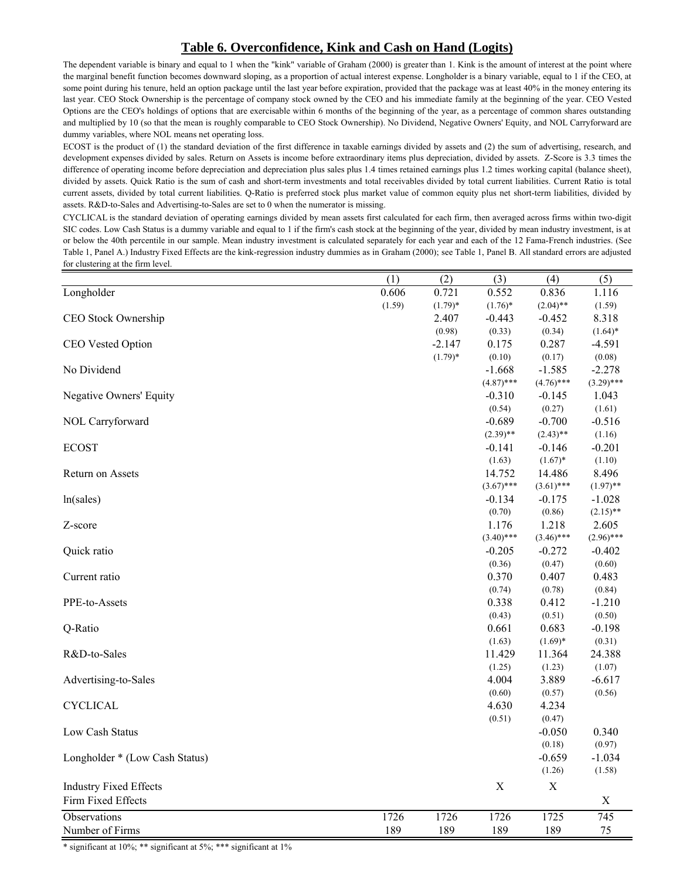## Table 6. Overconfidence, Kink and Cash on Hand (Logits)

The dependent variable is binary and equal to 1 when the "kink" variable of Graham (2000) is greater than 1. Kink is the amount of interest at the point where the marginal benefit function becomes downward sloping, as a proportion of actual interest expense. Longholder is a binary variable, equal to 1 if the CEO, at some point during his tenure, held an option package until the last year before expiration, provided that the package was at least 40% in the money entering its last year. CEO Stock Ownership is the percentage of company stock owned by the CEO and his immediate family at the beginning of the year. CEO Vested Options are the CEO's holdings of options that are exercisable within 6 months of the beginning of the year, as a percentage of common shares outstanding and multiplied by 10 (so that the mean is roughly comparable to CEO Stock Ownership). No Dividend, Negative Owners' Equity, and NOL Carryforward are dummy variables, where NOL means net operating loss.

ECOST is the product of (1) the standard deviation of the first difference in taxable earnings divided by assets and (2) the sum of advertising, research, and development expenses divided by sales. Return on Assets is income before extraordinary items plus depreciation, divided by assets. Z-Score is 3.3 times the difference of operating income before depreciation and depreciation plus sales plus 1.4 times retained earnings plus 1.2 times working capital (balance sheet), divided by assets. Quick Ratio is the sum of cash and short-term investments and total receivables divided by total current liabilities. Current Ratio is total current assets, divided by total current liabilities. Q-Ratio is preferred stock plus market value of common equity plus net short-term liabilities, divided by assets. R&D-to-Sales and Advertising-to-Sales are set to 0 when the numerator is missing.

CYCLICAL is the standard deviation of operating earnings divided by mean assets first calculated for each firm, then averaged across firms within two-digit SIC codes. Low Cash Status is a dummy variable and equal to 1 if the firm's cash stock at the beginning of the year, divided by mean industry investment, is at or below the 40th percentile in our sample. Mean industry investment is calculated separately for each year and each of the 12 Fama-French industries. (See Table 1, Panel A.) Industry Fixed Effects are the kink-regression industry dummies as in Graham (2000); see Table 1, Panel B. All standard errors are adjusted for clustering at the firm level.

| | (1) | (2) | (3) | (4) | (5) |
|---|---|---|---|---|---|
| Longholder | 0.606 | 0.721 | 0.552 | 0.836 | 1.116 |
| | (1.59) | (1.79)* | (1.76)* | (2.04)** | (1.59) |
| CEO Stock Ownership | | 2.407 | -0.443 | -0.452 | 8.318 |
| | | (0.98) | (0.33) | (0.34) | (1.64)* |
| CEO Vested Option | | -2.147 | 0.175 | 0.287 | -4.591 |
| | | (1.79)* | (0.10) | (0.17) | (0.08) |
| No Dividend | | | -1.668 | -1.585 | -2.278 |
| | | | (4.87)*** | (4.76)*** | (3.29)*** |
| Negative Owners' Equity | | | -0.310 | -0.145 | 1.043 |
| | | | (0.54) | (0.27) | (1.61) |
| NOL Carryforward | | | -0.689 | -0.700 | -0.516 |
| | | | (2.39)** | (2.43)** | (1.16) |
| ECOST | | | -0.141 | -0.146 | -0.201 |
| | | | (1.63) | (1.67)* | (1.10) |
| Return on Assets | | | 14.752 | 14.486 | 8.496 |
| | | | (3.67)*** | (3.61)*** | (1.97)** |
| ln(sales) | | | -0.134 | -0.175 | -1.028 |
| | | | (0.70) | (0.86) | (2.15)** |
| Z-score | | | 1.176 | 1.218 | 2.605 |
| | | | (3.40)*** | (3.46)*** | (2.96)*** |
| Quick ratio | | | -0.205 | -0.272 | -0.402 |
| | | | (0.36) | (0.47) | (0.60) |
| Current ratio | | | 0.370 | 0.407 | 0.483 |
| | | | (0.74) | (0.78) | (0.84) |
| PPE-to-Assets | | | 0.338 | 0.412 | -1.210 |
| | | | (0.43) | (0.51) | (0.50) |
| Q-Ratio | | | 0.661 | 0.683 | -0.198 |
| | | | (1.63) | (1.69)* | (0.31) |
| R&D-to-Sales | | | 11.429 | 11.364 | 24.388 |
| | | | (1.25) | (1.23) | (1.07) |
| Advertising-to-Sales | | | 4.004 | 3.889 | -6.617 |
| | | | (0.60) | (0.57) | (0.56) |
| CYCLICAL | | | 4.630 | 4.234 | |
| | | | (0.51) | (0.47) | |
| Low Cash Status | | | | -0.050 | 0.340 |
| | | | | (0.18) | (0.97) |
| Longholder * (Low Cash Status) | | | | -0.659 | -1.034 |
| | | | | (1.26) | (1.58) |
| Industry Fixed Effects | | | X | X | |
| Firm Fixed Effects | | | | | X |
| Observations | 1726 | 1726 | 1726 | 1725 | 745 |
| Number of Firms | 189 | 189 | 189 | 189 | 75 |

* significant at 10%; ** significant at 5%; *** significant at 1%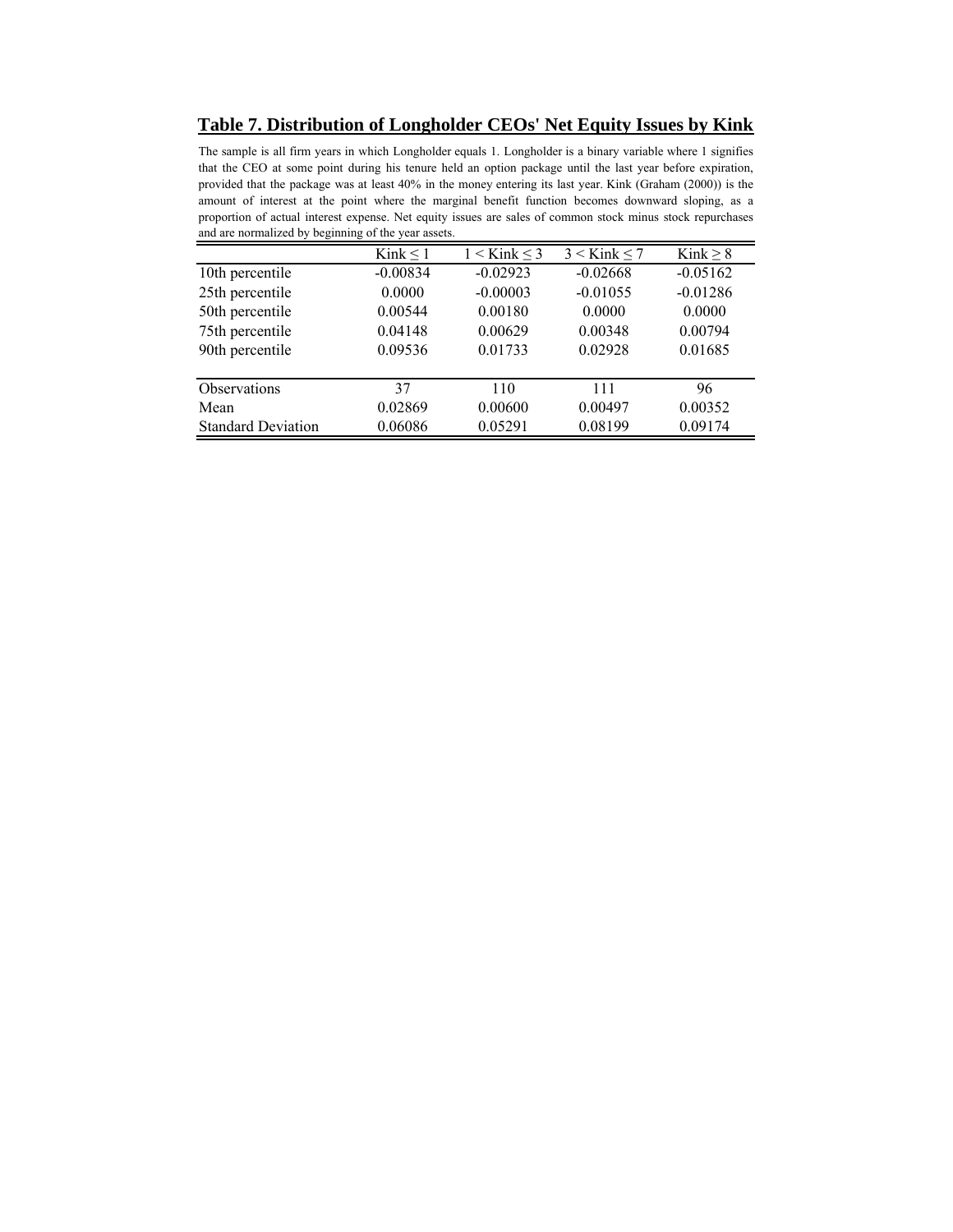## Table 7. Distribution of Longholder CEOs' Net Equity Issues by Kink

The sample is all firm years in which Longholder equals 1. Longholder is a binary variable where 1 signifies that the CEO at some point during his tenure held an option package until the last year before expiration, provided that the package was at least 40% in the money entering its last year. Kink (Graham (2000)) is the amount of interest at the point where the marginal benefit function becomes downward sloping, as a proportion of actual interest expense. Net equity issues are sales of common stock minus stock repurchases and are normalized by beginning of the year assets.

| | Kink ≤ 1 | 1 < Kink ≤ 3 | 3 < Kink ≤ 7 | Kink ≥ 8 |
|---|---|---|---|---|
| 10th percentile | -0.00834 | -0.02923 | -0.02668 | -0.05162 |
| 25th percentile | 0.0000 | -0.00003 | -0.01055 | -0.01286 |
| 50th percentile | 0.00544 | 0.00180 | 0.0000 | 0.0000 |
| 75th percentile | 0.04148 | 0.00629 | 0.00348 | 0.00794 |
| 90th percentile | 0.09536 | 0.01733 | 0.02928 | 0.01685 |
| Observations | 37 | 110 | 111 | 96 |
| Mean | 0.02869 | 0.00600 | 0.00497 | 0.00352 |
| Standard Deviation | 0.06086 | 0.05291 | 0.08199 | 0.09174 |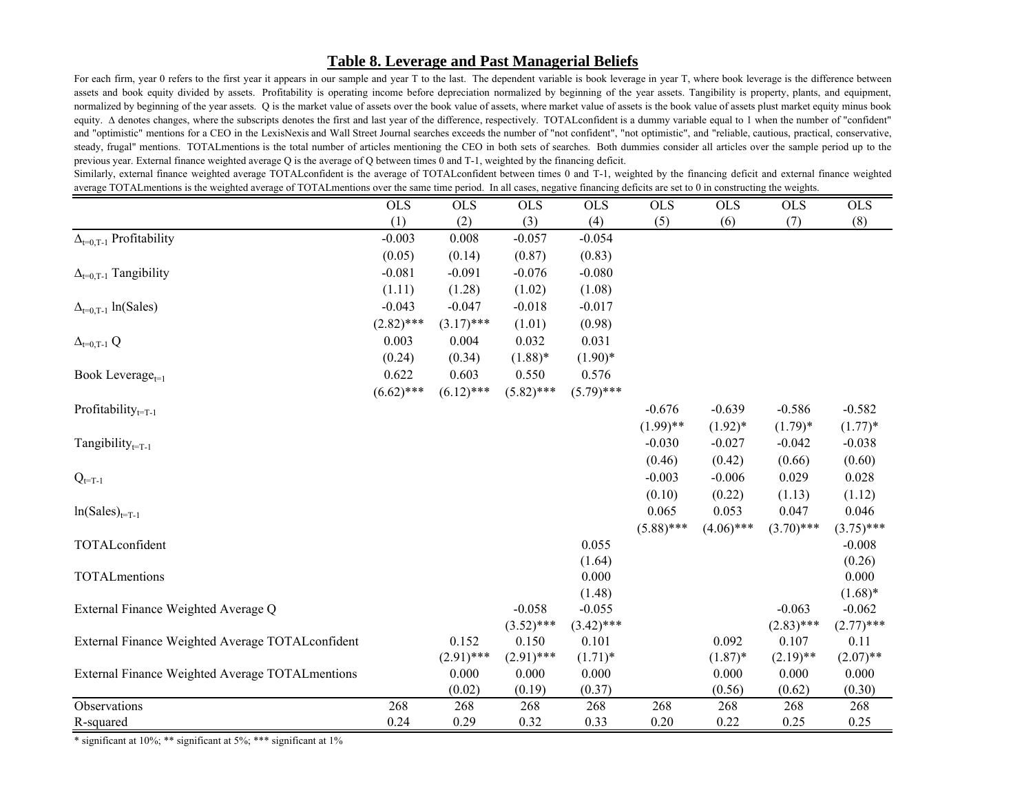## Table 8. Leverage and Past Managerial Beliefs

For each firm, year 0 refers to the first year it appears in our sample and year T to the last. The dependent variable is book leverage in year T, where book leverage is the difference between assets and book equity divided by assets. Profitability is operating income before depreciation normalized by beginning of the year assets. Tangibility is property, plants, and equipment, normalized by beginning of the year assets. Q is the market value of assets over the book value of assets, where market value of assets is the book value of assets plust market equity minus book equity. Δ denotes changes, where the subscripts denotes the first and last year of the difference, respectively. TOTALconfident is a dummy variable equal to 1 when the number of "confident" and "optimistic" mentions for a CEO in the LexisNexis and Wall Street Journal searches exceeds the number of "not confident", "not optimistic", and "reliable, cautious, practical, conservative, steady, frugal" mentions. TOTALmentions is the total number of articles mentioning the CEO in both sets of searches. Both dummies consider all articles over the sample period up to the previous year. External finance weighted average Q is the average of Q between times 0 and T-1, weighted by the financing deficit.
Similarly, external finance weighted average TOTALconfident is the average of TOTALconfident between times 0 and T-1, weighted by the financing deficit and external finance weighted average TOTALmentions is the weighted average of TOTALmentions over the same time period. In all cases, negative financing deficits are set to 0 in constructing the weights.

| | OLS (1) | OLS (2) | OLS (3) | OLS (4) | OLS (5) | OLS (6) | OLS (7) | OLS (8) |
|---|---|---|---|---|---|---|---|---|
| $\Delta_{t=0,T-1}$ Profitability | -0.003 | 0.008 | -0.057 | -0.054 | | | | |
| | (0.05) | (0.14) | (0.87) | (0.83) | | | | |
| $\Delta_{t=0,T-1}$ Tangibility | -0.081 | -0.091 | -0.076 | -0.080 | | | | |
| | (1.11) | (1.28) | (1.02) | (1.08) | | | | |
| $\Delta_{t=0,T-1}$ ln(Sales) | -0.043 | -0.047 | -0.018 | -0.017 | | | | |
| | (2.82)*** | (3.17)*** | (1.01) | (0.98) | | | | |
| $\Delta_{t=0,T-1}$ Q | 0.003 | 0.004 | 0.032 | 0.031 | | | | |
| | (0.24) | (0.34) | (1.88)* | (1.90)* | | | | |
| Book Leverage$_{t=1}$ | 0.622 | 0.603 | 0.550 | 0.576 | | | | |
| | (6.62)*** | (6.12)*** | (5.82)*** | (5.79)*** | | | | |
| Profitability$_{t=T-1}$ | | | | | -0.676 | -0.639 | -0.586 | -0.582 |
| | | | | | (1.99)** | (1.92)* | (1.79)* | (1.77)* |
| Tangibility$_{t=T-1}$ | | | | | -0.030 | -0.027 | -0.042 | -0.038 |
| | | | | | (0.46) | (0.42) | (0.66) | (0.60) |
| Q$_{t=T-1}$ | | | | | -0.003 | -0.006 | 0.029 | 0.028 |
| | | | | | (0.10) | (0.22) | (1.13) | (1.12) |
| ln(Sales)$_{t=T-1}$ | | | | | 0.065 | 0.053 | 0.047 | 0.046 |
| | | | | | (5.88)*** | (4.06)*** | (3.70)*** | (3.75)*** |
| TOTALconfident | | | | 0.055 | | | | -0.008 |
| | | | | (1.64) | | | | (0.26) |
| TOTALmentions | | | | 0.000 | | | | 0.000 |
| | | | | (1.48) | | | | (1.68)* |
| External Finance Weighted Average Q | | | -0.058 | -0.055 | | | -0.063 | -0.062 |
| | | | (3.52)*** | (3.42)*** | | | (2.83)*** | (2.77)*** |
| External Finance Weighted Average TOTALconfident | | 0.152 | 0.150 | 0.101 | | 0.092 | 0.107 | 0.11 |
| | | (2.91)*** | (2.91)*** | (1.71)* | | (1.87)* | (2.19)** | (2.07)** |
| External Finance Weighted Average TOTALmentions | | 0.000 | 0.000 | 0.000 | | 0.000 | 0.000 | 0.000 |
| | | (0.02) | (0.19) | (0.37) | | (0.56) | (0.62) | (0.30) |
| Observations | 268 | 268 | 268 | 268 | 268 | 268 | 268 | 268 |
| R-squared | 0.24 | 0.29 | 0.32 | 0.33 | 0.20 | 0.22 | 0.25 | 0.25 |

* significant at 10%; ** significant at 5%; *** significant at 1%